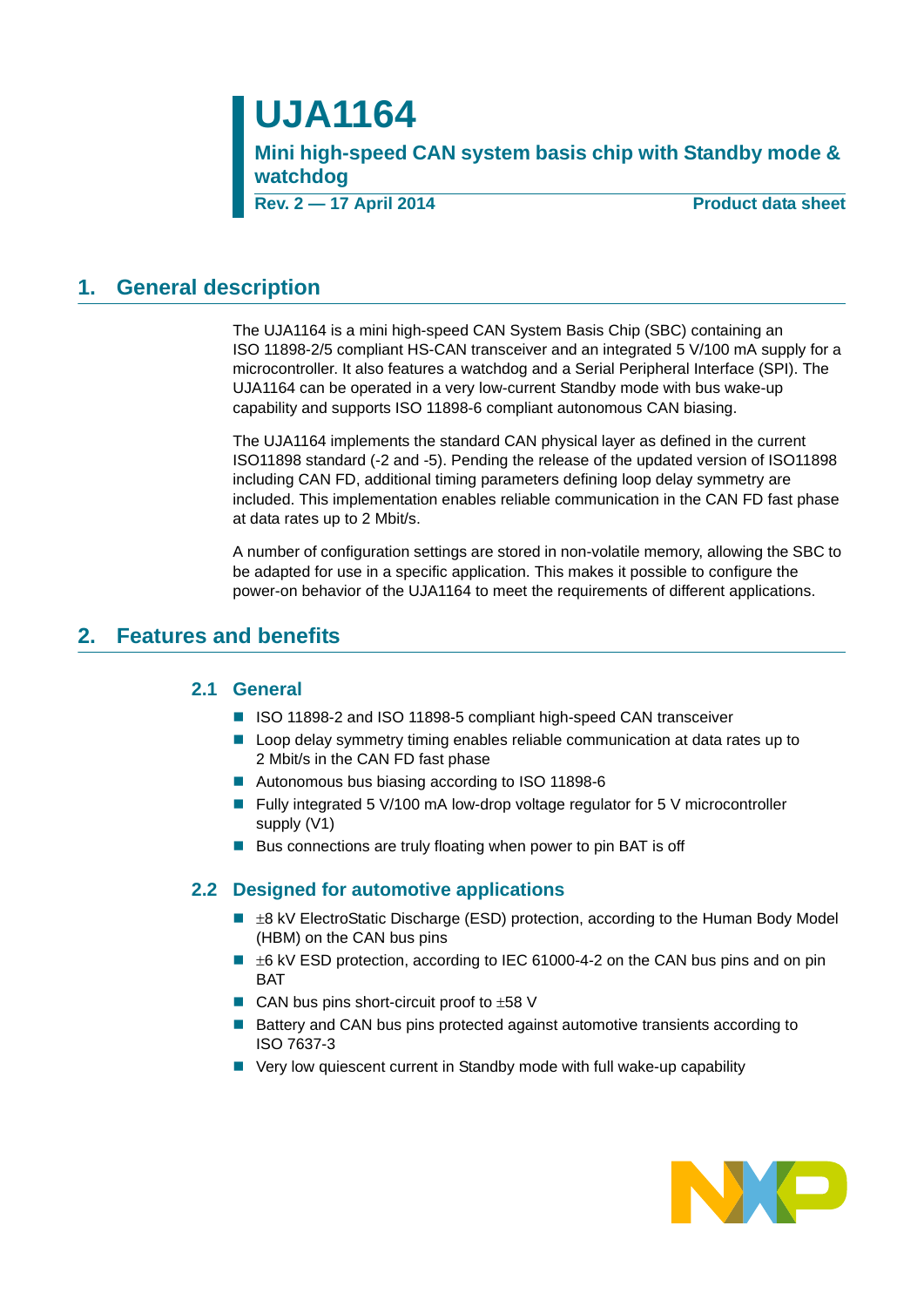# UJA1164

## Mini high-speed CAN system basis chip with Standby mode & watchdog

**Rev. 2 — 17 April 2014** **Product data sheet**

## 1. General description

The UJA1164 is a mini high-speed CAN System Basis Chip (SBC) containing an ISO 11898-2/5 compliant HS-CAN transceiver and an integrated 5 V/100 mA supply for a microcontroller. It also features a watchdog and a Serial Peripheral Interface (SPI). The UJA1164 can be operated in a very low-current Standby mode with bus wake-up capability and supports ISO 11898-6 compliant autonomous CAN biasing.

The UJA1164 implements the standard CAN physical layer as defined in the current ISO11898 standard (-2 and -5). Pending the release of the updated version of ISO11898 including CAN FD, additional timing parameters defining loop delay symmetry are included. This implementation enables reliable communication in the CAN FD fast phase at data rates up to 2 Mbit/s.

A number of configuration settings are stored in non-volatile memory, allowing the SBC to be adapted for use in a specific application. This makes it possible to configure the power-on behavior of the UJA1164 to meet the requirements of different applications.

## 2. Features and benefits

### 2.1 General

- ISO 11898-2 and ISO 11898-5 compliant high-speed CAN transceiver
- Loop delay symmetry timing enables reliable communication at data rates up to 2 Mbit/s in the CAN FD fast phase
- Autonomous bus biasing according to ISO 11898-6
- Fully integrated 5 V/100 mA low-drop voltage regulator for 5 V microcontroller supply (V1)
- Bus connections are truly floating when power to pin BAT is off

### 2.2 Designed for automotive applications

- ±8 kV ElectroStatic Discharge (ESD) protection, according to the Human Body Model (HBM) on the CAN bus pins
- ±6 kV ESD protection, according to IEC 61000-4-2 on the CAN bus pins and on pin BAT
- CAN bus pins short-circuit proof to ±58 V
- Battery and CAN bus pins protected against automotive transients according to ISO 7637-3
- Very low quiescent current in Standby mode with full wake-up capability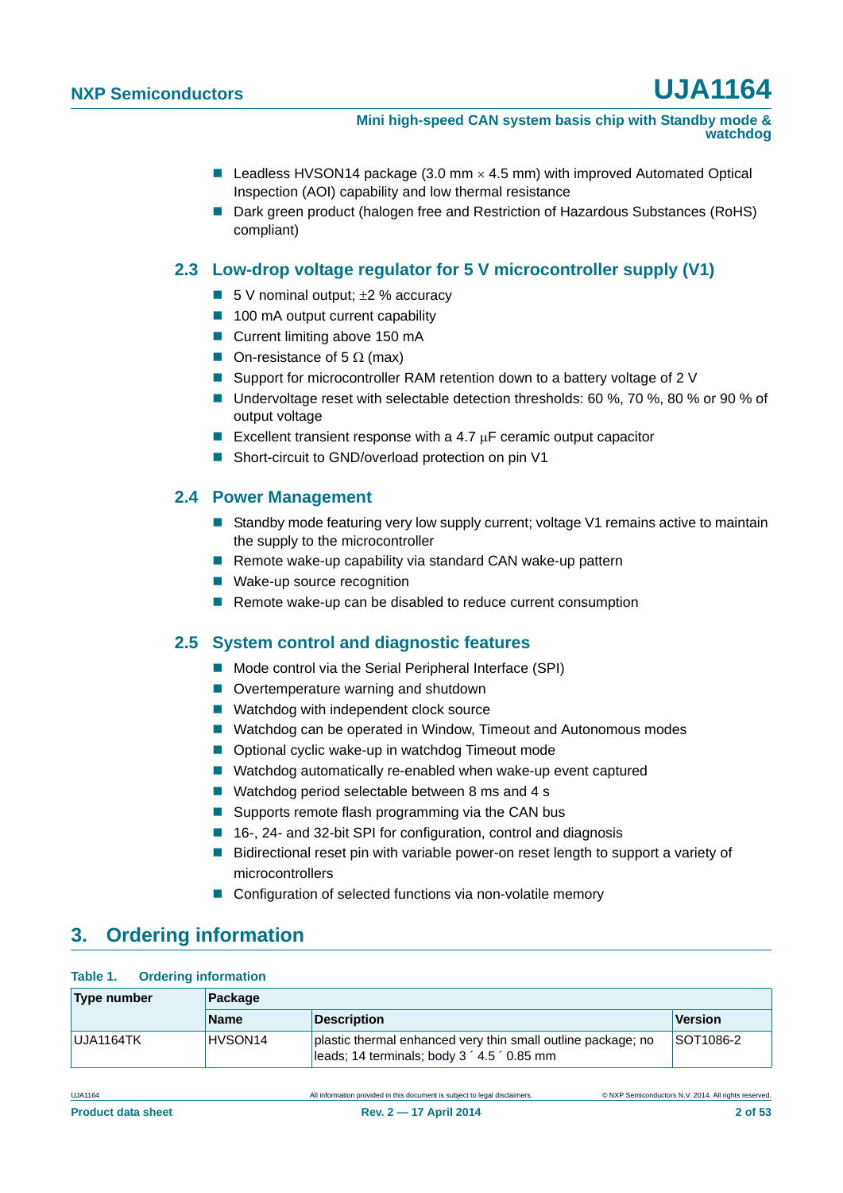- Leadless HVSON14 package (3.0 mm × 4.5 mm) with improved Automated Optical Inspection (AOI) capability and low thermal resistance
- Dark green product (halogen free and Restriction of Hazardous Substances (RoHS) compliant)

### 2.3 Low-drop voltage regulator for 5 V microcontroller supply (V1)

- 5 V nominal output; ±2 % accuracy
- 100 mA output current capability
- Current limiting above 150 mA
- On-resistance of 5 Ω (max)
- Support for microcontroller RAM retention down to a battery voltage of 2 V
- Undervoltage reset with selectable detection thresholds: 60 %, 70 %, 80 % or 90 % of output voltage
- Excellent transient response with a 4.7 μF ceramic output capacitor
- Short-circuit to GND/overload protection on pin V1

### 2.4 Power Management

- Standby mode featuring very low supply current; voltage V1 remains active to maintain the supply to the microcontroller
- Remote wake-up capability via standard CAN wake-up pattern
- Wake-up source recognition
- Remote wake-up can be disabled to reduce current consumption

### 2.5 System control and diagnostic features

- Mode control via the Serial Peripheral Interface (SPI)
- Overtemperature warning and shutdown
- Watchdog with independent clock source
- Watchdog can be operated in Window, Timeout and Autonomous modes
- Optional cyclic wake-up in watchdog Timeout mode
- Watchdog automatically re-enabled when wake-up event captured
- Watchdog period selectable between 8 ms and 4 s
- Supports remote flash programming via the CAN bus
- 16-, 24- and 32-bit SPI for configuration, control and diagnosis
- Bidirectional reset pin with variable power-on reset length to support a variety of microcontrollers
- Configuration of selected functions via non-volatile memory

## 3. Ordering information

**Table 1. Ordering information**

| Type number | Package | | |
|---|---|---|---|
| | **Name** | **Description** | **Version** |
| UJA1164TK | HVSON14 | plastic thermal enhanced very thin small outline package; no leads; 14 terminals; body 3 × 4.5 × 0.85 mm | SOT1086-2 |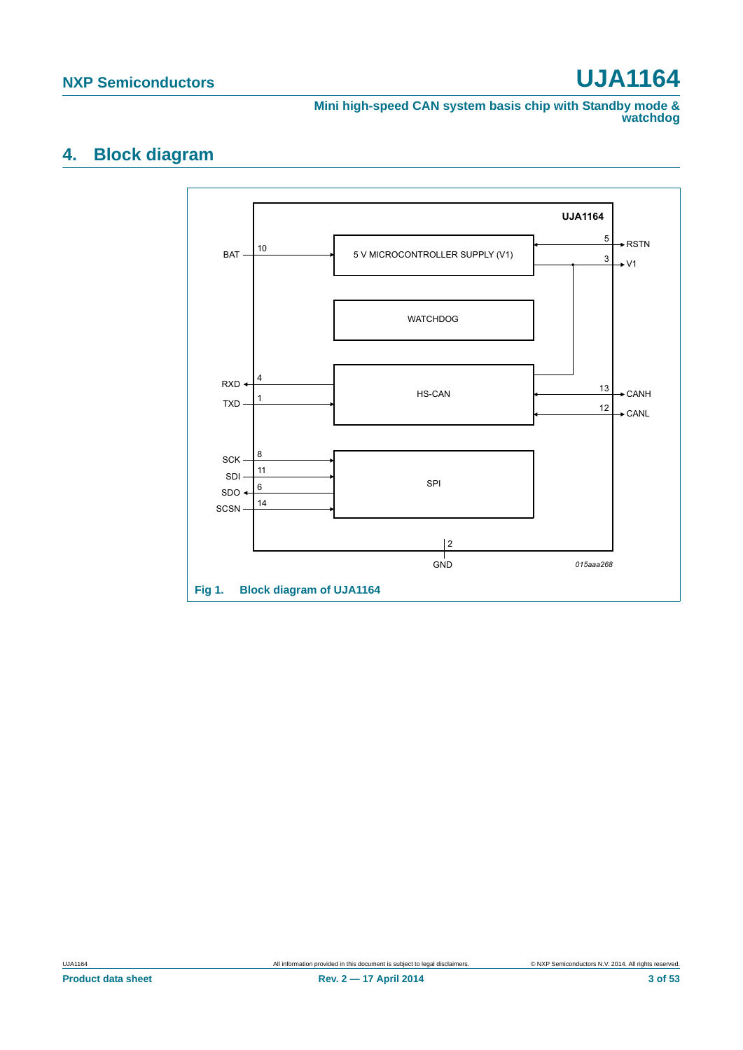# 4. Block diagram

Fig 1. Block diagram of UJA1164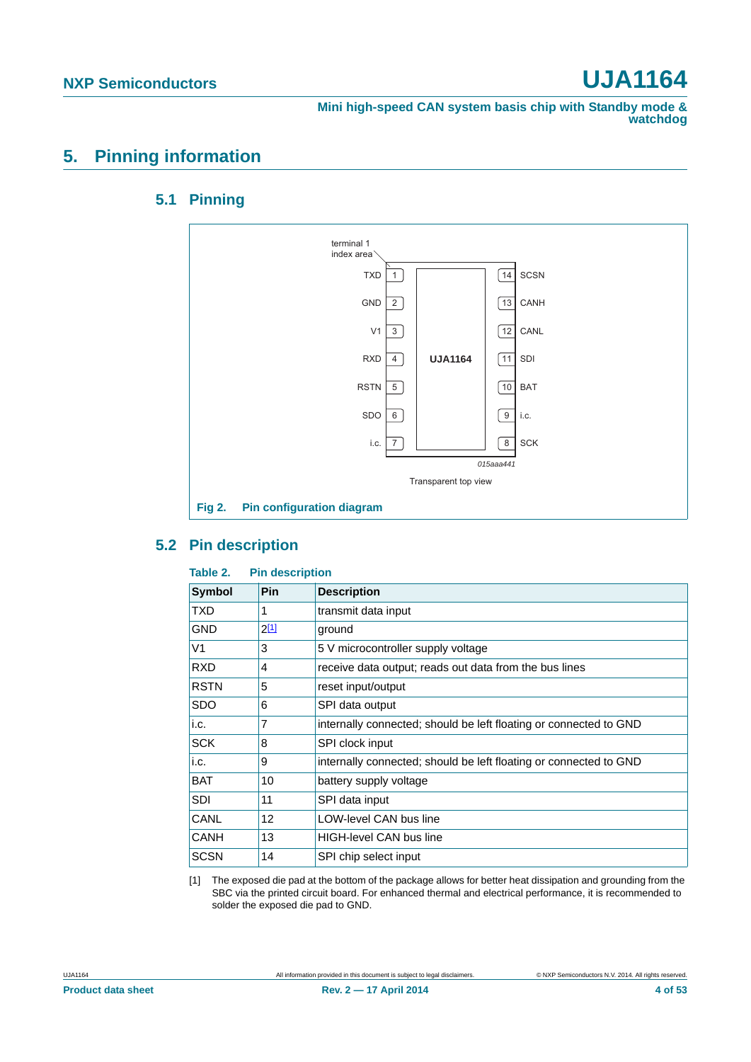# 5. Pinning information

## 5.1 Pinning

terminal 1 index area

| Symbol | Pin | | Pin | Symbol |
|---|---|---|---|---|
| TXD | 1 | | 14 | SCSN |
| GND | 2 | | 13 | CANH |
| V1 | 3 | | 12 | CANL |
| RXD | 4 | UJA1164 | 11 | SDI |
| RSTN | 5 | | 10 | BAT |
| SDO | 6 | | 9 | i.c. |
| i.c. | 7 | | 8 | SCK |

015aaa441

Transparent top view

**Fig 2. Pin configuration diagram**

## 5.2 Pin description

**Table 2. Pin description**

| Symbol | Pin | Description |
|---|---|---|
| TXD | 1 | transmit data input |
| GND | 2[1] | ground |
| V1 | 3 | 5 V microcontroller supply voltage |
| RXD | 4 | receive data output; reads out data from the bus lines |
| RSTN | 5 | reset input/output |
| SDO | 6 | SPI data output |
| i.c. | 7 | internally connected; should be left floating or connected to GND |
| SCK | 8 | SPI clock input |
| i.c. | 9 | internally connected; should be left floating or connected to GND |
| BAT | 10 | battery supply voltage |
| SDI | 11 | SPI data input |
| CANL | 12 | LOW-level CAN bus line |
| CANH | 13 | HIGH-level CAN bus line |
| SCSN | 14 | SPI chip select input |

[1] The exposed die pad at the bottom of the package allows for better heat dissipation and grounding from the SBC via the printed circuit board. For enhanced thermal and electrical performance, it is recommended to solder the exposed die pad to GND.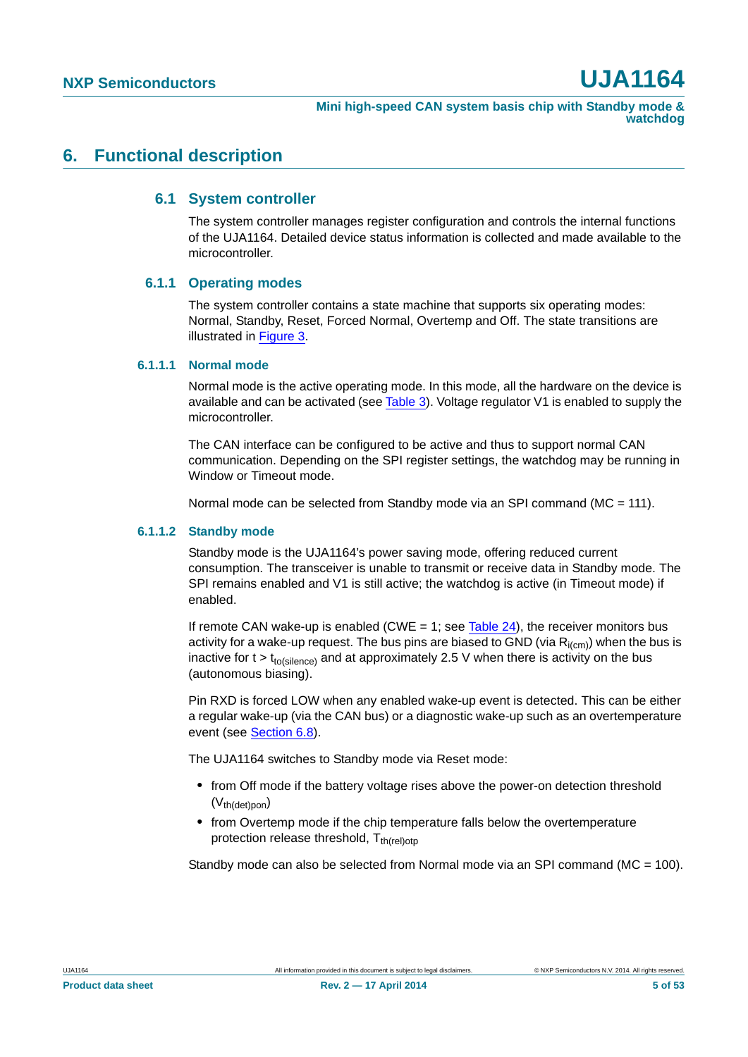# 6. Functional description

## 6.1 System controller

The system controller manages register configuration and controls the internal functions of the UJA1164. Detailed device status information is collected and made available to the microcontroller.

### 6.1.1 Operating modes

The system controller contains a state machine that supports six operating modes: Normal, Standby, Reset, Forced Normal, Overtemp and Off. The state transitions are illustrated in Figure 3.

#### 6.1.1.1 Normal mode

Normal mode is the active operating mode. In this mode, all the hardware on the device is available and can be activated (see Table 3). Voltage regulator V1 is enabled to supply the microcontroller.

The CAN interface can be configured to be active and thus to support normal CAN communication. Depending on the SPI register settings, the watchdog may be running in Window or Timeout mode.

Normal mode can be selected from Standby mode via an SPI command (MC = 111).

#### 6.1.1.2 Standby mode

Standby mode is the UJA1164's power saving mode, offering reduced current consumption. The transceiver is unable to transmit or receive data in Standby mode. The SPI remains enabled and V1 is still active; the watchdog is active (in Timeout mode) if enabled.

If remote CAN wake-up is enabled (CWE = 1; see Table 24), the receiver monitors bus activity for a wake-up request. The bus pins are biased to GND (via $R_{i(cm)}$) when the bus is inactive for $t > t_{to(silence)}$ and at approximately 2.5 V when there is activity on the bus (autonomous biasing).

Pin RXD is forced LOW when any enabled wake-up event is detected. This can be either a regular wake-up (via the CAN bus) or a diagnostic wake-up such as an overtemperature event (see Section 6.8).

The UJA1164 switches to Standby mode via Reset mode:

- from Off mode if the battery voltage rises above the power-on detection threshold ($V_{th(det)pon}$)
- from Overtemp mode if the chip temperature falls below the overtemperature protection release threshold, $T_{th(rel)otp}$

Standby mode can also be selected from Normal mode via an SPI command (MC = 100).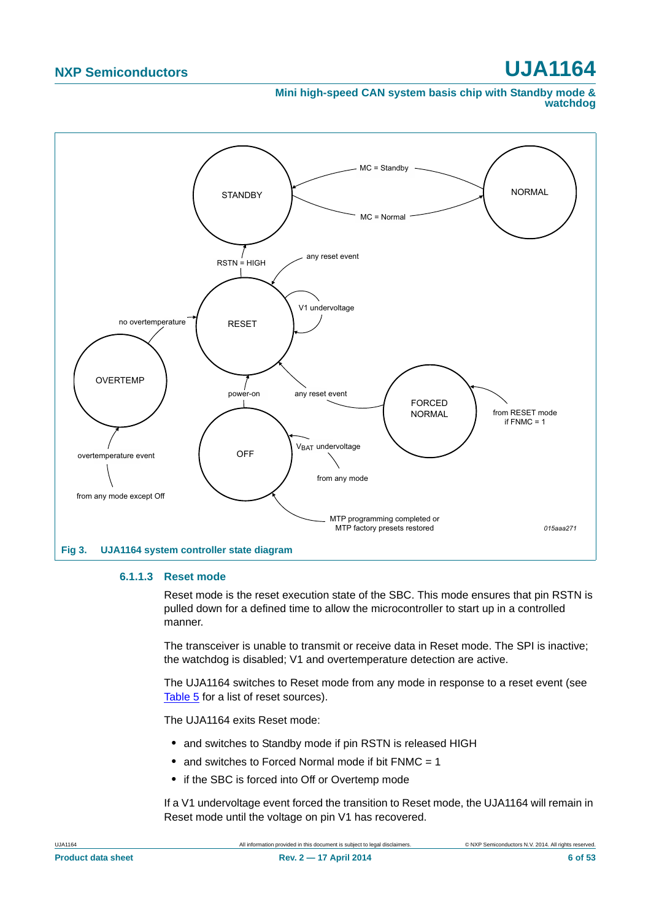STANDBY

MC = Standby

MC = Normal

NORMAL

RSTN = HIGH

any reset event

V1 undervoltage

no overtemperature

RESET

OVERTEMP

power-on

any reset event

FORCED NORMAL

from RESET mode if FNMC = 1

OFF

$V_{BAT}$ undervoltage

from any mode

overtemperature event

from any mode except Off

MTP programming completed or MTP factory presets restored

015aaa271

**Fig 3. UJA1164 system controller state diagram**

#### 6.1.1.3 Reset mode

Reset mode is the reset execution state of the SBC. This mode ensures that pin RSTN is pulled down for a defined time to allow the microcontroller to start up in a controlled manner.

The transceiver is unable to transmit or receive data in Reset mode. The SPI is inactive; the watchdog is disabled; V1 and overtemperature detection are active.

The UJA1164 switches to Reset mode from any mode in response to a reset event (see Table 5 for a list of reset sources).

The UJA1164 exits Reset mode:

- and switches to Standby mode if pin RSTN is released HIGH
- and switches to Forced Normal mode if bit FNMC = 1
- if the SBC is forced into Off or Overtemp mode

If a V1 undervoltage event forced the transition to Reset mode, the UJA1164 will remain in Reset mode until the voltage on pin V1 has recovered.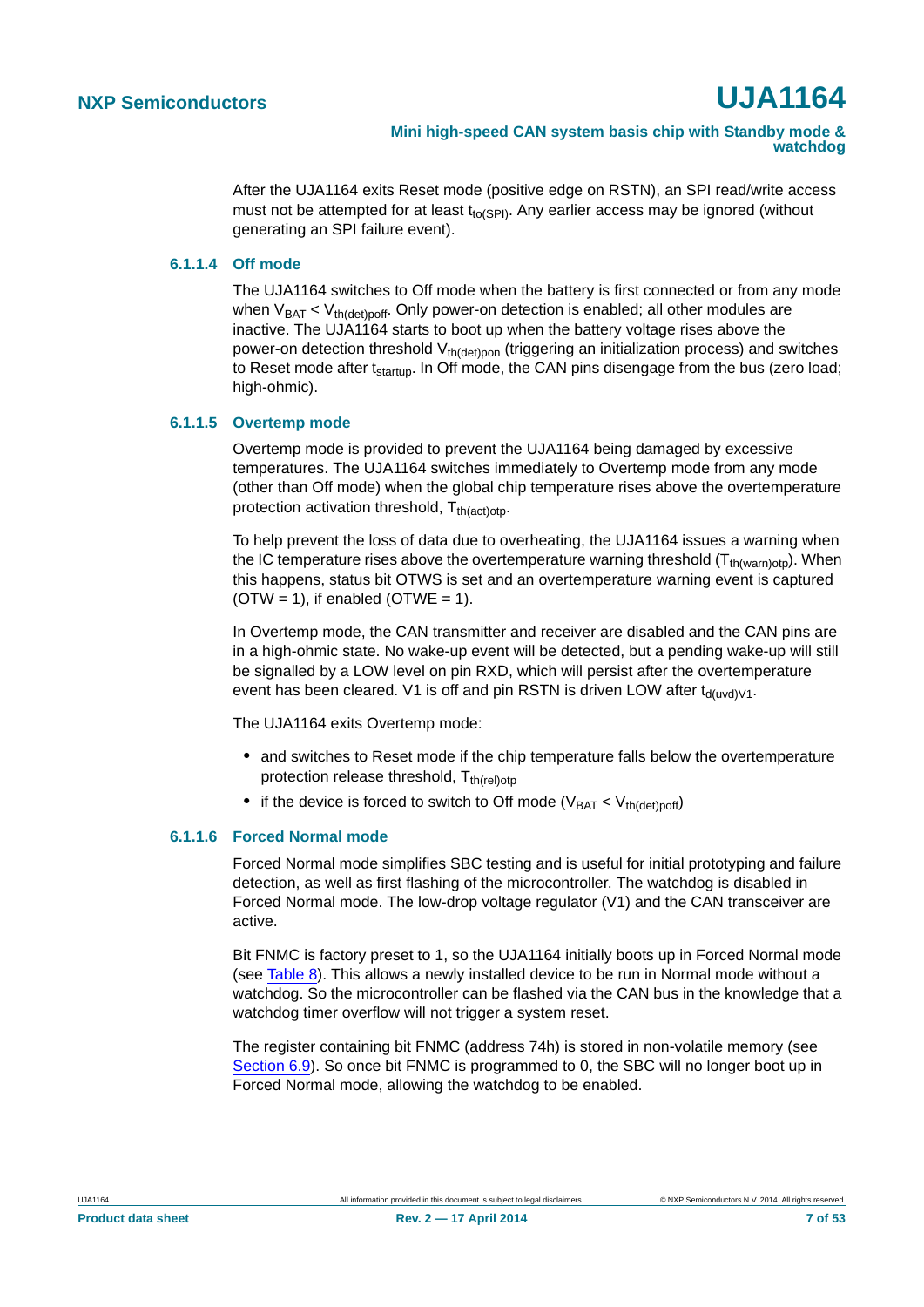After the UJA1164 exits Reset mode (positive edge on RSTN), an SPI read/write access must not be attempted for at least $t_{to(SPI)}$. Any earlier access may be ignored (without generating an SPI failure event).

#### 6.1.1.4 Off mode

The UJA1164 switches to Off mode when the battery is first connected or from any mode when $V_{BAT} < V_{th(det)poff}$. Only power-on detection is enabled; all other modules are inactive. The UJA1164 starts to boot up when the battery voltage rises above the power-on detection threshold $V_{th(det)pon}$ (triggering an initialization process) and switches to Reset mode after $t_{startup}$. In Off mode, the CAN pins disengage from the bus (zero load; high-ohmic).

#### 6.1.1.5 Overtemp mode

Overtemp mode is provided to prevent the UJA1164 being damaged by excessive temperatures. The UJA1164 switches immediately to Overtemp mode from any mode (other than Off mode) when the global chip temperature rises above the overtemperature protection activation threshold, $T_{th(act)otp}$.

To help prevent the loss of data due to overheating, the UJA1164 issues a warning when the IC temperature rises above the overtemperature warning threshold ($T_{th(warn)otp}$). When this happens, status bit OTWS is set and an overtemperature warning event is captured (OTW = 1), if enabled (OTWE = 1).

In Overtemp mode, the CAN transmitter and receiver are disabled and the CAN pins are in a high-ohmic state. No wake-up event will be detected, but a pending wake-up will still be signalled by a LOW level on pin RXD, which will persist after the overtemperature event has been cleared. V1 is off and pin RSTN is driven LOW after $t_{d(uvd)V1}$.

The UJA1164 exits Overtemp mode:

- and switches to Reset mode if the chip temperature falls below the overtemperature protection release threshold, $T_{th(rel)otp}$
- if the device is forced to switch to Off mode ($V_{BAT} < V_{th(det)poff}$)

#### 6.1.1.6 Forced Normal mode

Forced Normal mode simplifies SBC testing and is useful for initial prototyping and failure detection, as well as first flashing of the microcontroller. The watchdog is disabled in Forced Normal mode. The low-drop voltage regulator (V1) and the CAN transceiver are active.

Bit FNMC is factory preset to 1, so the UJA1164 initially boots up in Forced Normal mode (see Table 8). This allows a newly installed device to be run in Normal mode without a watchdog. So the microcontroller can be flashed via the CAN bus in the knowledge that a watchdog timer overflow will not trigger a system reset.

The register containing bit FNMC (address 74h) is stored in non-volatile memory (see Section 6.9). So once bit FNMC is programmed to 0, the SBC will no longer boot up in Forced Normal mode, allowing the watchdog to be enabled.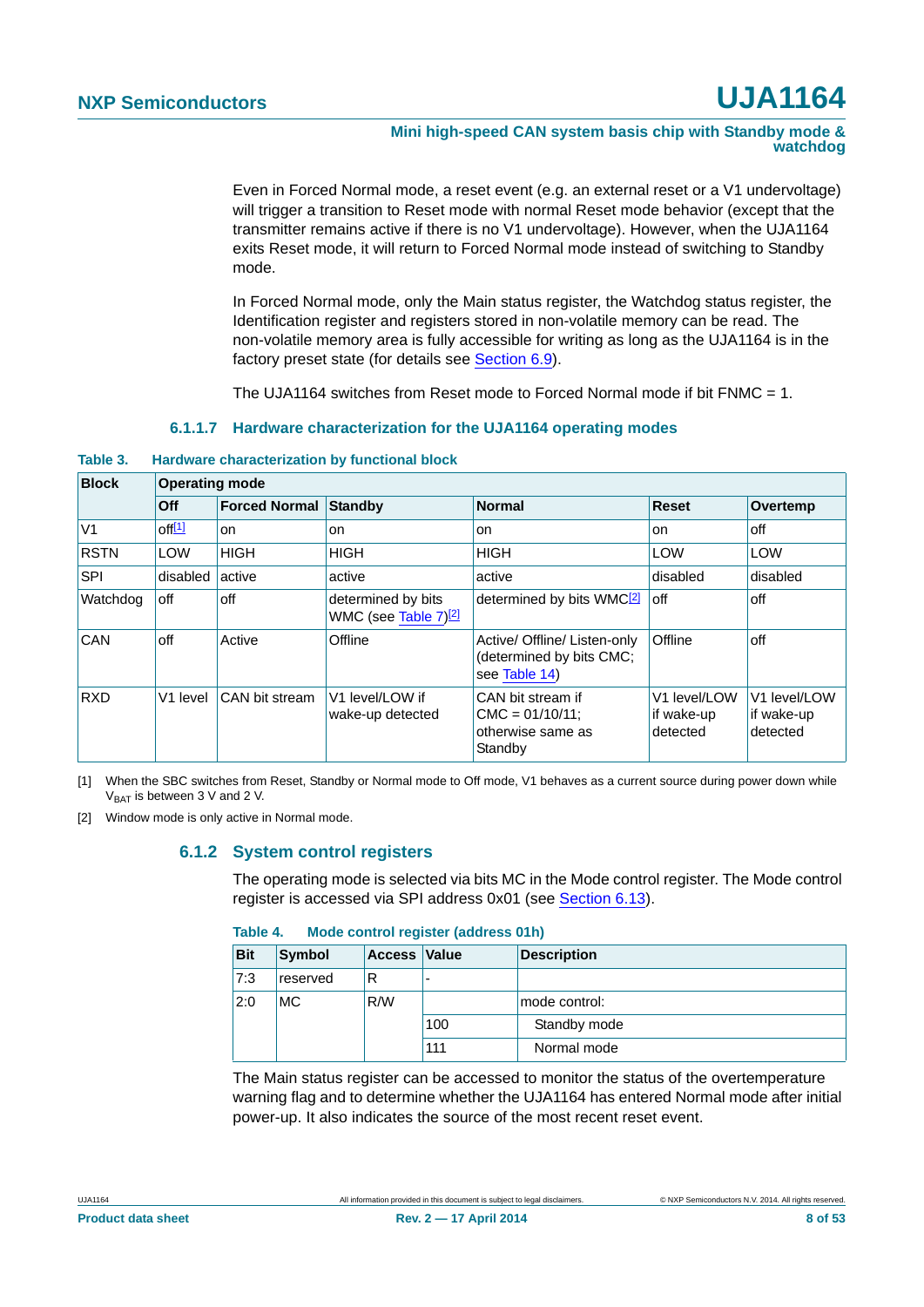Even in Forced Normal mode, a reset event (e.g. an external reset or a V1 undervoltage) will trigger a transition to Reset mode with normal Reset mode behavior (except that the transmitter remains active if there is no V1 undervoltage). However, when the UJA1164 exits Reset mode, it will return to Forced Normal mode instead of switching to Standby mode.

In Forced Normal mode, only the Main status register, the Watchdog status register, the Identification register and registers stored in non-volatile memory can be read. The non-volatile memory area is fully accessible for writing as long as the UJA1164 is in the factory preset state (for details see Section 6.9).

The UJA1164 switches from Reset mode to Forced Normal mode if bit FNMC = 1.

#### 6.1.1.7 Hardware characterization for the UJA1164 operating modes

**Table 3. Hardware characterization by functional block**

| Block | Operating mode | | | | | |
|---|---|---|---|---|---|---|
| | **Off** | **Forced Normal** | **Standby** | **Normal** | **Reset** | **Overtemp** |
| V1 | off[1] | on | on | on | on | off |
| RSTN | LOW | HIGH | HIGH | HIGH | LOW | LOW |
| SPI | disabled | active | active | active | disabled | disabled |
| Watchdog | off | off | determined by bits WMC (see Table 7)[2] | determined by bits WMC[2] | off | off |
| CAN | off | Active | Offline | Active/ Offline/ Listen-only (determined by bits CMC; see Table 14) | Offline | off |
| RXD | V1 level | CAN bit stream | V1 level/LOW if wake-up detected | CAN bit stream if CMC = 01/10/11; otherwise same as Standby | V1 level/LOW if wake-up detected | V1 level/LOW if wake-up detected |

[1] When the SBC switches from Reset, Standby or Normal mode to Off mode, V1 behaves as a current source during power down while $V_{BAT}$ is between 3 V and 2 V.

[2] Window mode is only active in Normal mode.

### 6.1.2 System control registers

The operating mode is selected via bits MC in the Mode control register. The Mode control register is accessed via SPI address 0x01 (see Section 6.13).

**Table 4. Mode control register (address 01h)**

| Bit | Symbol | Access | Value | Description |
|---|---|---|---|---|
| 7:3 | reserved | R | - | |
| 2:0 | MC | R/W | | mode control: |
| | | | 100 | Standby mode |
| | | | 111 | Normal mode |

The Main status register can be accessed to monitor the status of the overtemperature warning flag and to determine whether the UJA1164 has entered Normal mode after initial power-up. It also indicates the source of the most recent reset event.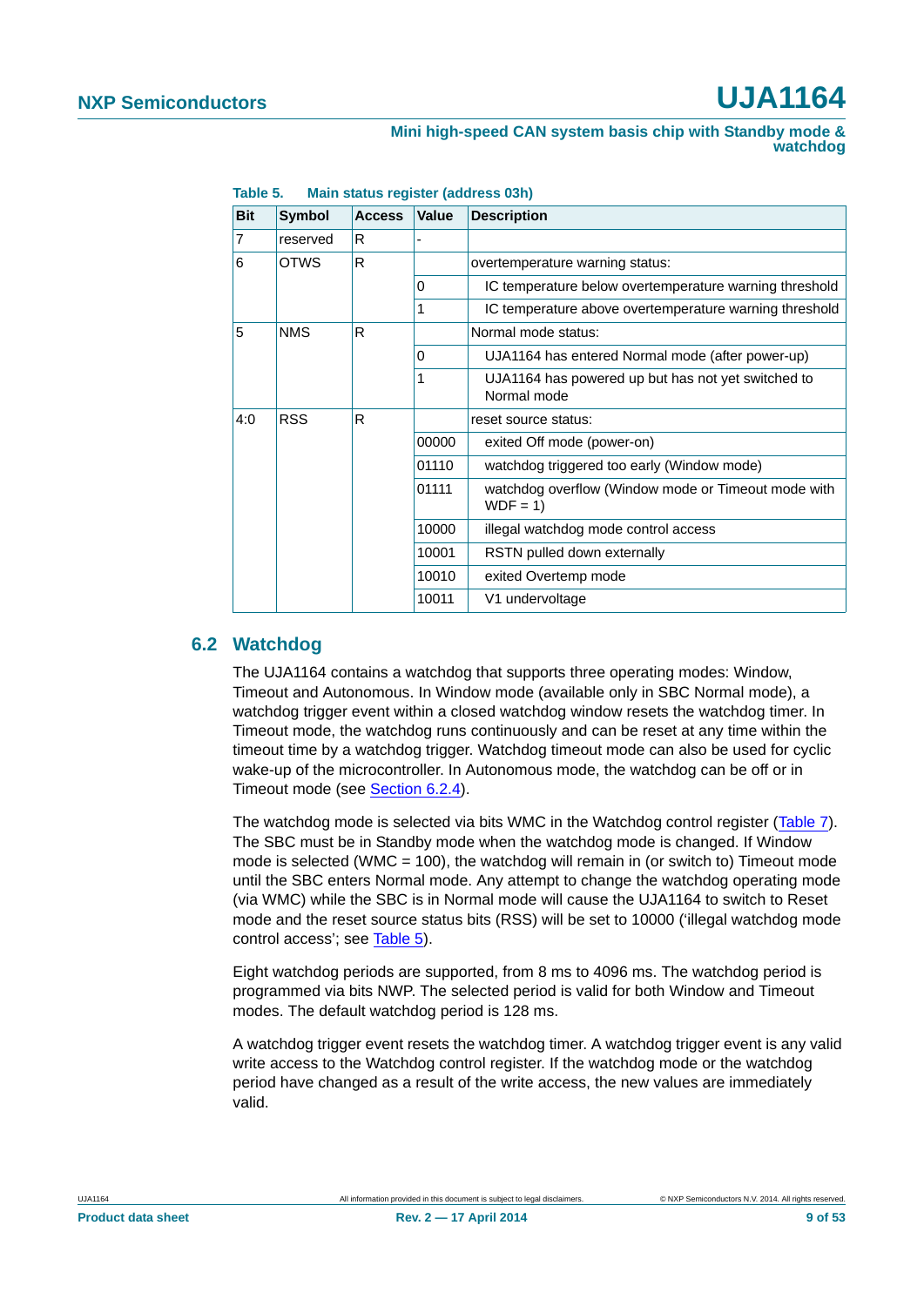**Table 5. Main status register (address 03h)**

| Bit | Symbol | Access | Value | Description |
|---|---|---|---|---|
| 7 | reserved | R | - | |
| 6 | OTWS | R | | overtemperature warning status: |
| | | | 0 | IC temperature below overtemperature warning threshold |
| | | | 1 | IC temperature above overtemperature warning threshold |
| 5 | NMS | R | | Normal mode status: |
| | | | 0 | UJA1164 has entered Normal mode (after power-up) |
| | | | 1 | UJA1164 has powered up but has not yet switched to Normal mode |
| 4:0 | RSS | R | | reset source status: |
| | | | 00000 | exited Off mode (power-on) |
| | | | 01110 | watchdog triggered too early (Window mode) |
| | | | 01111 | watchdog overflow (Window mode or Timeout mode with WDF = 1) |
| | | | 10000 | illegal watchdog mode control access |
| | | | 10001 | RSTN pulled down externally |
| | | | 10010 | exited Overtemp mode |
| | | | 10011 | V1 undervoltage |

## 6.2 Watchdog

The UJA1164 contains a watchdog that supports three operating modes: Window, Timeout and Autonomous. In Window mode (available only in SBC Normal mode), a watchdog trigger event within a closed watchdog window resets the watchdog timer. In Timeout mode, the watchdog runs continuously and can be reset at any time within the timeout time by a watchdog trigger. Watchdog timeout mode can also be used for cyclic wake-up of the microcontroller. In Autonomous mode, the watchdog can be off or in Timeout mode (see Section 6.2.4).

The watchdog mode is selected via bits WMC in the Watchdog control register (Table 7). The SBC must be in Standby mode when the watchdog mode is changed. If Window mode is selected (WMC = 100), the watchdog will remain in (or switch to) Timeout mode until the SBC enters Normal mode. Any attempt to change the watchdog operating mode (via WMC) while the SBC is in Normal mode will cause the UJA1164 to switch to Reset mode and the reset source status bits (RSS) will be set to 10000 ('illegal watchdog mode control access'; see Table 5).

Eight watchdog periods are supported, from 8 ms to 4096 ms. The watchdog period is programmed via bits NWP. The selected period is valid for both Window and Timeout modes. The default watchdog period is 128 ms.

A watchdog trigger event resets the watchdog timer. A watchdog trigger event is any valid write access to the Watchdog control register. If the watchdog mode or the watchdog period have changed as a result of the write access, the new values are immediately valid.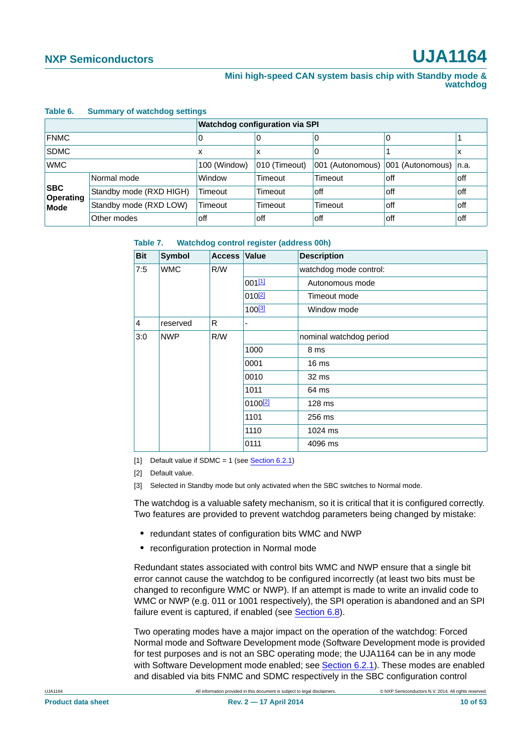**Table 6. Summary of watchdog settings**

| | | Watchdog configuration via SPI | | | | |
|---|---|---|---|---|---|---|
| FNMC | | 0 | 0 | 0 | 0 | 1 |
| SDMC | | x | x | 0 | 1 | x |
| WMC | | 100 (Window) | 010 (Timeout) | 001 (Autonomous) | 001 (Autonomous) | n.a. |
| **SBC Operating Mode** | Normal mode | Window | Timeout | Timeout | off | off |
| | Standby mode (RXD HIGH) | Timeout | Timeout | off | off | off |
| | Standby mode (RXD LOW) | Timeout | Timeout | Timeout | off | off |
| | Other modes | off | off | off | off | off |

**Table 7. Watchdog control register (address 00h)**

| Bit | Symbol | Access | Value | Description |
|---|---|---|---|---|
| 7:5 | WMC | R/W | | watchdog mode control: |
| | | | 001[1] | Autonomous mode |
| | | | 010[2] | Timeout mode |
| | | | 100[3] | Window mode |
| 4 | reserved | R | - | |
| 3:0 | NWP | R/W | | nominal watchdog period |
| | | | 1000 | 8 ms |
| | | | 0001 | 16 ms |
| | | | 0010 | 32 ms |
| | | | 1011 | 64 ms |
| | | | 0100[2] | 128 ms |
| | | | 1101 | 256 ms |
| | | | 1110 | 1024 ms |
| | | | 0111 | 4096 ms |

[1] Default value if SDMC = 1 (see Section 6.2.1)

[2] Default value.

[3] Selected in Standby mode but only activated when the SBC switches to Normal mode.

The watchdog is a valuable safety mechanism, so it is critical that it is configured correctly. Two features are provided to prevent watchdog parameters being changed by mistake:

- redundant states of configuration bits WMC and NWP
- reconfiguration protection in Normal mode

Redundant states associated with control bits WMC and NWP ensure that a single bit error cannot cause the watchdog to be configured incorrectly (at least two bits must be changed to reconfigure WMC or NWP). If an attempt is made to write an invalid code to WMC or NWP (e.g. 011 or 1001 respectively), the SPI operation is abandoned and an SPI failure event is captured, if enabled (see Section 6.8).

Two operating modes have a major impact on the operation of the watchdog: Forced Normal mode and Software Development mode (Software Development mode is provided for test purposes and is not an SBC operating mode; the UJA1164 can be in any mode with Software Development mode enabled; see Section 6.2.1). These modes are enabled and disabled via bits FNMC and SDMC respectively in the SBC configuration control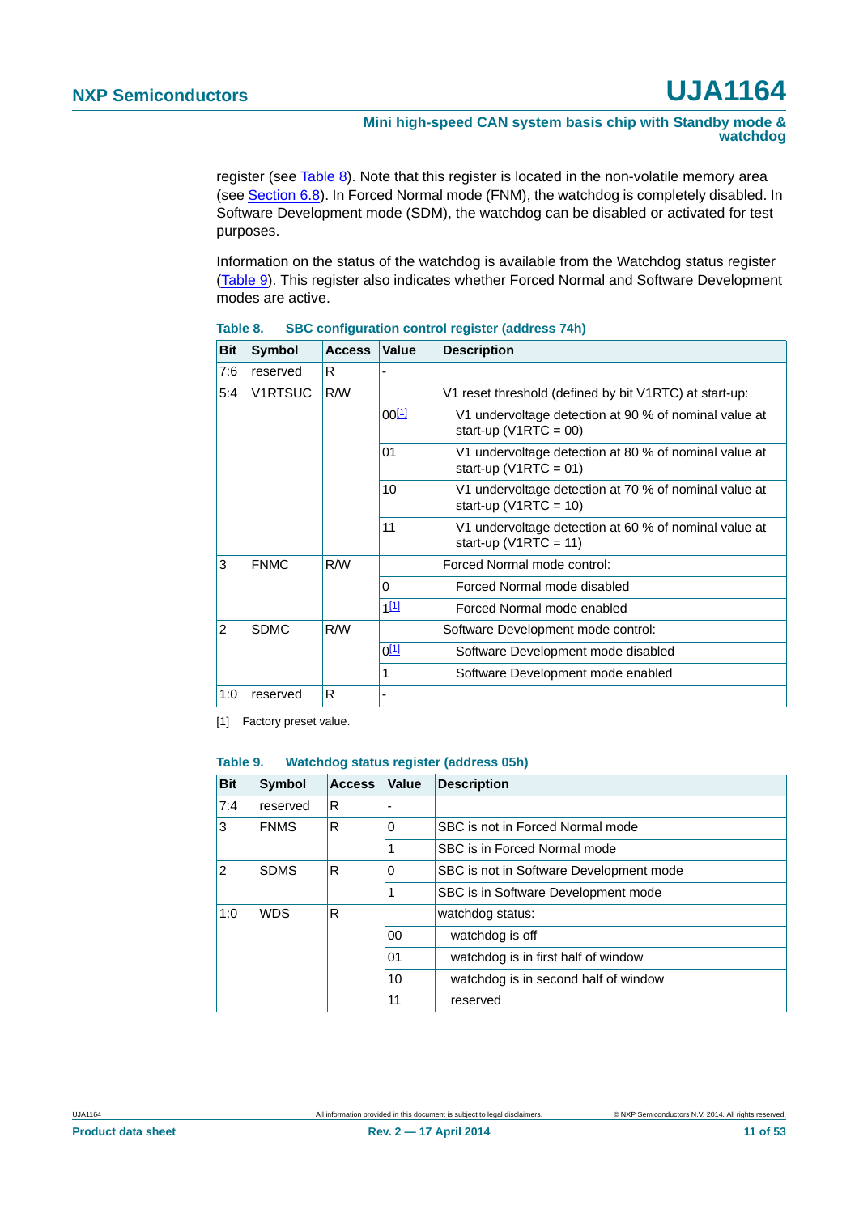register (see Table 8). Note that this register is located in the non-volatile memory area (see Section 6.8). In Forced Normal mode (FNM), the watchdog is completely disabled. In Software Development mode (SDM), the watchdog can be disabled or activated for test purposes.

Information on the status of the watchdog is available from the Watchdog status register (Table 9). This register also indicates whether Forced Normal and Software Development modes are active.

**Table 8. SBC configuration control register (address 74h)**

| Bit | Symbol | Access | Value | Description |
|---|---|---|---|---|
| 7:6 | reserved | R | - | |
| 5:4 | V1RTSUC | R/W | | V1 reset threshold (defined by bit V1RTC) at start-up: |
| | | | 00[1] | V1 undervoltage detection at 90 % of nominal value at start-up (V1RTC = 00) |
| | | | 01 | V1 undervoltage detection at 80 % of nominal value at start-up (V1RTC = 01) |
| | | | 10 | V1 undervoltage detection at 70 % of nominal value at start-up (V1RTC = 10) |
| | | | 11 | V1 undervoltage detection at 60 % of nominal value at start-up (V1RTC = 11) |
| 3 | FNMC | R/W | | Forced Normal mode control: |
| | | | 0 | Forced Normal mode disabled |
| | | | 1[1] | Forced Normal mode enabled |
| 2 | SDMC | R/W | | Software Development mode control: |
| | | | 0[1] | Software Development mode disabled |
| | | | 1 | Software Development mode enabled |
| 1:0 | reserved | R | - | |

[1] Factory preset value.

**Table 9. Watchdog status register (address 05h)**

| Bit | Symbol | Access | Value | Description |
|---|---|---|---|---|
| 7:4 | reserved | R | - | |
| 3 | FNMS | R | 0 | SBC is not in Forced Normal mode |
| | | | 1 | SBC is in Forced Normal mode |
| 2 | SDMS | R | 0 | SBC is not in Software Development mode |
| | | | 1 | SBC is in Software Development mode |
| 1:0 | WDS | R | | watchdog status: |
| | | | 00 | watchdog is off |
| | | | 01 | watchdog is in first half of window |
| | | | 10 | watchdog is in second half of window |
| | | | 11 | reserved |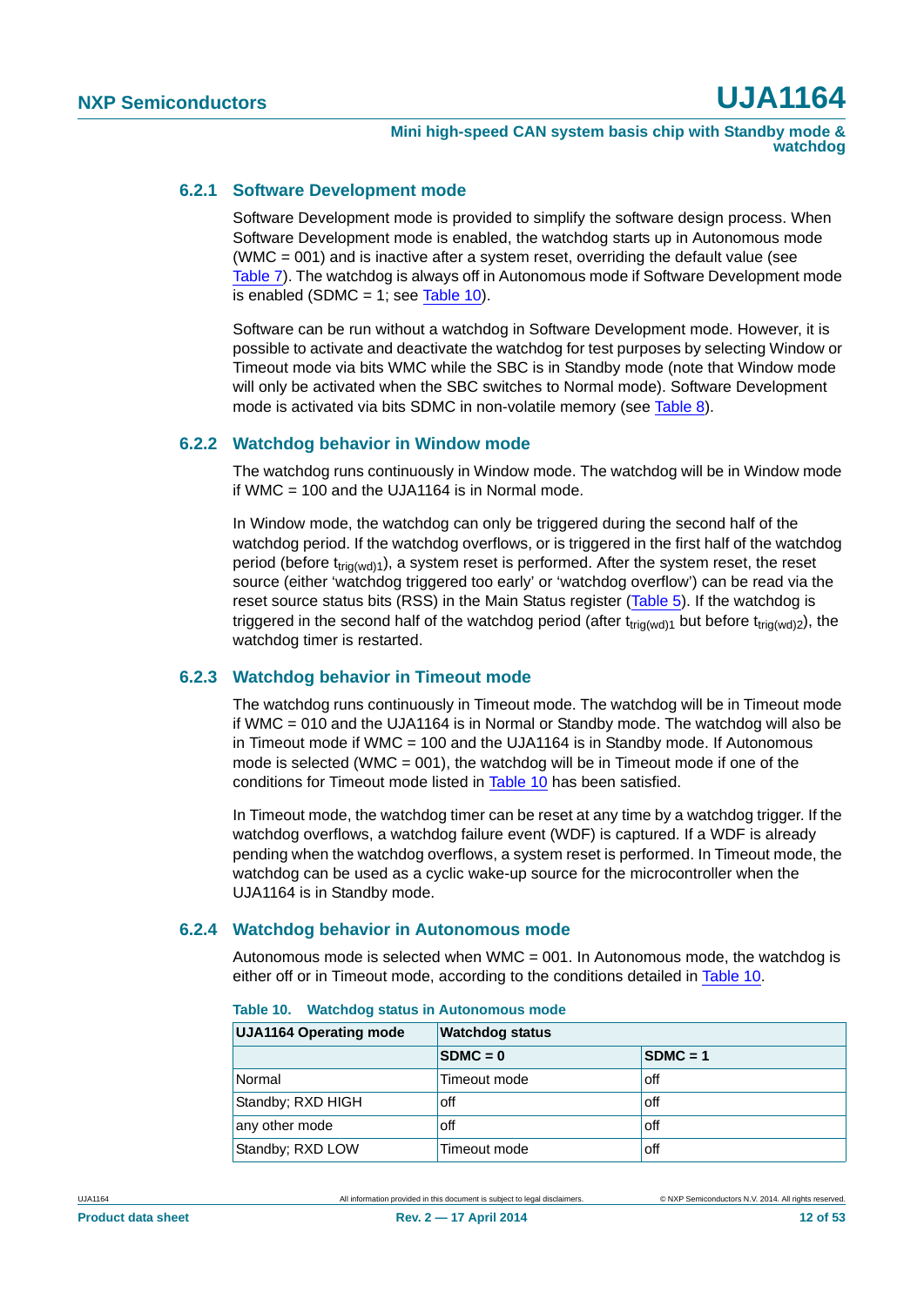### 6.2.1 Software Development mode

Software Development mode is provided to simplify the software design process. When Software Development mode is enabled, the watchdog starts up in Autonomous mode (WMC = 001) and is inactive after a system reset, overriding the default value (see Table 7). The watchdog is always off in Autonomous mode if Software Development mode is enabled (SDMC = 1; see Table 10).

Software can be run without a watchdog in Software Development mode. However, it is possible to activate and deactivate the watchdog for test purposes by selecting Window or Timeout mode via bits WMC while the SBC is in Standby mode (note that Window mode will only be activated when the SBC switches to Normal mode). Software Development mode is activated via bits SDMC in non-volatile memory (see Table 8).

### 6.2.2 Watchdog behavior in Window mode

The watchdog runs continuously in Window mode. The watchdog will be in Window mode if WMC = 100 and the UJA1164 is in Normal mode.

In Window mode, the watchdog can only be triggered during the second half of the watchdog period. If the watchdog overflows, or is triggered in the first half of the watchdog period (before $t_{trig(wd)1}$), a system reset is performed. After the system reset, the reset source (either 'watchdog triggered too early' or 'watchdog overflow') can be read via the reset source status bits (RSS) in the Main Status register (Table 5). If the watchdog is triggered in the second half of the watchdog period (after $t_{trig(wd)1}$ but before $t_{trig(wd)2}$), the watchdog timer is restarted.

### 6.2.3 Watchdog behavior in Timeout mode

The watchdog runs continuously in Timeout mode. The watchdog will be in Timeout mode if WMC = 010 and the UJA1164 is in Normal or Standby mode. The watchdog will also be in Timeout mode if WMC = 100 and the UJA1164 is in Standby mode. If Autonomous mode is selected (WMC = 001), the watchdog will be in Timeout mode if one of the conditions for Timeout mode listed in Table 10 has been satisfied.

In Timeout mode, the watchdog timer can be reset at any time by a watchdog trigger. If the watchdog overflows, a watchdog failure event (WDF) is captured. If a WDF is already pending when the watchdog overflows, a system reset is performed. In Timeout mode, the watchdog can be used as a cyclic wake-up source for the microcontroller when the UJA1164 is in Standby mode.

### 6.2.4 Watchdog behavior in Autonomous mode

Autonomous mode is selected when WMC = 001. In Autonomous mode, the watchdog is either off or in Timeout mode, according to the conditions detailed in Table 10.

**Table 10. Watchdog status in Autonomous mode**

| UJA1164 Operating mode | Watchdog status | |
|---|---|---|
| | **SDMC = 0** | **SDMC = 1** |
| Normal | Timeout mode | off |
| Standby; RXD HIGH | off | off |
| any other mode | off | off |
| Standby; RXD LOW | Timeout mode | off |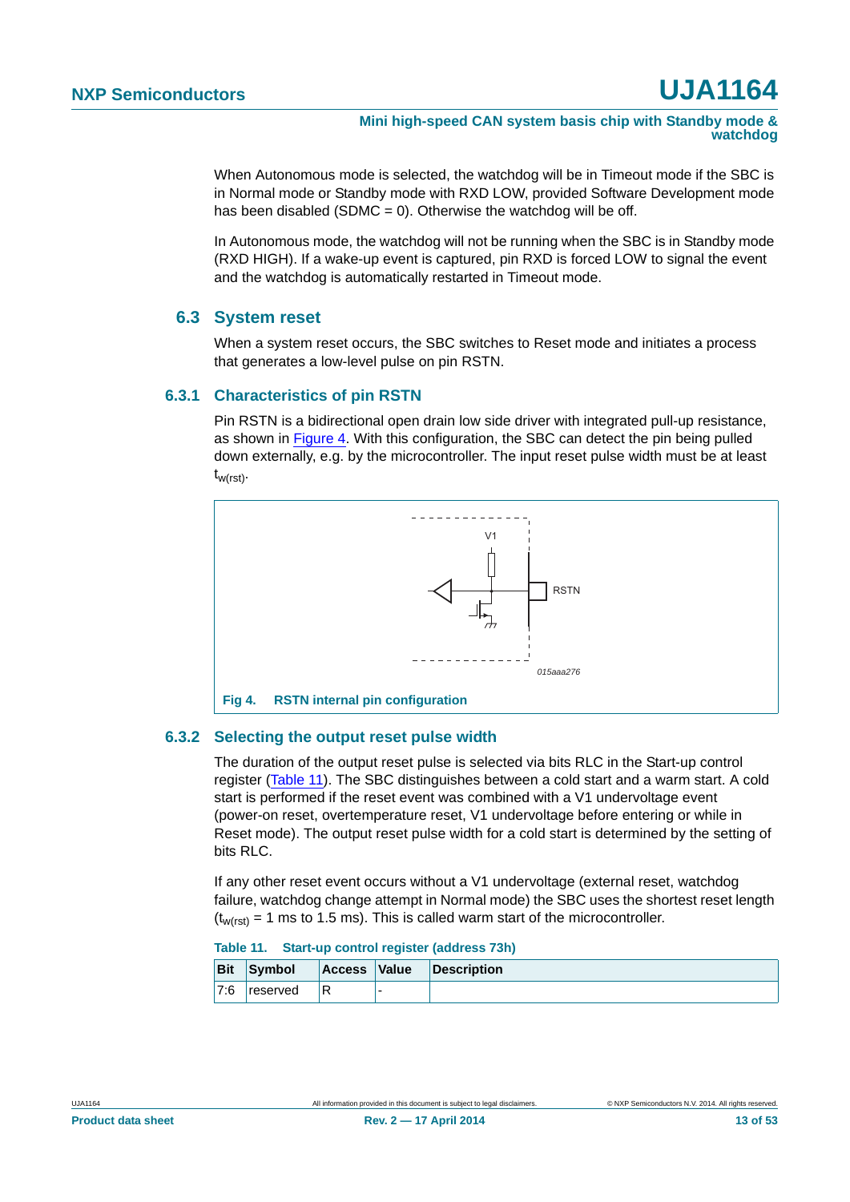When Autonomous mode is selected, the watchdog will be in Timeout mode if the SBC is in Normal mode or Standby mode with RXD LOW, provided Software Development mode has been disabled (SDMC = 0). Otherwise the watchdog will be off.

In Autonomous mode, the watchdog will not be running when the SBC is in Standby mode (RXD HIGH). If a wake-up event is captured, pin RXD is forced LOW to signal the event and the watchdog is automatically restarted in Timeout mode.

## 6.3 System reset

When a system reset occurs, the SBC switches to Reset mode and initiates a process that generates a low-level pulse on pin RSTN.

### 6.3.1 Characteristics of pin RSTN

Pin RSTN is a bidirectional open drain low side driver with integrated pull-up resistance, as shown in Figure 4. With this configuration, the SBC can detect the pin being pulled down externally, e.g. by the microcontroller. The input reset pulse width must be at least $t_{w(rst)}$.

**Fig 4. RSTN internal pin configuration**

### 6.3.2 Selecting the output reset pulse width

The duration of the output reset pulse is selected via bits RLC in the Start-up control register (Table 11). The SBC distinguishes between a cold start and a warm start. A cold start is performed if the reset event was combined with a V1 undervoltage event (power-on reset, overtemperature reset, V1 undervoltage before entering or while in Reset mode). The output reset pulse width for a cold start is determined by the setting of bits RLC.

If any other reset event occurs without a V1 undervoltage (external reset, watchdog failure, watchdog change attempt in Normal mode) the SBC uses the shortest reset length ($t_{w(rst)}$ = 1 ms to 1.5 ms). This is called warm start of the microcontroller.

**Table 11. Start-up control register (address 73h)**

| Bit | Symbol | Access | Value | Description |
|---|---|---|---|---|
| 7:6 | reserved | R | - | |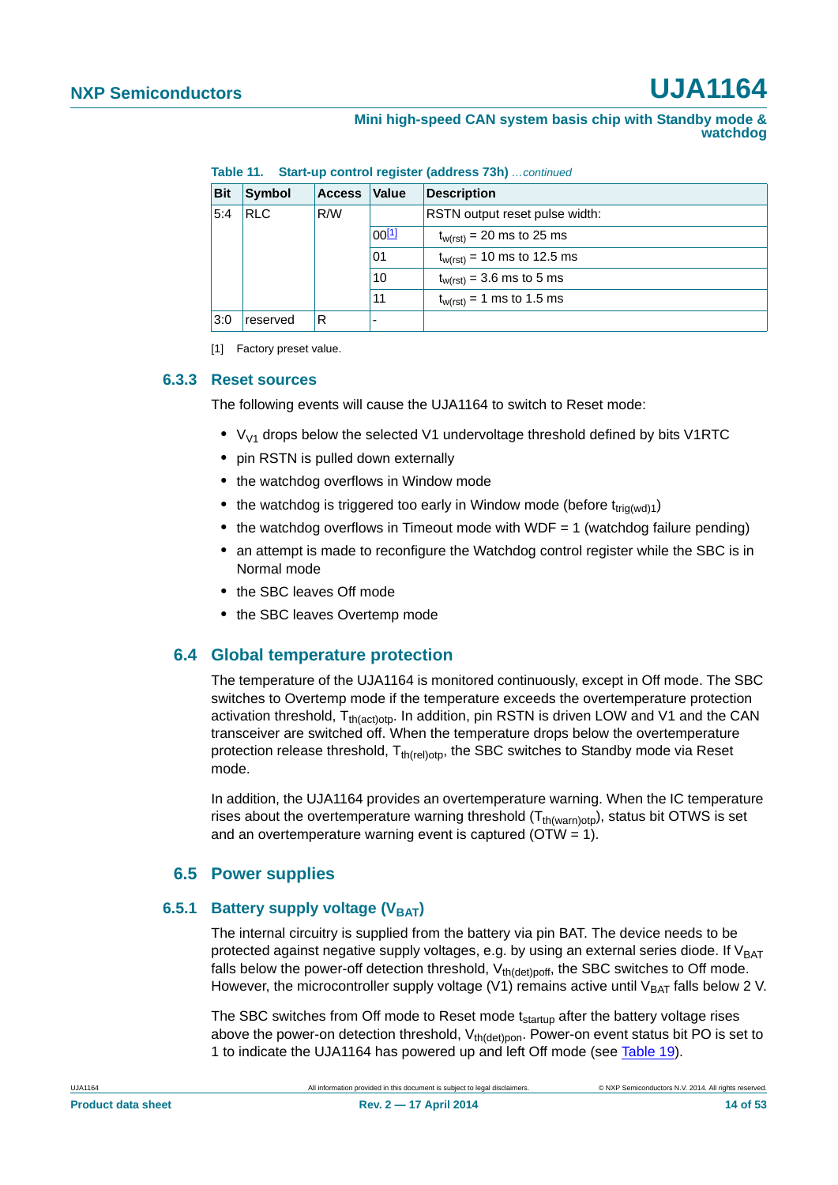**Table 11. Start-up control register (address 73h)** *…continued*

| Bit | Symbol | Access | Value | Description |
|---|---|---|---|---|
| 5:4 | RLC | R/W | | RSTN output reset pulse width: |
| | | | 00[1] | $t_{w(rst)}$ = 20 ms to 25 ms |
| | | | 01 | $t_{w(rst)}$ = 10 ms to 12.5 ms |
| | | | 10 | $t_{w(rst)}$ = 3.6 ms to 5 ms |
| | | | 11 | $t_{w(rst)}$ = 1 ms to 1.5 ms |
| 3:0 | reserved | R | - | |

[1] Factory preset value.

### 6.3.3 Reset sources

The following events will cause the UJA1164 to switch to Reset mode:

- $V_{V1}$ drops below the selected V1 undervoltage threshold defined by bits V1RTC
- pin RSTN is pulled down externally
- the watchdog overflows in Window mode
- the watchdog is triggered too early in Window mode (before $t_{trig(wd)1}$)
- the watchdog overflows in Timeout mode with WDF = 1 (watchdog failure pending)
- an attempt is made to reconfigure the Watchdog control register while the SBC is in Normal mode
- the SBC leaves Off mode
- the SBC leaves Overtemp mode

## 6.4 Global temperature protection

The temperature of the UJA1164 is monitored continuously, except in Off mode. The SBC switches to Overtemp mode if the temperature exceeds the overtemperature protection activation threshold, $T_{th(act)otp}$. In addition, pin RSTN is driven LOW and V1 and the CAN transceiver are switched off. When the temperature drops below the overtemperature protection release threshold, $T_{th(rel)otp}$, the SBC switches to Standby mode via Reset mode.

In addition, the UJA1164 provides an overtemperature warning. When the IC temperature rises about the overtemperature warning threshold ($T_{th(warn)otp}$), status bit OTWS is set and an overtemperature warning event is captured (OTW = 1).

## 6.5 Power supplies

### 6.5.1 Battery supply voltage ($V_{BAT}$)

The internal circuitry is supplied from the battery via pin BAT. The device needs to be protected against negative supply voltages, e.g. by using an external series diode. If $V_{BAT}$ falls below the power-off detection threshold, $V_{th(det)poff}$, the SBC switches to Off mode. However, the microcontroller supply voltage (V1) remains active until $V_{BAT}$ falls below 2 V.

The SBC switches from Off mode to Reset mode $t_{startup}$ after the battery voltage rises above the power-on detection threshold, $V_{th(det)pon}$. Power-on event status bit PO is set to 1 to indicate the UJA1164 has powered up and left Off mode (see Table 19).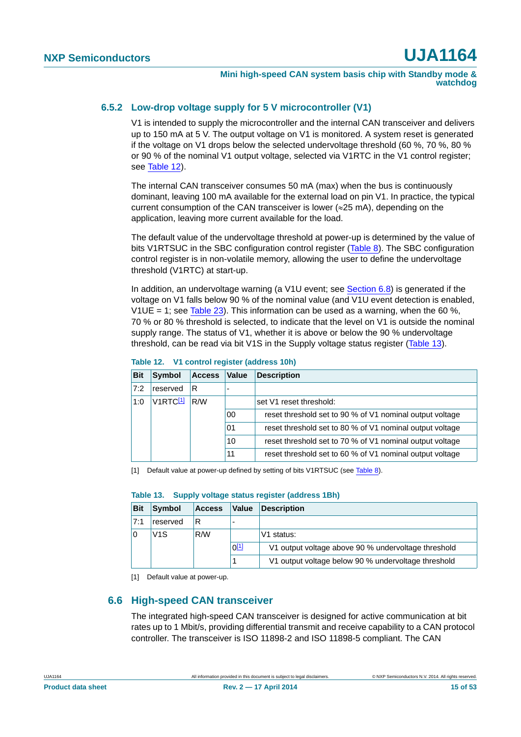### 6.5.2 Low-drop voltage supply for 5 V microcontroller (V1)

V1 is intended to supply the microcontroller and the internal CAN transceiver and delivers up to 150 mA at 5 V. The output voltage on V1 is monitored. A system reset is generated if the voltage on V1 drops below the selected undervoltage threshold (60 %, 70 %, 80 % or 90 % of the nominal V1 output voltage, selected via V1RTC in the V1 control register; see Table 12).

The internal CAN transceiver consumes 50 mA (max) when the bus is continuously dominant, leaving 100 mA available for the external load on pin V1. In practice, the typical current consumption of the CAN transceiver is lower (≈25 mA), depending on the application, leaving more current available for the load.

The default value of the undervoltage threshold at power-up is determined by the value of bits V1RTSUC in the SBC configuration control register (Table 8). The SBC configuration control register is in non-volatile memory, allowing the user to define the undervoltage threshold (V1RTC) at start-up.

In addition, an undervoltage warning (a V1U event; see Section 6.8) is generated if the voltage on V1 falls below 90 % of the nominal value (and V1U event detection is enabled, V1UE = 1; see Table 23). This information can be used as a warning, when the 60 %, 70 % or 80 % threshold is selected, to indicate that the level on V1 is outside the nominal supply range. The status of V1, whether it is above or below the 90 % undervoltage threshold, can be read via bit V1S in the Supply voltage status register (Table 13).

**Table 12. V1 control register (address 10h)**

| Bit | Symbol | Access | Value | Description |
|---|---|---|---|---|
| 7:2 | reserved | R | - | |
| 1:0 | V1RTC[1] | R/W | | set V1 reset threshold: |
| | | | 00 | reset threshold set to 90 % of V1 nominal output voltage |
| | | | 01 | reset threshold set to 80 % of V1 nominal output voltage |
| | | | 10 | reset threshold set to 70 % of V1 nominal output voltage |
| | | | 11 | reset threshold set to 60 % of V1 nominal output voltage |

[1] Default value at power-up defined by setting of bits V1RTSUC (see Table 8).

**Table 13. Supply voltage status register (address 1Bh)**

| Bit | Symbol | Access | Value | Description |
|---|---|---|---|---|
| 7:1 | reserved | R | - | |
| 0 | V1S | R/W | | V1 status: |
| | | | 0[1] | V1 output voltage above 90 % undervoltage threshold |
| | | | 1 | V1 output voltage below 90 % undervoltage threshold |

[1] Default value at power-up.

## 6.6 High-speed CAN transceiver

The integrated high-speed CAN transceiver is designed for active communication at bit rates up to 1 Mbit/s, providing differential transmit and receive capability to a CAN protocol controller. The transceiver is ISO 11898-2 and ISO 11898-5 compliant. The CAN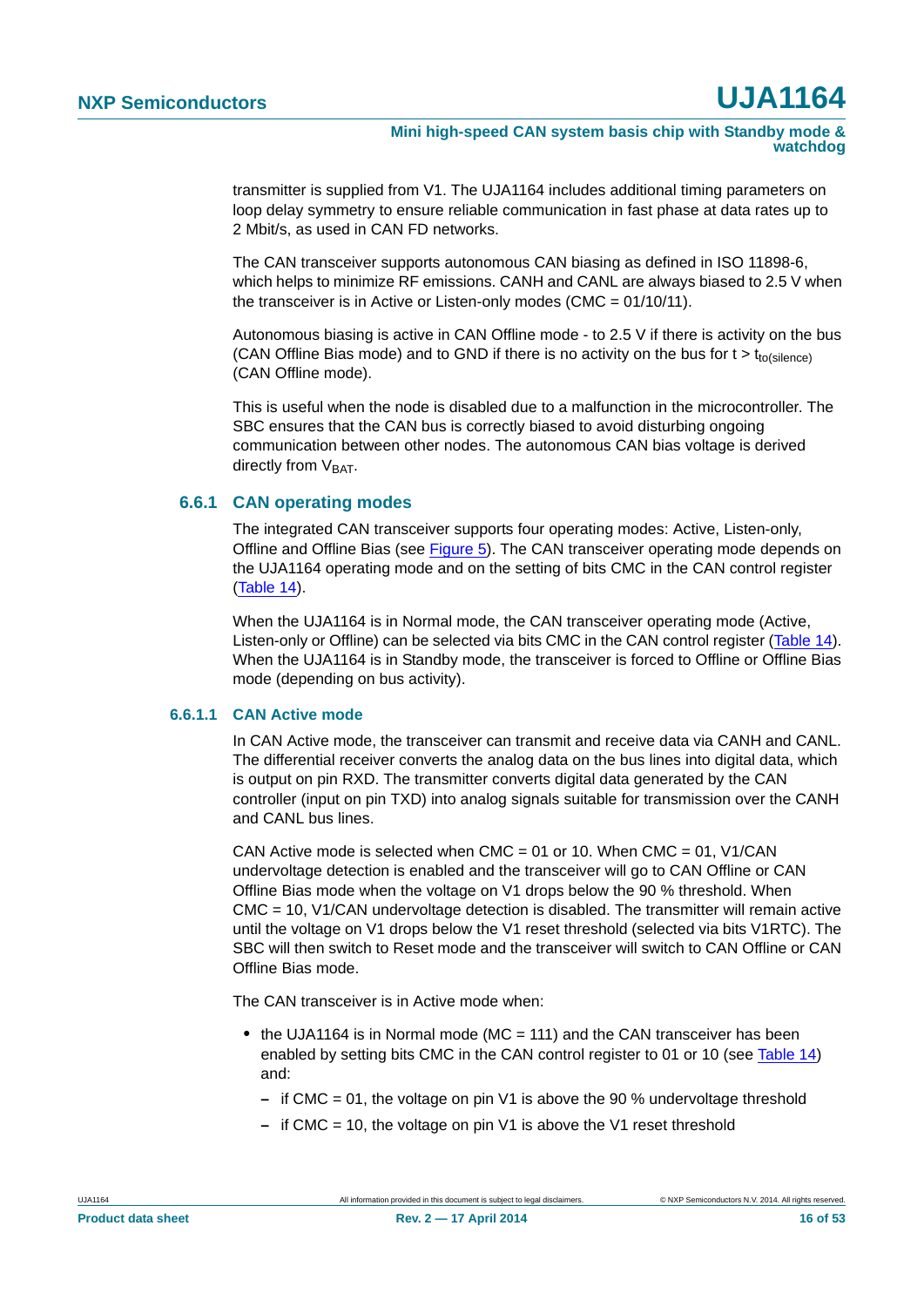transmitter is supplied from V1. The UJA1164 includes additional timing parameters on loop delay symmetry to ensure reliable communication in fast phase at data rates up to 2 Mbit/s, as used in CAN FD networks.

The CAN transceiver supports autonomous CAN biasing as defined in ISO 11898-6, which helps to minimize RF emissions. CANH and CANL are always biased to 2.5 V when the transceiver is in Active or Listen-only modes (CMC = 01/10/11).

Autonomous biasing is active in CAN Offline mode - to 2.5 V if there is activity on the bus (CAN Offline Bias mode) and to GND if there is no activity on the bus for t > $t_{to(silence)}$ (CAN Offline mode).

This is useful when the node is disabled due to a malfunction in the microcontroller. The SBC ensures that the CAN bus is correctly biased to avoid disturbing ongoing communication between other nodes. The autonomous CAN bias voltage is derived directly from $V_{BAT}$.

### 6.6.1 CAN operating modes

The integrated CAN transceiver supports four operating modes: Active, Listen-only, Offline and Offline Bias (see Figure 5). The CAN transceiver operating mode depends on the UJA1164 operating mode and on the setting of bits CMC in the CAN control register (Table 14).

When the UJA1164 is in Normal mode, the CAN transceiver operating mode (Active, Listen-only or Offline) can be selected via bits CMC in the CAN control register (Table 14). When the UJA1164 is in Standby mode, the transceiver is forced to Offline or Offline Bias mode (depending on bus activity).

#### 6.6.1.1 CAN Active mode

In CAN Active mode, the transceiver can transmit and receive data via CANH and CANL. The differential receiver converts the analog data on the bus lines into digital data, which is output on pin RXD. The transmitter converts digital data generated by the CAN controller (input on pin TXD) into analog signals suitable for transmission over the CANH and CANL bus lines.

CAN Active mode is selected when CMC = 01 or 10. When CMC = 01, V1/CAN undervoltage detection is enabled and the transceiver will go to CAN Offline or CAN Offline Bias mode when the voltage on V1 drops below the 90 % threshold. When CMC = 10, V1/CAN undervoltage detection is disabled. The transmitter will remain active until the voltage on V1 drops below the V1 reset threshold (selected via bits V1RTC). The SBC will then switch to Reset mode and the transceiver will switch to CAN Offline or CAN Offline Bias mode.

The CAN transceiver is in Active mode when:

- the UJA1164 is in Normal mode (MC = 111) and the CAN transceiver has been enabled by setting bits CMC in the CAN control register to 01 or 10 (see Table 14) and:
  - if CMC = 01, the voltage on pin V1 is above the 90 % undervoltage threshold
  - if CMC = 10, the voltage on pin V1 is above the V1 reset threshold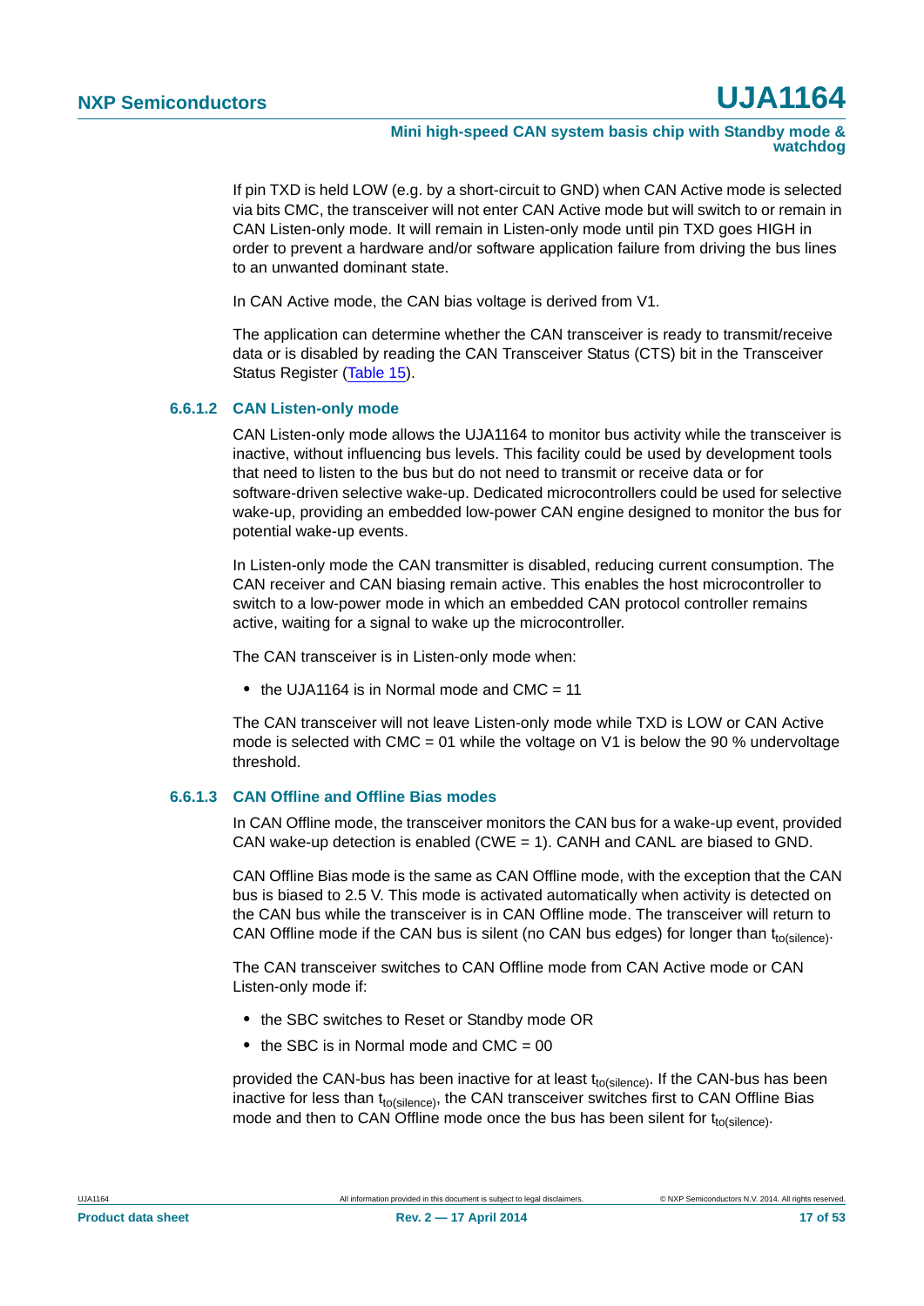If pin TXD is held LOW (e.g. by a short-circuit to GND) when CAN Active mode is selected via bits CMC, the transceiver will not enter CAN Active mode but will switch to or remain in CAN Listen-only mode. It will remain in Listen-only mode until pin TXD goes HIGH in order to prevent a hardware and/or software application failure from driving the bus lines to an unwanted dominant state.

In CAN Active mode, the CAN bias voltage is derived from V1.

The application can determine whether the CAN transceiver is ready to transmit/receive data or is disabled by reading the CAN Transceiver Status (CTS) bit in the Transceiver Status Register (Table 15).

#### 6.6.1.2 CAN Listen-only mode

CAN Listen-only mode allows the UJA1164 to monitor bus activity while the transceiver is inactive, without influencing bus levels. This facility could be used by development tools that need to listen to the bus but do not need to transmit or receive data or for software-driven selective wake-up. Dedicated microcontrollers could be used for selective wake-up, providing an embedded low-power CAN engine designed to monitor the bus for potential wake-up events.

In Listen-only mode the CAN transmitter is disabled, reducing current consumption. The CAN receiver and CAN biasing remain active. This enables the host microcontroller to switch to a low-power mode in which an embedded CAN protocol controller remains active, waiting for a signal to wake up the microcontroller.

The CAN transceiver is in Listen-only mode when:

- the UJA1164 is in Normal mode and CMC = 11

The CAN transceiver will not leave Listen-only mode while TXD is LOW or CAN Active mode is selected with CMC = 01 while the voltage on V1 is below the 90 % undervoltage threshold.

#### 6.6.1.3 CAN Offline and Offline Bias modes

In CAN Offline mode, the transceiver monitors the CAN bus for a wake-up event, provided CAN wake-up detection is enabled (CWE = 1). CANH and CANL are biased to GND.

CAN Offline Bias mode is the same as CAN Offline mode, with the exception that the CAN bus is biased to 2.5 V. This mode is activated automatically when activity is detected on the CAN bus while the transceiver is in CAN Offline mode. The transceiver will return to CAN Offline mode if the CAN bus is silent (no CAN bus edges) for longer than $t_{to(silence)}$.

The CAN transceiver switches to CAN Offline mode from CAN Active mode or CAN Listen-only mode if:

- the SBC switches to Reset or Standby mode OR
- the SBC is in Normal mode and CMC = 00

provided the CAN-bus has been inactive for at least $t_{to(silence)}$. If the CAN-bus has been inactive for less than $t_{to(silence)}$, the CAN transceiver switches first to CAN Offline Bias mode and then to CAN Offline mode once the bus has been silent for $t_{to(silence)}$.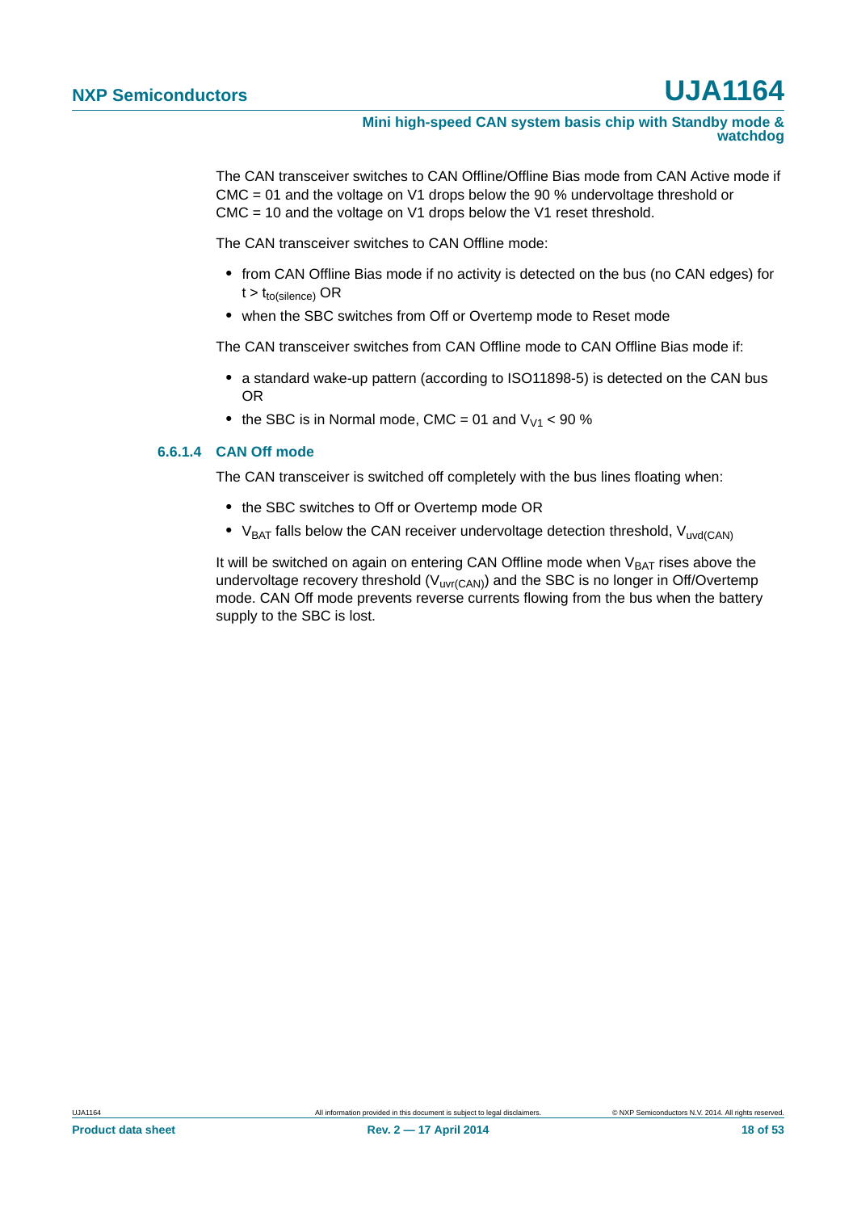The CAN transceiver switches to CAN Offline/Offline Bias mode from CAN Active mode if CMC = 01 and the voltage on V1 drops below the 90 % undervoltage threshold or CMC = 10 and the voltage on V1 drops below the V1 reset threshold.

The CAN transceiver switches to CAN Offline mode:

- from CAN Offline Bias mode if no activity is detected on the bus (no CAN edges) for $t > t_{to(silence)}$ OR
- when the SBC switches from Off or Overtemp mode to Reset mode

The CAN transceiver switches from CAN Offline mode to CAN Offline Bias mode if:

- a standard wake-up pattern (according to ISO11898-5) is detected on the CAN bus OR
- the SBC is in Normal mode, CMC = 01 and $V_{V1} < 90$ %

#### 6.6.1.4 CAN Off mode

The CAN transceiver is switched off completely with the bus lines floating when:

- the SBC switches to Off or Overtemp mode OR
- $V_{BAT}$ falls below the CAN receiver undervoltage detection threshold, $V_{uvd(CAN)}$

It will be switched on again on entering CAN Offline mode when $V_{BAT}$ rises above the undervoltage recovery threshold ($V_{uvr(CAN)}$) and the SBC is no longer in Off/Overtemp mode. CAN Off mode prevents reverse currents flowing from the bus when the battery supply to the SBC is lost.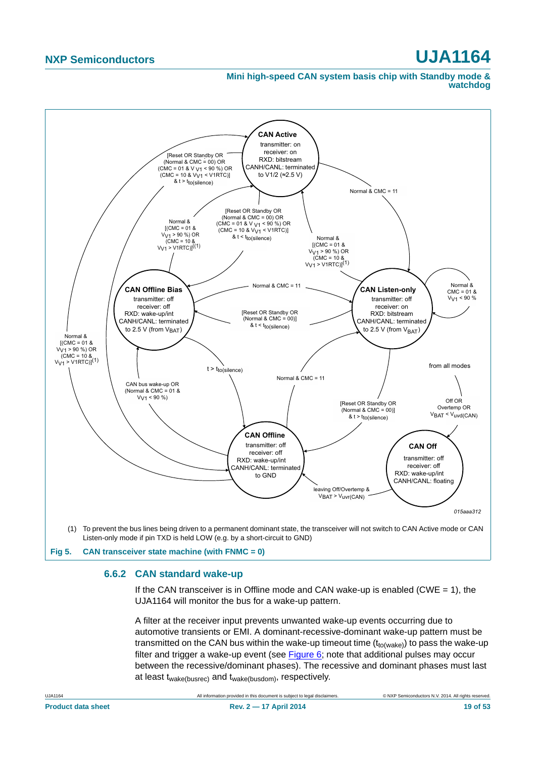(1) To prevent the bus lines being driven to a permanent dominant state, the transceiver will not switch to CAN Active mode or CAN Listen-only mode if pin TXD is held LOW (e.g. by a short-circuit to GND)

**Fig 5. CAN transceiver state machine (with FNMC = 0)**

### 6.6.2 CAN standard wake-up

If the CAN transceiver is in Offline mode and CAN wake-up is enabled (CWE = 1), the UJA1164 will monitor the bus for a wake-up pattern.

A filter at the receiver input prevents unwanted wake-up events occurring due to automotive transients or EMI. A dominant-recessive-dominant wake-up pattern must be transmitted on the CAN bus within the wake-up timeout time ($t_{to(wake)}$) to pass the wake-up filter and trigger a wake-up event (see Figure 6; note that additional pulses may occur between the recessive/dominant phases). The recessive and dominant phases must last at least $t_{wake(busrec)}$ and $t_{wake(busdom)}$, respectively.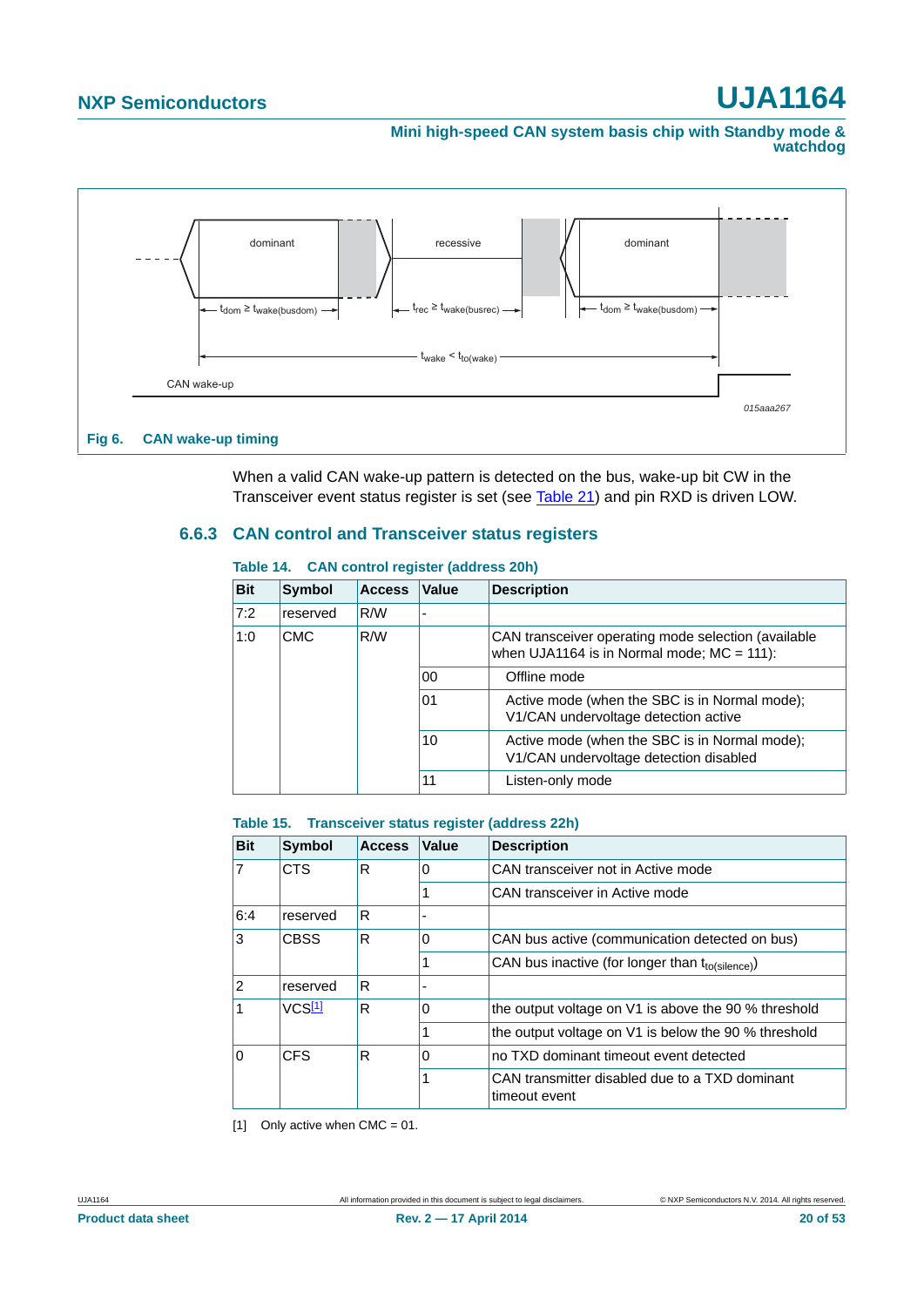Fig 6. CAN wake-up timing

When a valid CAN wake-up pattern is detected on the bus, wake-up bit CW in the Transceiver event status register is set (see Table 21) and pin RXD is driven LOW.

### 6.6.3 CAN control and Transceiver status registers

**Table 14. CAN control register (address 20h)**

| Bit | Symbol | Access | Value | Description |
|---|---|---|---|---|
| 7:2 | reserved | R/W | - | |
| 1:0 | CMC | R/W | | CAN transceiver operating mode selection (available when UJA1164 is in Normal mode; MC = 111): |
| | | | 00 | Offline mode |
| | | | 01 | Active mode (when the SBC is in Normal mode); V1/CAN undervoltage detection active |
| | | | 10 | Active mode (when the SBC is in Normal mode); V1/CAN undervoltage detection disabled |
| | | | 11 | Listen-only mode |

**Table 15. Transceiver status register (address 22h)**

| Bit | Symbol | Access | Value | Description |
|---|---|---|---|---|
| 7 | CTS | R | 0 | CAN transceiver not in Active mode |
| | | | 1 | CAN transceiver in Active mode |
| 6:4 | reserved | R | - | |
| 3 | CBSS | R | 0 | CAN bus active (communication detected on bus) |
| | | | 1 | CAN bus inactive (for longer than $t_{to(silence)}$) |
| 2 | reserved | R | - | |
| 1 | VCS[1] | R | 0 | the output voltage on V1 is above the 90 % threshold |
| | | | 1 | the output voltage on V1 is below the 90 % threshold |
| 0 | CFS | R | 0 | no TXD dominant timeout event detected |
| | | | 1 | CAN transmitter disabled due to a TXD dominant timeout event |

[1] Only active when CMC = 01.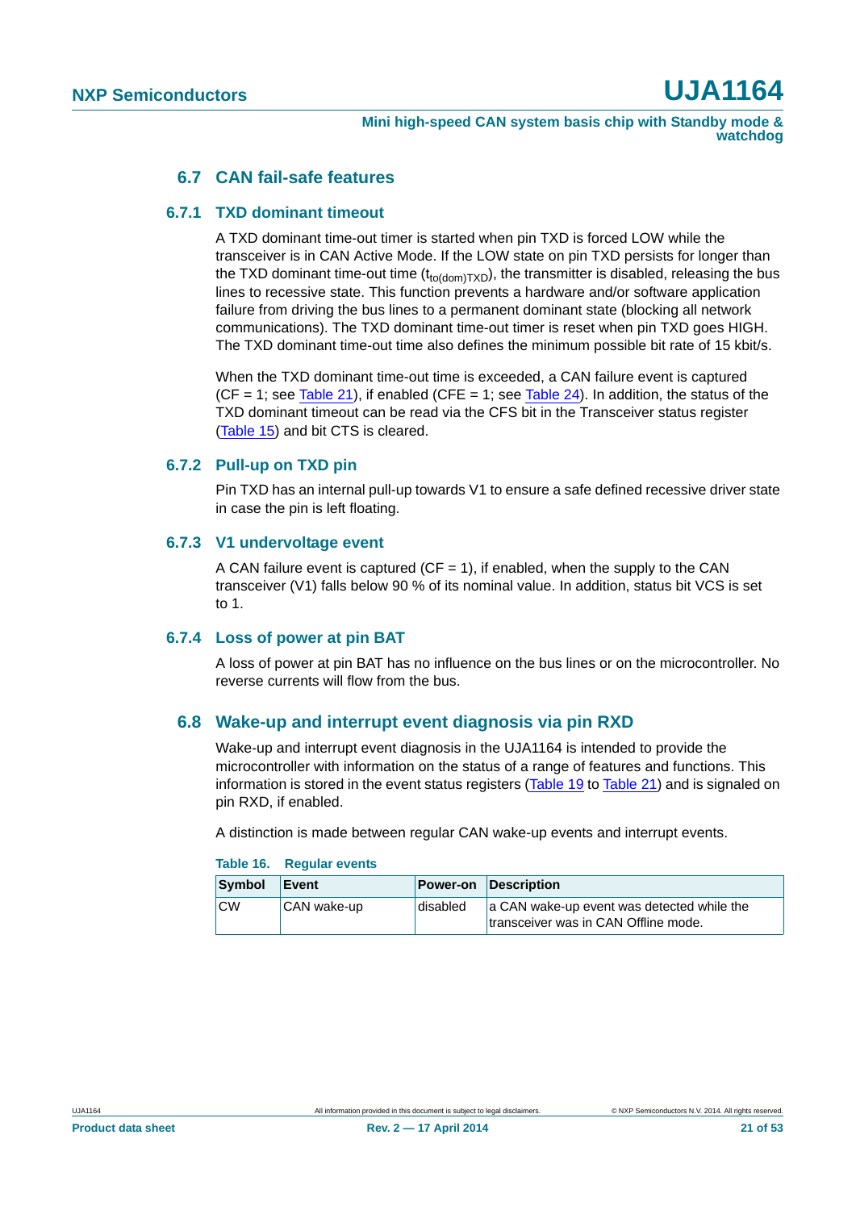## 6.7 CAN fail-safe features

### 6.7.1 TXD dominant timeout

A TXD dominant time-out timer is started when pin TXD is forced LOW while the transceiver is in CAN Active Mode. If the LOW state on pin TXD persists for longer than the TXD dominant time-out time ($t_{to(dom)TXD}$), the transmitter is disabled, releasing the bus lines to recessive state. This function prevents a hardware and/or software application failure from driving the bus lines to a permanent dominant state (blocking all network communications). The TXD dominant time-out timer is reset when pin TXD goes HIGH. The TXD dominant time-out time also defines the minimum possible bit rate of 15 kbit/s.

When the TXD dominant time-out time is exceeded, a CAN failure event is captured (CF = 1; see Table 21), if enabled (CFE = 1; see Table 24). In addition, the status of the TXD dominant timeout can be read via the CFS bit in the Transceiver status register (Table 15) and bit CTS is cleared.

### 6.7.2 Pull-up on TXD pin

Pin TXD has an internal pull-up towards V1 to ensure a safe defined recessive driver state in case the pin is left floating.

### 6.7.3 V1 undervoltage event

A CAN failure event is captured (CF = 1), if enabled, when the supply to the CAN transceiver (V1) falls below 90 % of its nominal value. In addition, status bit VCS is set to 1.

### 6.7.4 Loss of power at pin BAT

A loss of power at pin BAT has no influence on the bus lines or on the microcontroller. No reverse currents will flow from the bus.

## 6.8 Wake-up and interrupt event diagnosis via pin RXD

Wake-up and interrupt event diagnosis in the UJA1164 is intended to provide the microcontroller with information on the status of a range of features and functions. This information is stored in the event status registers (Table 19 to Table 21) and is signaled on pin RXD, if enabled.

A distinction is made between regular CAN wake-up events and interrupt events.

**Table 16. Regular events**

| Symbol | Event | Power-on | Description |
|---|---|---|---|
| CW | CAN wake-up | disabled | a CAN wake-up event was detected while the transceiver was in CAN Offline mode. |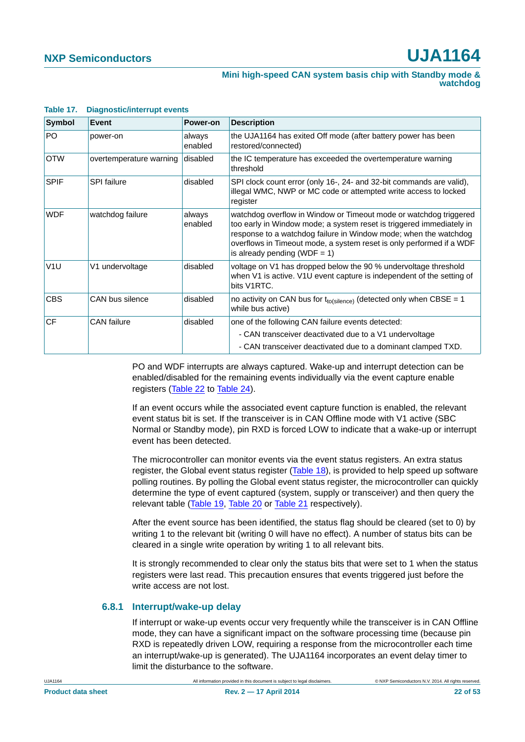**Table 17. Diagnostic/interrupt events**

| Symbol | Event | Power-on | Description |
|---|---|---|---|
| PO | power-on | always enabled | the UJA1164 has exited Off mode (after battery power has been restored/connected) |
| OTW | overtemperature warning | disabled | the IC temperature has exceeded the overtemperature warning threshold |
| SPIF | SPI failure | disabled | SPI clock count error (only 16-, 24- and 32-bit commands are valid), illegal WMC, NWP or MC code or attempted write access to locked register |
| WDF | watchdog failure | always enabled | watchdog overflow in Window or Timeout mode or watchdog triggered too early in Window mode; a system reset is triggered immediately in response to a watchdog failure in Window mode; when the watchdog overflows in Timeout mode, a system reset is only performed if a WDF is already pending (WDF = 1) |
| V1U | V1 undervoltage | disabled | voltage on V1 has dropped below the 90 % undervoltage threshold when V1 is active. V1U event capture is independent of the setting of bits V1RTC. |
| CBS | CAN bus silence | disabled | no activity on CAN bus for $t_{to(silence)}$ (detected only when CBSE = 1 while bus active) |
| CF | CAN failure | disabled | one of the following CAN failure events detected:<br>- CAN transceiver deactivated due to a V1 undervoltage<br>- CAN transceiver deactivated due to a dominant clamped TXD. |

PO and WDF interrupts are always captured. Wake-up and interrupt detection can be enabled/disabled for the remaining events individually via the event capture enable registers (Table 22 to Table 24).

If an event occurs while the associated event capture function is enabled, the relevant event status bit is set. If the transceiver is in CAN Offline mode with V1 active (SBC Normal or Standby mode), pin RXD is forced LOW to indicate that a wake-up or interrupt event has been detected.

The microcontroller can monitor events via the event status registers. An extra status register, the Global event status register (Table 18), is provided to help speed up software polling routines. By polling the Global event status register, the microcontroller can quickly determine the type of event captured (system, supply or transceiver) and then query the relevant table (Table 19, Table 20 or Table 21 respectively).

After the event source has been identified, the status flag should be cleared (set to 0) by writing 1 to the relevant bit (writing 0 will have no effect). A number of status bits can be cleared in a single write operation by writing 1 to all relevant bits.

It is strongly recommended to clear only the status bits that were set to 1 when the status registers were last read. This precaution ensures that events triggered just before the write access are not lost.

### 6.8.1 Interrupt/wake-up delay

If interrupt or wake-up events occur very frequently while the transceiver is in CAN Offline mode, they can have a significant impact on the software processing time (because pin RXD is repeatedly driven LOW, requiring a response from the microcontroller each time an interrupt/wake-up is generated). The UJA1164 incorporates an event delay timer to limit the disturbance to the software.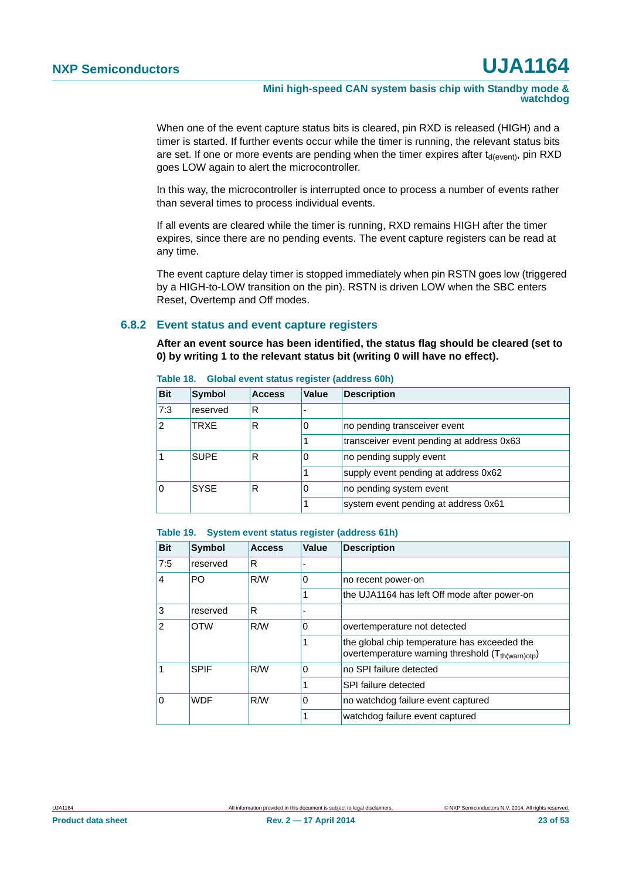When one of the event capture status bits is cleared, pin RXD is released (HIGH) and a timer is started. If further events occur while the timer is running, the relevant status bits are set. If one or more events are pending when the timer expires after $t_{d(event)}$, pin RXD goes LOW again to alert the microcontroller.

In this way, the microcontroller is interrupted once to process a number of events rather than several times to process individual events.

If all events are cleared while the timer is running, RXD remains HIGH after the timer expires, since there are no pending events. The event capture registers can be read at any time.

The event capture delay timer is stopped immediately when pin RSTN goes low (triggered by a HIGH-to-LOW transition on the pin). RSTN is driven LOW when the SBC enters Reset, Overtemp and Off modes.

### 6.8.2 Event status and event capture registers

**After an event source has been identified, the status flag should be cleared (set to 0) by writing 1 to the relevant status bit (writing 0 will have no effect).**

**Table 18. Global event status register (address 60h)**

| Bit | Symbol | Access | Value | Description |
|---|---|---|---|---|
| 7:3 | reserved | R | - | |
| 2 | TRXE | R | 0 | no pending transceiver event |
| | | | 1 | transceiver event pending at address 0x63 |
| 1 | SUPE | R | 0 | no pending supply event |
| | | | 1 | supply event pending at address 0x62 |
| 0 | SYSE | R | 0 | no pending system event |
| | | | 1 | system event pending at address 0x61 |

**Table 19. System event status register (address 61h)**

| Bit | Symbol | Access | Value | Description |
|---|---|---|---|---|
| 7:5 | reserved | R | - | |
| 4 | PO | R/W | 0 | no recent power-on |
| | | | 1 | the UJA1164 has left Off mode after power-on |
| 3 | reserved | R | - | |
| 2 | OTW | R/W | 0 | overtemperature not detected |
| | | | 1 | the global chip temperature has exceeded the overtemperature warning threshold ($T_{th(warn)otp}$) |
| 1 | SPIF | R/W | 0 | no SPI failure detected |
| | | | 1 | SPI failure detected |
| 0 | WDF | R/W | 0 | no watchdog failure event captured |
| | | | 1 | watchdog failure event captured |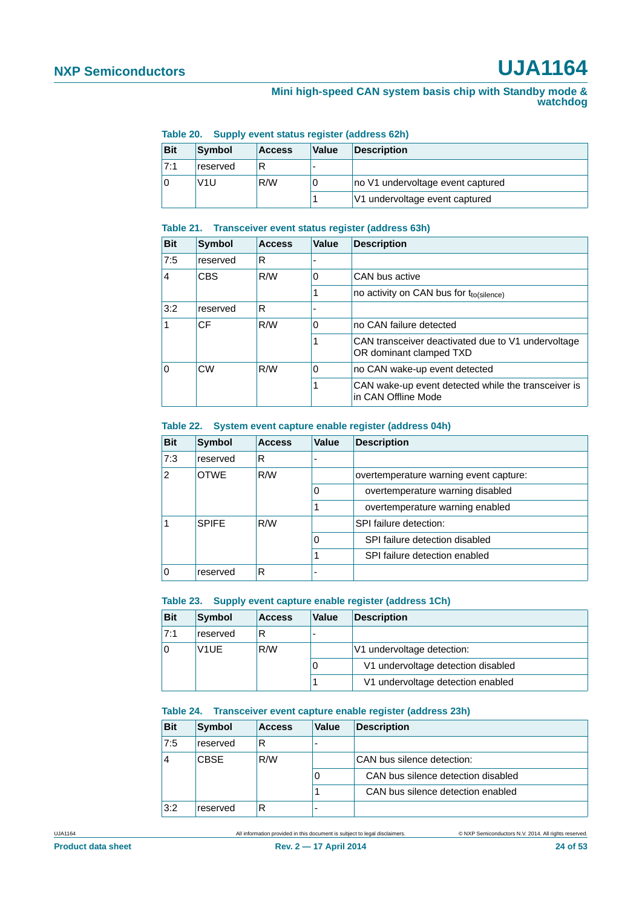**Table 20. Supply event status register (address 62h)**

| Bit | Symbol | Access | Value | Description |
|---|---|---|---|---|
| 7:1 | reserved | R | - | |
| 0 | V1U | R/W | 0 | no V1 undervoltage event captured |
| | | | 1 | V1 undervoltage event captured |

**Table 21. Transceiver event status register (address 63h)**

| Bit | Symbol | Access | Value | Description |
|---|---|---|---|---|
| 7:5 | reserved | R | - | |
| 4 | CBS | R/W | 0 | CAN bus active |
| | | | 1 | no activity on CAN bus for $t_{to(silence)}$ |
| 3:2 | reserved | R | - | |
| 1 | CF | R/W | 0 | no CAN failure detected |
| | | | 1 | CAN transceiver deactivated due to V1 undervoltage OR dominant clamped TXD |
| 0 | CW | R/W | 0 | no CAN wake-up event detected |
| | | | 1 | CAN wake-up event detected while the transceiver is in CAN Offline Mode |

**Table 22. System event capture enable register (address 04h)**

| Bit | Symbol | Access | Value | Description |
|---|---|---|---|---|
| 7:3 | reserved | R | - | |
| 2 | OTWE | R/W | | overtemperature warning event capture: |
| | | | 0 | overtemperature warning disabled |
| | | | 1 | overtemperature warning enabled |
| 1 | SPIFE | R/W | | SPI failure detection: |
| | | | 0 | SPI failure detection disabled |
| | | | 1 | SPI failure detection enabled |
| 0 | reserved | R | - | |

**Table 23. Supply event capture enable register (address 1Ch)**

| Bit | Symbol | Access | Value | Description |
|---|---|---|---|---|
| 7:1 | reserved | R | - | |
| 0 | V1UE | R/W | | V1 undervoltage detection: |
| | | | 0 | V1 undervoltage detection disabled |
| | | | 1 | V1 undervoltage detection enabled |

**Table 24. Transceiver event capture enable register (address 23h)**

| Bit | Symbol | Access | Value | Description |
|---|---|---|---|---|
| 7:5 | reserved | R | - | |
| 4 | CBSE | R/W | | CAN bus silence detection: |
| | | | 0 | CAN bus silence detection disabled |
| | | | 1 | CAN bus silence detection enabled |
| 3:2 | reserved | R | - | |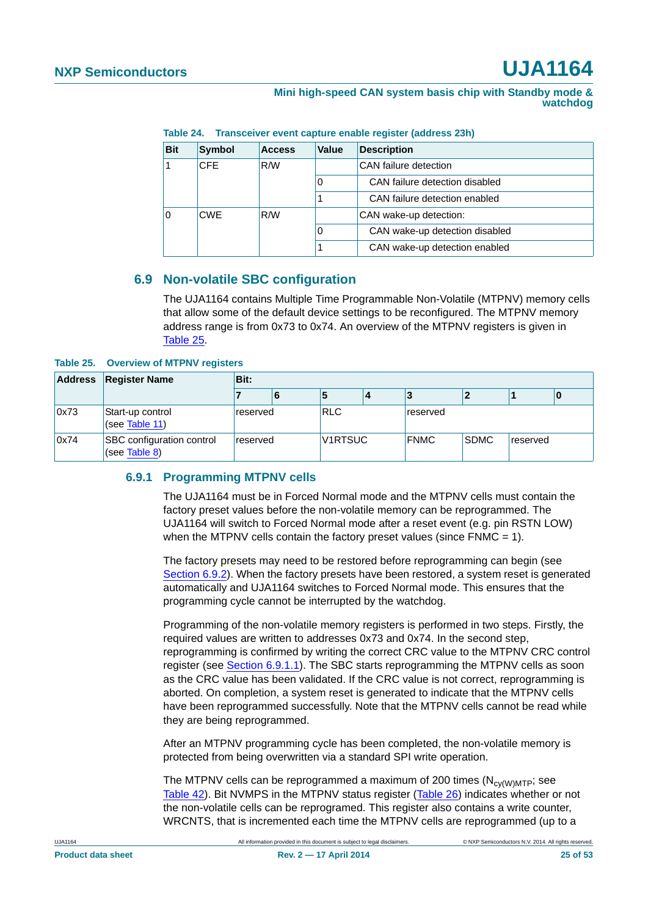**Table 24. Transceiver event capture enable register (address 23h)**

| Bit | Symbol | Access | Value | Description |
|---|---|---|---|---|
| 1 | CFE | R/W | | CAN failure detection |
| | | | 0 | CAN failure detection disabled |
| | | | 1 | CAN failure detection enabled |
| 0 | CWE | R/W | | CAN wake-up detection: |
| | | | 0 | CAN wake-up detection disabled |
| | | | 1 | CAN wake-up detection enabled |

## 6.9 Non-volatile SBC configuration

The UJA1164 contains Multiple Time Programmable Non-Volatile (MTPNV) memory cells that allow some of the default device settings to be reconfigured. The MTPNV memory address range is from 0x73 to 0x74. An overview of the MTPNV registers is given in Table 25.

**Table 25. Overview of MTPNV registers**

| Address | Register Name | Bit: | | | | | | | |
|---|---|---|---|---|---|---|---|---|---|
| | | 7 | 6 | 5 | 4 | 3 | 2 | 1 | 0 |
| 0x73 | Start-up control (see Table 11) | reserved | | RLC | | reserved | | | |
| 0x74 | SBC configuration control (see Table 8) | reserved | | V1RTSUC | | FNMC | SDMC | reserved | |

### 6.9.1 Programming MTPNV cells

The UJA1164 must be in Forced Normal mode and the MTPNV cells must contain the factory preset values before the non-volatile memory can be reprogrammed. The UJA1164 will switch to Forced Normal mode after a reset event (e.g. pin RSTN LOW) when the MTPNV cells contain the factory preset values (since FNMC = 1).

The factory presets may need to be restored before reprogramming can begin (see Section 6.9.2). When the factory presets have been restored, a system reset is generated automatically and UJA1164 switches to Forced Normal mode. This ensures that the programming cycle cannot be interrupted by the watchdog.

Programming of the non-volatile memory registers is performed in two steps. Firstly, the required values are written to addresses 0x73 and 0x74. In the second step, reprogramming is confirmed by writing the correct CRC value to the MTPNV CRC control register (see Section 6.9.1.1). The SBC starts reprogramming the MTPNV cells as soon as the CRC value has been validated. If the CRC value is not correct, reprogramming is aborted. On completion, a system reset is generated to indicate that the MTPNV cells have been reprogrammed successfully. Note that the MTPNV cells cannot be read while they are being reprogrammed.

After an MTPNV programming cycle has been completed, the non-volatile memory is protected from being overwritten via a standard SPI write operation.

The MTPNV cells can be reprogrammed a maximum of 200 times ($N_{cy(W)MTP}$; see Table 42). Bit NVMPS in the MTPNV status register (Table 26) indicates whether or not the non-volatile cells can be reprogrammed. This register also contains a write counter, WRCNTS, that is incremented each time the MTPNV cells are reprogrammed (up to a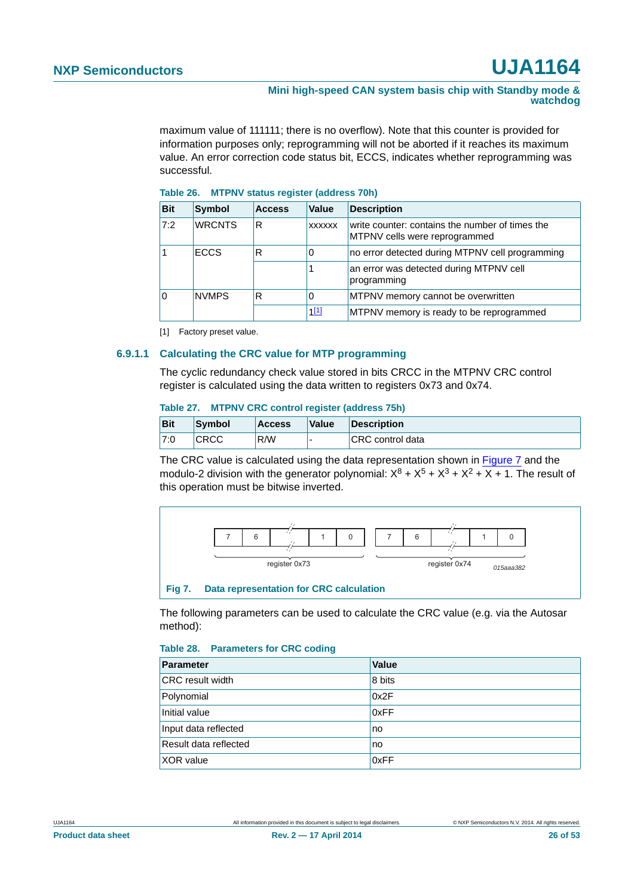maximum value of 111111; there is no overflow). Note that this counter is provided for information purposes only; reprogramming will not be aborted if it reaches its maximum value. An error correction code status bit, ECCS, indicates whether reprogramming was successful.

**Table 26. MTPNV status register (address 70h)**

| Bit | Symbol | Access | Value | Description |
|---|---|---|---|---|
| 7:2 | WRCNTS | R | xxxxxx | write counter: contains the number of times the MTPNV cells were reprogrammed |
| 1 | ECCS | R | 0 | no error detected during MTPNV cell programming |
| | | | 1 | an error was detected during MTPNV cell programming |
| 0 | NVMPS | R | 0 | MTPNV memory cannot be overwritten |
| | | | 1[1] | MTPNV memory is ready to be reprogrammed |

[1] Factory preset value.

### 6.9.1.1 Calculating the CRC value for MTP programming

The cyclic redundancy check value stored in bits CRCC in the MTPNV CRC control register is calculated using the data written to registers 0x73 and 0x74.

**Table 27. MTPNV CRC control register (address 75h)**

| Bit | Symbol | Access | Value | Description |
|---|---|---|---|---|
| 7:0 | CRCC | R/W | - | CRC control data |

The CRC value is calculated using the data representation shown in Figure 7 and the modulo-2 division with the generator polynomial: $X^8 + X^5 + X^3 + X^2 + X + 1$. The result of this operation must be bitwise inverted.

| 7 | 6 | ... | 1 | 0 | 7 | 6 | ... | 1 | 0 |
|---|---|---|---|---|---|---|---|---|---|
| register 0x73 | | | | | register 0x74 | | | | |

015aaa382

**Fig 7. Data representation for CRC calculation**

The following parameters can be used to calculate the CRC value (e.g. via the Autosar method):

**Table 28. Parameters for CRC coding**

| Parameter | Value |
|---|---|
| CRC result width | 8 bits |
| Polynomial | 0x2F |
| Initial value | 0xFF |
| Input data reflected | no |
| Result data reflected | no |
| XOR value | 0xFF |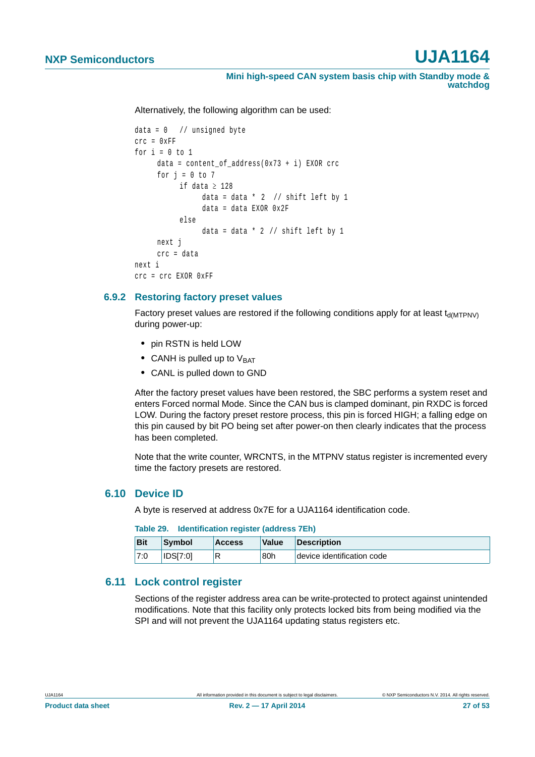Alternatively, the following algorithm can be used:

```
data = 0   // unsigned byte
crc = 0xFF
for i = 0 to 1
     data = content_of_address(0x73 + i) EXOR crc
     for j = 0 to 7
          if data ≥ 128
               data = data * 2  // shift left by 1
               data = data EXOR 0x2F
          else
               data = data * 2 // shift left by 1
     next j
     crc = data
next i
crc = crc EXOR 0xFF
```

### 6.9.2 Restoring factory preset values

Factory preset values are restored if the following conditions apply for at least $t_{d(MTPNV)}$ during power-up:

- pin RSTN is held LOW
- CANH is pulled up to $V_{BAT}$
- CANL is pulled down to GND

After the factory preset values have been restored, the SBC performs a system reset and enters Forced normal Mode. Since the CAN bus is clamped dominant, pin RXDC is forced LOW. During the factory preset restore process, this pin is forced HIGH; a falling edge on this pin caused by bit PO being set after power-on then clearly indicates that the process has been completed.

Note that the write counter, WRCNTS, in the MTPNV status register is incremented every time the factory presets are restored.

## 6.10 Device ID

A byte is reserved at address 0x7E for a UJA1164 identification code.

**Table 29. Identification register (address 7Eh)**

| Bit | Symbol | Access | Value | Description |
|---|---|---|---|---|
| 7:0 | IDS[7:0] | R | 80h | device identification code |

## 6.11 Lock control register

Sections of the register address area can be write-protected to protect against unintended modifications. Note that this facility only protects locked bits from being modified via the SPI and will not prevent the UJA1164 updating status registers etc.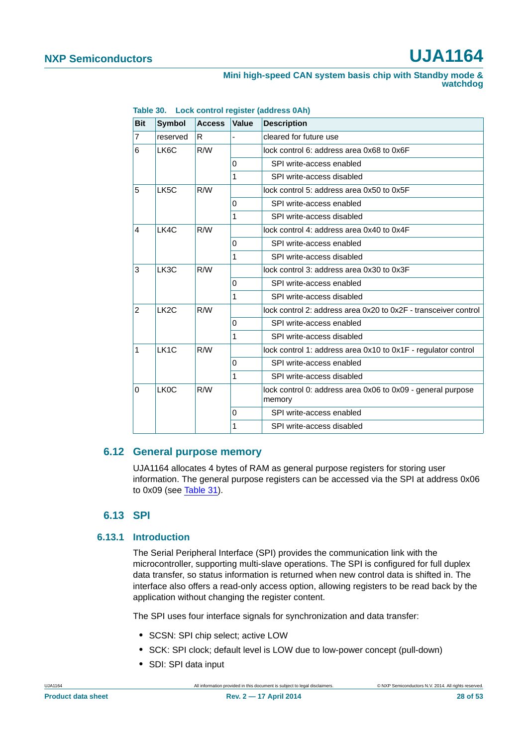**Table 30. Lock control register (address 0Ah)**

| Bit | Symbol | Access | Value | Description |
|---|---|---|---|---|
| 7 | reserved | R | - | cleared for future use |
| 6 | LK6C | R/W | | lock control 6: address area 0x68 to 0x6F |
| | | | 0 | SPI write-access enabled |
| | | | 1 | SPI write-access disabled |
| 5 | LK5C | R/W | | lock control 5: address area 0x50 to 0x5F |
| | | | 0 | SPI write-access enabled |
| | | | 1 | SPI write-access disabled |
| 4 | LK4C | R/W | | lock control 4: address area 0x40 to 0x4F |
| | | | 0 | SPI write-access enabled |
| | | | 1 | SPI write-access disabled |
| 3 | LK3C | R/W | | lock control 3: address area 0x30 to 0x3F |
| | | | 0 | SPI write-access enabled |
| | | | 1 | SPI write-access disabled |
| 2 | LK2C | R/W | | lock control 2: address area 0x20 to 0x2F - transceiver control |
| | | | 0 | SPI write-access enabled |
| | | | 1 | SPI write-access disabled |
| 1 | LK1C | R/W | | lock control 1: address area 0x10 to 0x1F - regulator control |
| | | | 0 | SPI write-access enabled |
| | | | 1 | SPI write-access disabled |
| 0 | LK0C | R/W | | lock control 0: address area 0x06 to 0x09 - general purpose memory |
| | | | 0 | SPI write-access enabled |
| | | | 1 | SPI write-access disabled |

## 6.12 General purpose memory

UJA1164 allocates 4 bytes of RAM as general purpose registers for storing user information. The general purpose registers can be accessed via the SPI at address 0x06 to 0x09 (see Table 31).

## 6.13 SPI

### 6.13.1 Introduction

The Serial Peripheral Interface (SPI) provides the communication link with the microcontroller, supporting multi-slave operations. The SPI is configured for full duplex data transfer, so status information is returned when new control data is shifted in. The interface also offers a read-only access option, allowing registers to be read back by the application without changing the register content.

The SPI uses four interface signals for synchronization and data transfer:

- SCSN: SPI chip select; active LOW
- SCK: SPI clock; default level is LOW due to low-power concept (pull-down)
- SDI: SPI data input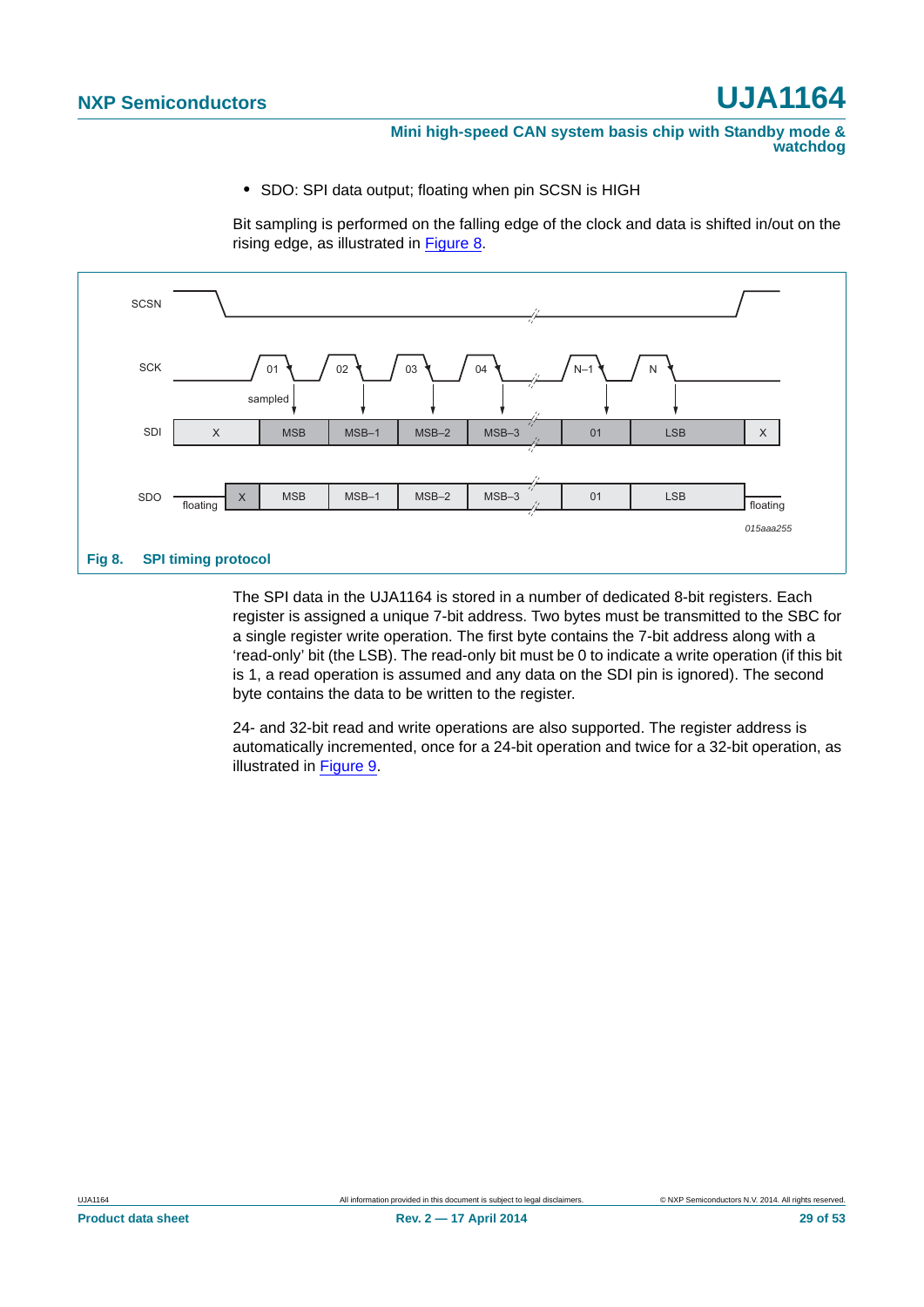- SDO: SPI data output; floating when pin SCSN is HIGH

Bit sampling is performed on the falling edge of the clock and data is shifted in/out on the rising edge, as illustrated in Figure 8.

**Fig 8. SPI timing protocol**

The SPI data in the UJA1164 is stored in a number of dedicated 8-bit registers. Each register is assigned a unique 7-bit address. Two bytes must be transmitted to the SBC for a single register write operation. The first byte contains the 7-bit address along with a ‘read-only’ bit (the LSB). The read-only bit must be 0 to indicate a write operation (if this bit is 1, a read operation is assumed and any data on the SDI pin is ignored). The second byte contains the data to be written to the register.

24- and 32-bit read and write operations are also supported. The register address is automatically incremented, once for a 24-bit operation and twice for a 32-bit operation, as illustrated in Figure 9.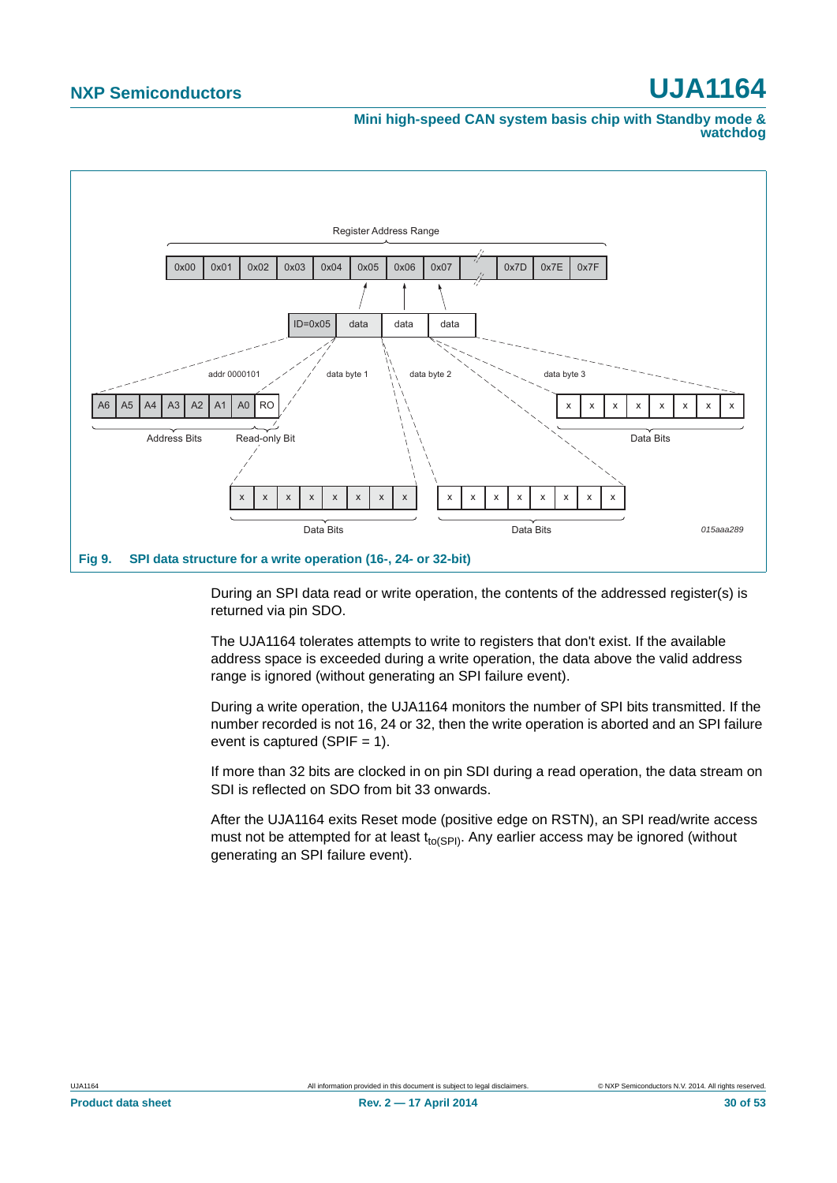**Fig 9. SPI data structure for a write operation (16-, 24- or 32-bit)**

During an SPI data read or write operation, the contents of the addressed register(s) is returned via pin SDO.

The UJA1164 tolerates attempts to write to registers that don't exist. If the available address space is exceeded during a write operation, the data above the valid address range is ignored (without generating an SPI failure event).

During a write operation, the UJA1164 monitors the number of SPI bits transmitted. If the number recorded is not 16, 24 or 32, then the write operation is aborted and an SPI failure event is captured (SPIF = 1).

If more than 32 bits are clocked in on pin SDI during a read operation, the data stream on SDI is reflected on SDO from bit 33 onwards.

After the UJA1164 exits Reset mode (positive edge on RSTN), an SPI read/write access must not be attempted for at least $t_{to(SPI)}$. Any earlier access may be ignored (without generating an SPI failure event).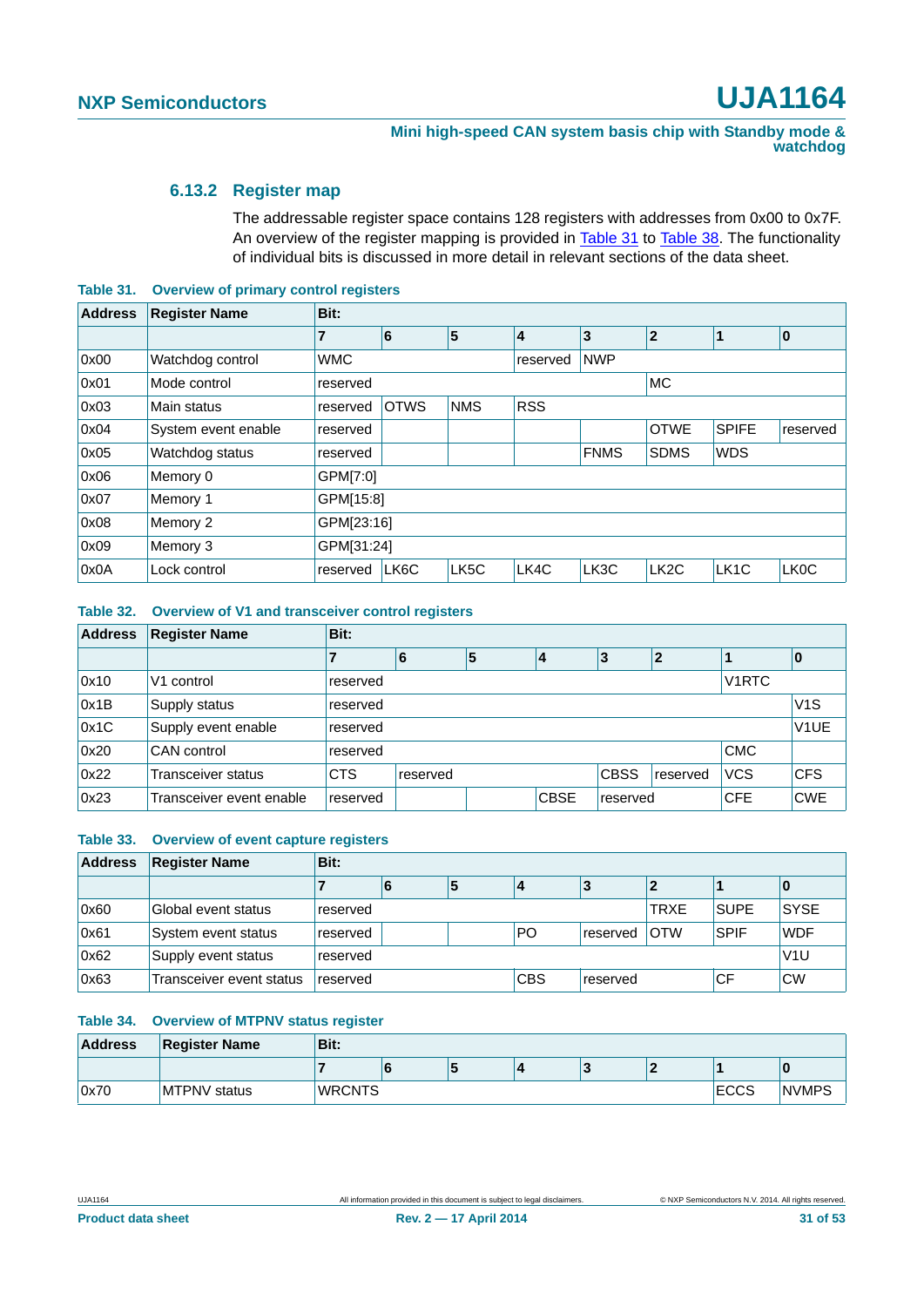### 6.13.2 Register map

The addressable register space contains 128 registers with addresses from 0x00 to 0x7F. An overview of the register mapping is provided in Table 31 to Table 38. The functionality of individual bits is discussed in more detail in relevant sections of the data sheet.

**Table 31. Overview of primary control registers**

| Address | Register Name | Bit: | | | | | | | |
|---|---|---|---|---|---|---|---|---|---|
| | | 7 | 6 | 5 | 4 | 3 | 2 | 1 | 0 |
| 0x00 | Watchdog control | WMC | | | reserved | NWP | | | |
| 0x01 | Mode control | reserved | | | | | MC | | |
| 0x03 | Main status | reserved | OTWS | NMS | RSS | | | | |
| 0x04 | System event enable | reserved | | | | | OTWE | SPIFE | reserved |
| 0x05 | Watchdog status | reserved | | | | FNMS | SDMS | WDS | |
| 0x06 | Memory 0 | GPM[7:0] | | | | | | | |
| 0x07 | Memory 1 | GPM[15:8] | | | | | | | |
| 0x08 | Memory 2 | GPM[23:16] | | | | | | | |
| 0x09 | Memory 3 | GPM[31:24] | | | | | | | |
| 0x0A | Lock control | reserved | LK6C | LK5C | LK4C | LK3C | LK2C | LK1C | LK0C |

**Table 32. Overview of V1 and transceiver control registers**

| Address | Register Name | Bit: | | | | | | | |
|---|---|---|---|---|---|---|---|---|---|
| | | 7 | 6 | 5 | 4 | 3 | 2 | 1 | 0 |
| 0x10 | V1 control | reserved | | | | | | V1RTC | |
| 0x1B | Supply status | reserved | | | | | | | V1S |
| 0x1C | Supply event enable | reserved | | | | | | | V1UE |
| 0x20 | CAN control | reserved | | | | | | CMC | |
| 0x22 | Transceiver status | CTS | reserved | | | CBSS | reserved | VCS | CFS |
| 0x23 | Transceiver event enable | reserved | | | CBSE | reserved | | CFE | CWE |

**Table 33. Overview of event capture registers**

| Address | Register Name | Bit: | | | | | | | |
|---|---|---|---|---|---|---|---|---|---|
| | | 7 | 6 | 5 | 4 | 3 | 2 | 1 | 0 |
| 0x60 | Global event status | reserved | | | | | TRXE | SUPE | SYSE |
| 0x61 | System event status | reserved | | | PO | reserved | OTW | SPIF | WDF |
| 0x62 | Supply event status | reserved | | | | | | | V1U |
| 0x63 | Transceiver event status | reserved | | | CBS | reserved | | CF | CW |

**Table 34. Overview of MTPNV status register**

| Address | Register Name | Bit: | | | | | | | |
|---|---|---|---|---|---|---|---|---|---|
| | | 7 | 6 | 5 | 4 | 3 | 2 | 1 | 0 |
| 0x70 | MTPNV status | WRCNTS | | | | | | ECCS | NVMPS |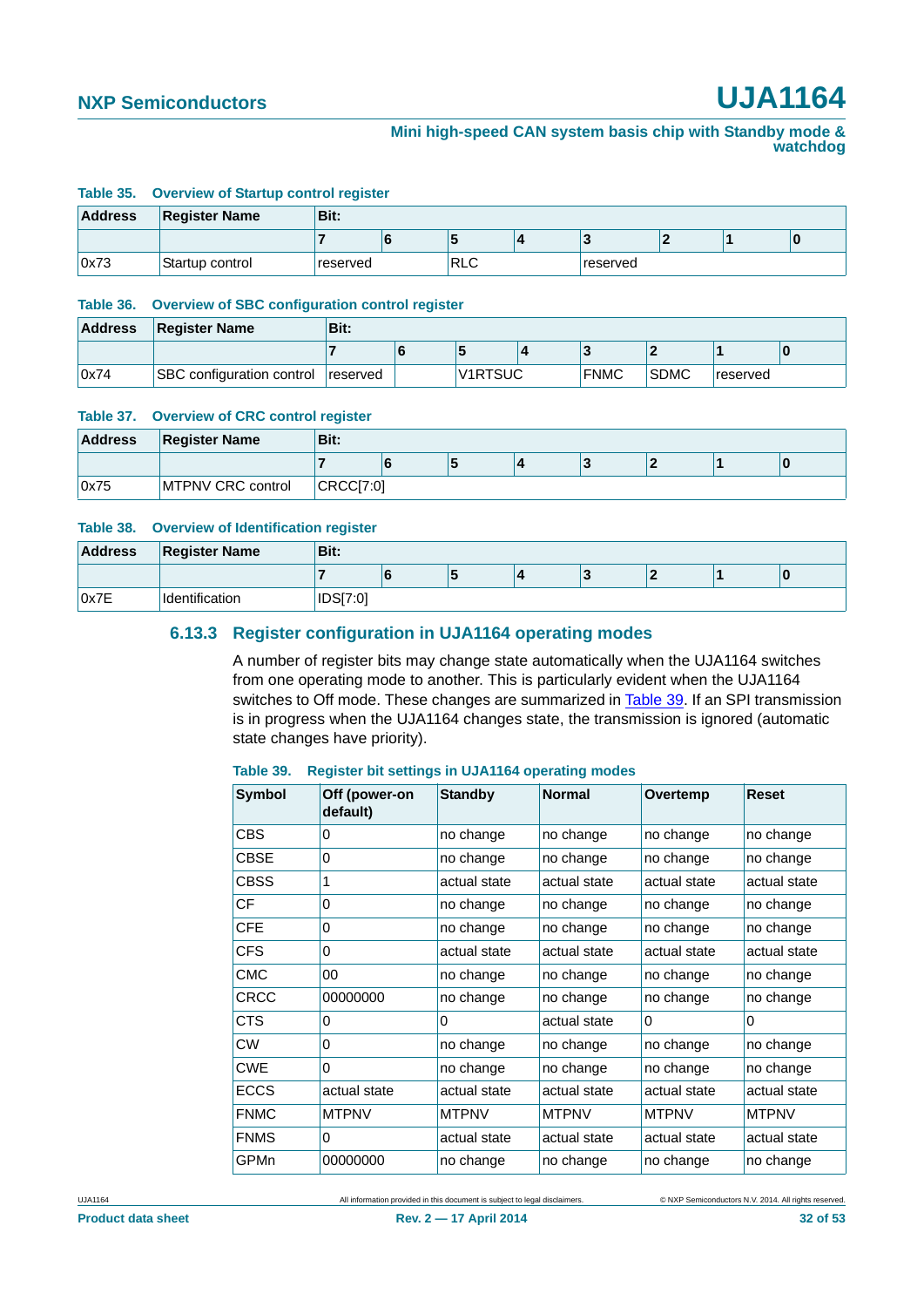**Table 35. Overview of Startup control register**

| Address | Register Name | Bit: | | | | | | | |
|---|---|---|---|---|---|---|---|---|---|
| | | 7 | 6 | 5 | 4 | 3 | 2 | 1 | 0 |
| 0x73 | Startup control | reserved | | RLC | | reserved | | | |

**Table 36. Overview of SBC configuration control register**

| Address | Register Name | Bit: | | | | | | | |
|---|---|---|---|---|---|---|---|---|---|
| | | 7 | 6 | 5 | 4 | 3 | 2 | 1 | 0 |
| 0x74 | SBC configuration control | reserved | | V1RTSUC | | FNMC | SDMC | reserved | |

**Table 37. Overview of CRC control register**

| Address | Register Name | Bit: | | | | | | | |
|---|---|---|---|---|---|---|---|---|---|
| | | 7 | 6 | 5 | 4 | 3 | 2 | 1 | 0 |
| 0x75 | MTPNV CRC control | CRCC[7:0] | | | | | | | |

**Table 38. Overview of Identification register**

| Address | Register Name | Bit: | | | | | | | |
|---|---|---|---|---|---|---|---|---|---|
| | | 7 | 6 | 5 | 4 | 3 | 2 | 1 | 0 |
| 0x7E | Identification | IDS[7:0] | | | | | | | |

### 6.13.3 Register configuration in UJA1164 operating modes

A number of register bits may change state automatically when the UJA1164 switches from one operating mode to another. This is particularly evident when the UJA1164 switches to Off mode. These changes are summarized in Table 39. If an SPI transmission is in progress when the UJA1164 changes state, the transmission is ignored (automatic state changes have priority).

**Table 39. Register bit settings in UJA1164 operating modes**

| Symbol | Off (power-on default) | Standby | Normal | Overtemp | Reset |
|---|---|---|---|---|---|
| CBS | 0 | no change | no change | no change | no change |
| CBSE | 0 | no change | no change | no change | no change |
| CBSS | 1 | actual state | actual state | actual state | actual state |
| CF | 0 | no change | no change | no change | no change |
| CFE | 0 | no change | no change | no change | no change |
| CFS | 0 | actual state | actual state | actual state | actual state |
| CMC | 00 | no change | no change | no change | no change |
| CRCC | 00000000 | no change | no change | no change | no change |
| CTS | 0 | 0 | actual state | 0 | 0 |
| CW | 0 | no change | no change | no change | no change |
| CWE | 0 | no change | no change | no change | no change |
| ECCS | actual state | actual state | actual state | actual state | actual state |
| FNMC | MTPNV | MTPNV | MTPNV | MTPNV | MTPNV |
| FNMS | 0 | actual state | actual state | actual state | actual state |
| GPMn | 00000000 | no change | no change | no change | no change |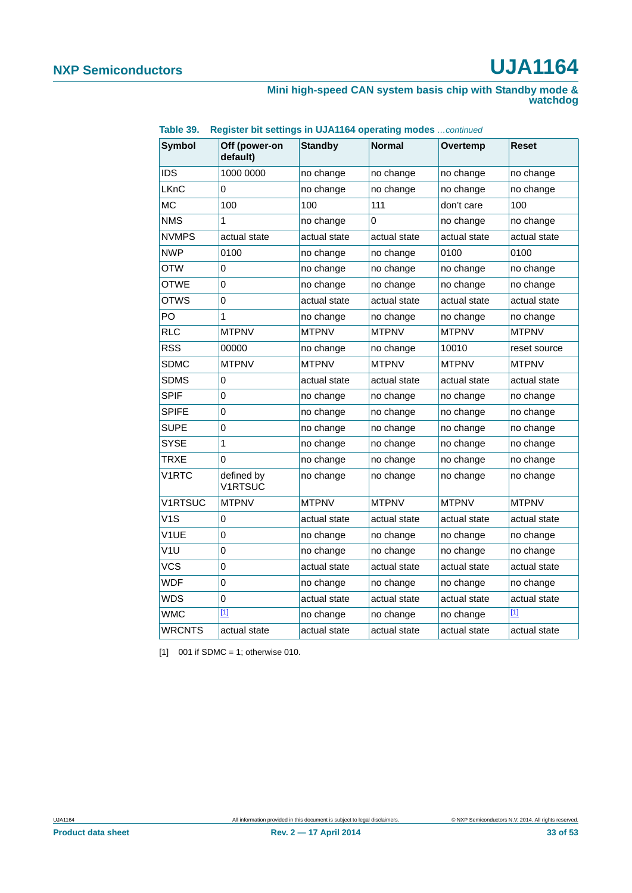**Table 39. Register bit settings in UJA1164 operating modes** *…continued*

| Symbol | Off (power-on default) | Standby | Normal | Overtemp | Reset |
|---|---|---|---|---|---|
| IDS | 1000 0000 | no change | no change | no change | no change |
| LKnC | 0 | no change | no change | no change | no change |
| MC | 100 | 100 | 111 | don't care | 100 |
| NMS | 1 | no change | 0 | no change | no change |
| NVMPS | actual state | actual state | actual state | actual state | actual state |
| NWP | 0100 | no change | no change | 0100 | 0100 |
| OTW | 0 | no change | no change | no change | no change |
| OTWE | 0 | no change | no change | no change | no change |
| OTWS | 0 | actual state | actual state | actual state | actual state |
| PO | 1 | no change | no change | no change | no change |
| RLC | MTPNV | MTPNV | MTPNV | MTPNV | MTPNV |
| RSS | 00000 | no change | no change | 10010 | reset source |
| SDMC | MTPNV | MTPNV | MTPNV | MTPNV | MTPNV |
| SDMS | 0 | actual state | actual state | actual state | actual state |
| SPIF | 0 | no change | no change | no change | no change |
| SPIFE | 0 | no change | no change | no change | no change |
| SUPE | 0 | no change | no change | no change | no change |
| SYSE | 1 | no change | no change | no change | no change |
| TRXE | 0 | no change | no change | no change | no change |
| V1RTC | defined by V1RTSUC | no change | no change | no change | no change |
| V1RTSUC | MTPNV | MTPNV | MTPNV | MTPNV | MTPNV |
| V1S | 0 | actual state | actual state | actual state | actual state |
| V1UE | 0 | no change | no change | no change | no change |
| V1U | 0 | no change | no change | no change | no change |
| VCS | 0 | actual state | actual state | actual state | actual state |
| WDF | 0 | no change | no change | no change | no change |
| WDS | 0 | actual state | actual state | actual state | actual state |
| WMC | [1] | no change | no change | no change | [1] |
| WRCNTS | actual state | actual state | actual state | actual state | actual state |

[1] 001 if SDMC = 1; otherwise 010.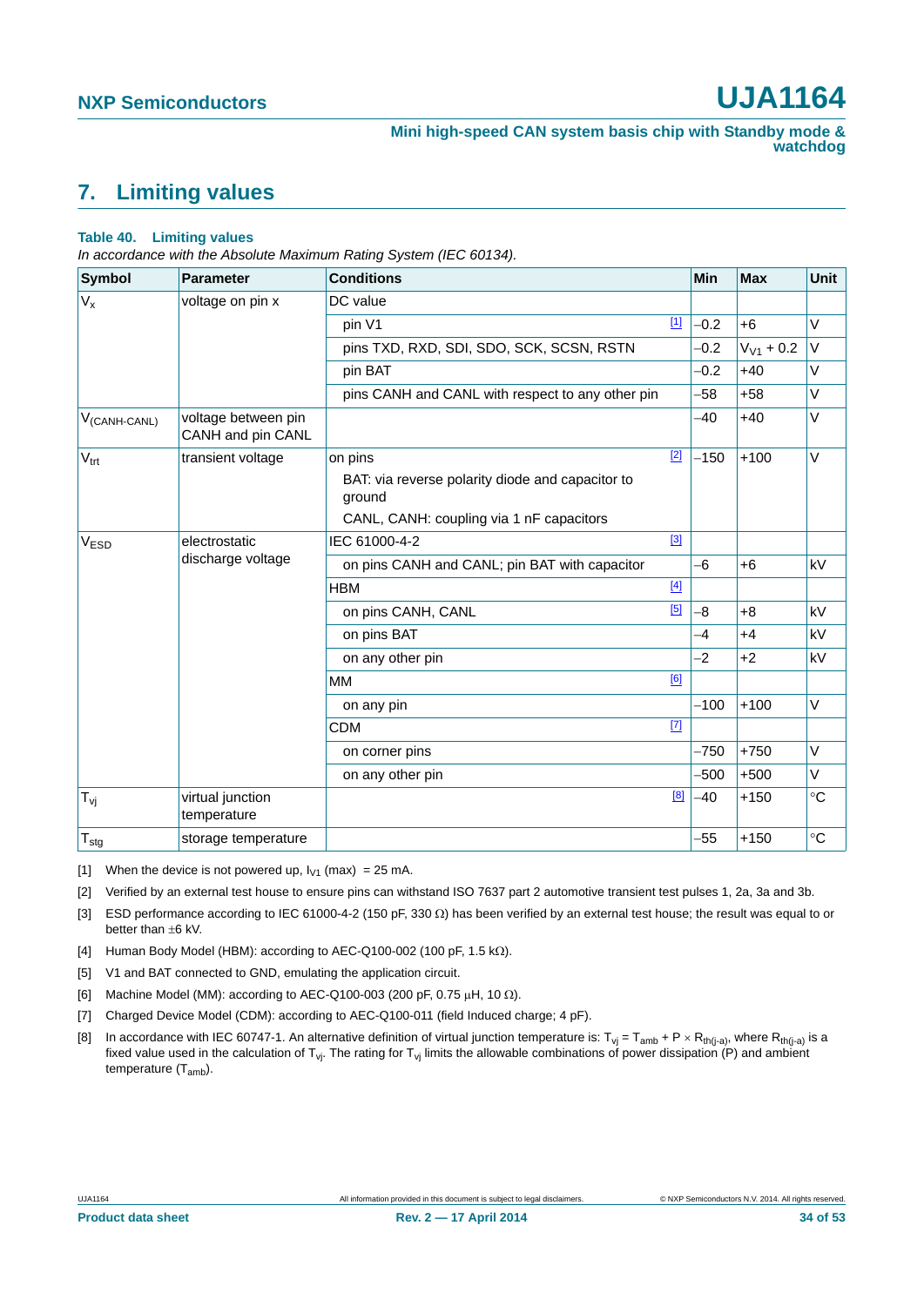# 7. Limiting values

**Table 40. Limiting values**

*In accordance with the Absolute Maximum Rating System (IEC 60134).*

| Symbol | Parameter | Conditions | | Min | Max | Unit |
|---|---|---|---|---|---|---|
| $V_x$ | voltage on pin x | DC value | | | | |
| | | pin V1 | [1] | −0.2 | +6 | V |
| | | pins TXD, RXD, SDI, SDO, SCK, SCSN, RSTN | | −0.2 | $V_{V1}$ + 0.2 | V |
| | | pin BAT | | −0.2 | +40 | V |
| | | pins CANH and CANL with respect to any other pin | | −58 | +58 | V |
| $V_{(CANH-CANL)}$ | voltage between pin CANH and pin CANL | | | −40 | +40 | V |
| $V_{trt}$ | transient voltage | on pins<br>BAT: via reverse polarity diode and capacitor to ground<br>CANL, CANH: coupling via 1 nF capacitors | [2] | −150 | +100 | V |
| $V_{ESD}$ | electrostatic discharge voltage | IEC 61000-4-2 | [3] | | | |
| | | on pins CANH and CANL; pin BAT with capacitor | | −6 | +6 | kV |
| | | HBM | [4] | | | |
| | | on pins CANH, CANL | [5] | −8 | +8 | kV |
| | | on pins BAT | | −4 | +4 | kV |
| | | on any other pin | | −2 | +2 | kV |
| | | MM | [6] | | | |
| | | on any pin | | −100 | +100 | V |
| | | CDM | [7] | | | |
| | | on corner pins | | −750 | +750 | V |
| | | on any other pin | | −500 | +500 | V |
| $T_{vj}$ | virtual junction temperature | | [8] | −40 | +150 | °C |
| $T_{stg}$ | storage temperature | | | −55 | +150 | °C |

[1] When the device is not powered up, $I_{V1}$ (max) = 25 mA.

[2] Verified by an external test house to ensure pins can withstand ISO 7637 part 2 automotive transient test pulses 1, 2a, 3a and 3b.

[3] ESD performance according to IEC 61000-4-2 (150 pF, 330 Ω) has been verified by an external test house; the result was equal to or better than ±6 kV.

[4] Human Body Model (HBM): according to AEC-Q100-002 (100 pF, 1.5 kΩ).

[5] V1 and BAT connected to GND, emulating the application circuit.

[6] Machine Model (MM): according to AEC-Q100-003 (200 pF, 0.75 μH, 10 Ω).

[7] Charged Device Model (CDM): according to AEC-Q100-011 (field Induced charge; 4 pF).

[8] In accordance with IEC 60747-1. An alternative definition of virtual junction temperature is: $T_{vj} = T_{amb} + P \times R_{th(j-a)}$, where $R_{th(j-a)}$ is a fixed value used in the calculation of $T_{vj}$. The rating for $T_{vj}$ limits the allowable combinations of power dissipation (P) and ambient temperature ($T_{amb}$).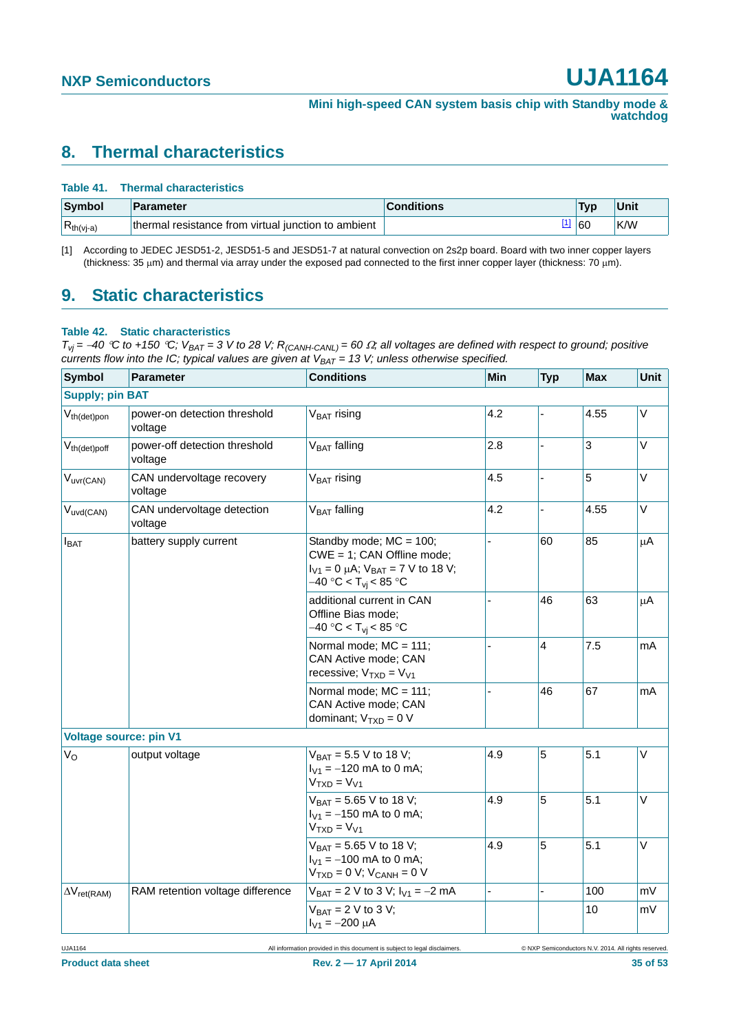## 8. Thermal characteristics

**Table 41. Thermal characteristics**

| Symbol | Parameter | Conditions | Typ | Unit |
|---|---|---|---|---|
| $R_{th(vj-a)}$ | thermal resistance from virtual junction to ambient | [1] | 60 | K/W |

[1] According to JEDEC JESD51-2, JESD51-5 and JESD51-7 at natural convection on 2s2p board. Board with two inner copper layers (thickness: 35 μm) and thermal via array under the exposed pad connected to the first inner copper layer (thickness: 70 μm).

## 9. Static characteristics

**Table 42. Static characteristics**

*$T_{vj}$ = −40 °C to +150 °C; $V_{BAT}$ = 3 V to 28 V; $R_{(CANH-CANL)}$ = 60 Ω; all voltages are defined with respect to ground; positive currents flow into the IC; typical values are given at $V_{BAT}$ = 13 V; unless otherwise specified.*

| Symbol | Parameter | Conditions | Min | Typ | Max | Unit |
|---|---|---|---|---|---|---|
| **Supply; pin BAT** | | | | | | |
| $V_{th(det)pon}$ | power-on detection threshold voltage | $V_{BAT}$ rising | 4.2 | - | 4.55 | V |
| $V_{th(det)poff}$ | power-off detection threshold voltage | $V_{BAT}$ falling | 2.8 | - | 3 | V |
| $V_{uvr(CAN)}$ | CAN undervoltage recovery voltage | $V_{BAT}$ rising | 4.5 | - | 5 | V |
| $V_{uvd(CAN)}$ | CAN undervoltage detection voltage | $V_{BAT}$ falling | 4.2 | - | 4.55 | V |
| $I_{BAT}$ | battery supply current | Standby mode; MC = 100; CWE = 1; CAN Offline mode; $I_{V1}$ = 0 μA; $V_{BAT}$ = 7 V to 18 V; −40 °C < $T_{vj}$ < 85 °C | - | 60 | 85 | μA |
| | | additional current in CAN Offline Bias mode; −40 °C < $T_{vj}$ < 85 °C | - | 46 | 63 | μA |
| | | Normal mode; MC = 111; CAN Active mode; CAN recessive; $V_{TXD}$ = $V_{V1}$ | - | 4 | 7.5 | mA |
| | | Normal mode; MC = 111; CAN Active mode; CAN dominant; $V_{TXD}$ = 0 V | - | 46 | 67 | mA |
| **Voltage source: pin V1** | | | | | | |
| $V_O$ | output voltage | $V_{BAT}$ = 5.5 V to 18 V; $I_{V1}$ = −120 mA to 0 mA; $V_{TXD}$ = $V_{V1}$ | 4.9 | 5 | 5.1 | V |
| | | $V_{BAT}$ = 5.65 V to 18 V; $I_{V1}$ = −150 mA to 0 mA; $V_{TXD}$ = $V_{V1}$ | 4.9 | 5 | 5.1 | V |
| | | $V_{BAT}$ = 5.65 V to 18 V; $I_{V1}$ = −100 mA to 0 mA; $V_{TXD}$ = 0 V; $V_{CANH}$ = 0 V | 4.9 | 5 | 5.1 | V |
| $\Delta V_{ret(RAM)}$ | RAM retention voltage difference | $V_{BAT}$ = 2 V to 3 V; $I_{V1}$ = −2 mA | - | - | 100 | mV |
| | | $V_{BAT}$ = 2 V to 3 V; $I_{V1}$ = −200 μA | | | 10 | mV |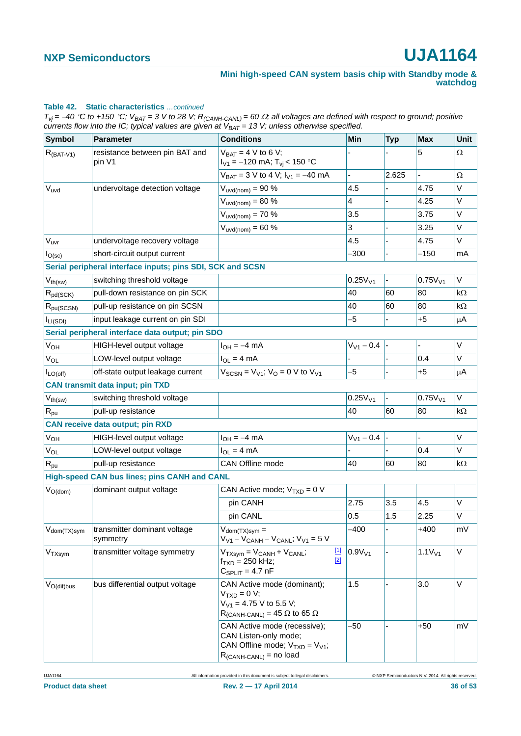**Table 42. Static characteristics** *...continued*

*$T_{vj}$ = −40 °C to +150 °C; $V_{BAT}$ = 3 V to 28 V; $R_{(CANH-CANL)}$ = 60 Ω; all voltages are defined with respect to ground; positive currents flow into the IC; typical values are given at $V_{BAT}$ = 13 V; unless otherwise specified.*

| Symbol | Parameter | Conditions | Min | Typ | Max | Unit |
|---|---|---|---|---|---|---|
| $R_{(BAT-V1)}$ | resistance between pin BAT and pin V1 | $V_{BAT}$ = 4 V to 6 V; $I_{V1}$ = −120 mA; $T_{vj}$ < 150 °C | - | - | 5 | Ω |
| | | $V_{BAT}$ = 3 V to 4 V; $I_{V1}$ = −40 mA | - | 2.625 | - | Ω |
| $V_{uvd}$ | undervoltage detection voltage | $V_{uvd(nom)}$ = 90 % | 4.5 | - | 4.75 | V |
| | | $V_{uvd(nom)}$ = 80 % | 4 | - | 4.25 | V |
| | | $V_{uvd(nom)}$ = 70 % | 3.5 | | 3.75 | V |
| | | $V_{uvd(nom)}$ = 60 % | 3 | - | 3.25 | V |
| $V_{uvr}$ | undervoltage recovery voltage | | 4.5 | - | 4.75 | V |
| $I_{O(sc)}$ | short-circuit output current | | −300 | - | −150 | mA |
| **Serial peripheral interface inputs; pins SDI, SCK and SCSN** | | | | | | |
| $V_{th(sw)}$ | switching threshold voltage | | $0.25V_{V1}$ | - | $0.75V_{V1}$ | V |
| $R_{pd(SCK)}$ | pull-down resistance on pin SCK | | 40 | 60 | 80 | kΩ |
| $R_{pu(SCSN)}$ | pull-up resistance on pin SCSN | | 40 | 60 | 80 | kΩ |
| $I_{LI(SDI)}$ | input leakage current on pin SDI | | −5 | - | +5 | μA |
| **Serial peripheral interface data output; pin SDO** | | | | | | |
| $V_{OH}$ | HIGH-level output voltage | $I_{OH}$ = −4 mA | $V_{V1}$ − 0.4 | - | - | V |
| $V_{OL}$ | LOW-level output voltage | $I_{OL}$ = 4 mA | - | - | 0.4 | V |
| $I_{LO(off)}$ | off-state output leakage current | $V_{SCSN}$ = $V_{V1}$; $V_O$ = 0 V to $V_{V1}$ | −5 | - | +5 | μA |
| **CAN transmit data input; pin TXD** | | | | | | |
| $V_{th(sw)}$ | switching threshold voltage | | $0.25V_{V1}$ | - | $0.75V_{V1}$ | V |
| $R_{pu}$ | pull-up resistance | | 40 | 60 | 80 | kΩ |
| **CAN receive data output; pin RXD** | | | | | | |
| $V_{OH}$ | HIGH-level output voltage | $I_{OH}$ = −4 mA | $V_{V1}$ − 0.4 | - | - | V |
| $V_{OL}$ | LOW-level output voltage | $I_{OL}$ = 4 mA | - | - | 0.4 | V |
| $R_{pu}$ | pull-up resistance | CAN Offline mode | 40 | 60 | 80 | kΩ |
| **High-speed CAN bus lines; pins CANH and CANL** | | | | | | |
| $V_{O(dom)}$ | dominant output voltage | CAN Active mode; $V_{TXD}$ = 0 V | | | | |
| | | pin CANH | 2.75 | 3.5 | 4.5 | V |
| | | pin CANL | 0.5 | 1.5 | 2.25 | V |
| $V_{dom(TX)sym}$ | transmitter dominant voltage symmetry | $V_{dom(TX)sym}$ = $V_{V1}$ − $V_{CANH}$ − $V_{CANL}$; $V_{V1}$ = 5 V | −400 | - | +400 | mV |
| $V_{TXsym}$ | transmitter voltage symmetry | $V_{TXsym}$ = $V_{CANH}$ + $V_{CANL}$; $f_{TXD}$ = 250 kHz; $C_{SPLIT}$ = 4.7 nF [1] [2] | $0.9V_{V1}$ | - | $1.1V_{V1}$ | V |
| $V_{O(dif)bus}$ | bus differential output voltage | CAN Active mode (dominant); $V_{TXD}$ = 0 V; $V_{V1}$ = 4.75 V to 5.5 V; $R_{(CANH-CANL)}$ = 45 Ω to 65 Ω | 1.5 | - | 3.0 | V |
| | | CAN Active mode (recessive); CAN Listen-only mode; CAN Offline mode; $V_{TXD}$ = $V_{V1}$; $R_{(CANH-CANL)}$ = no load | −50 | - | +50 | mV |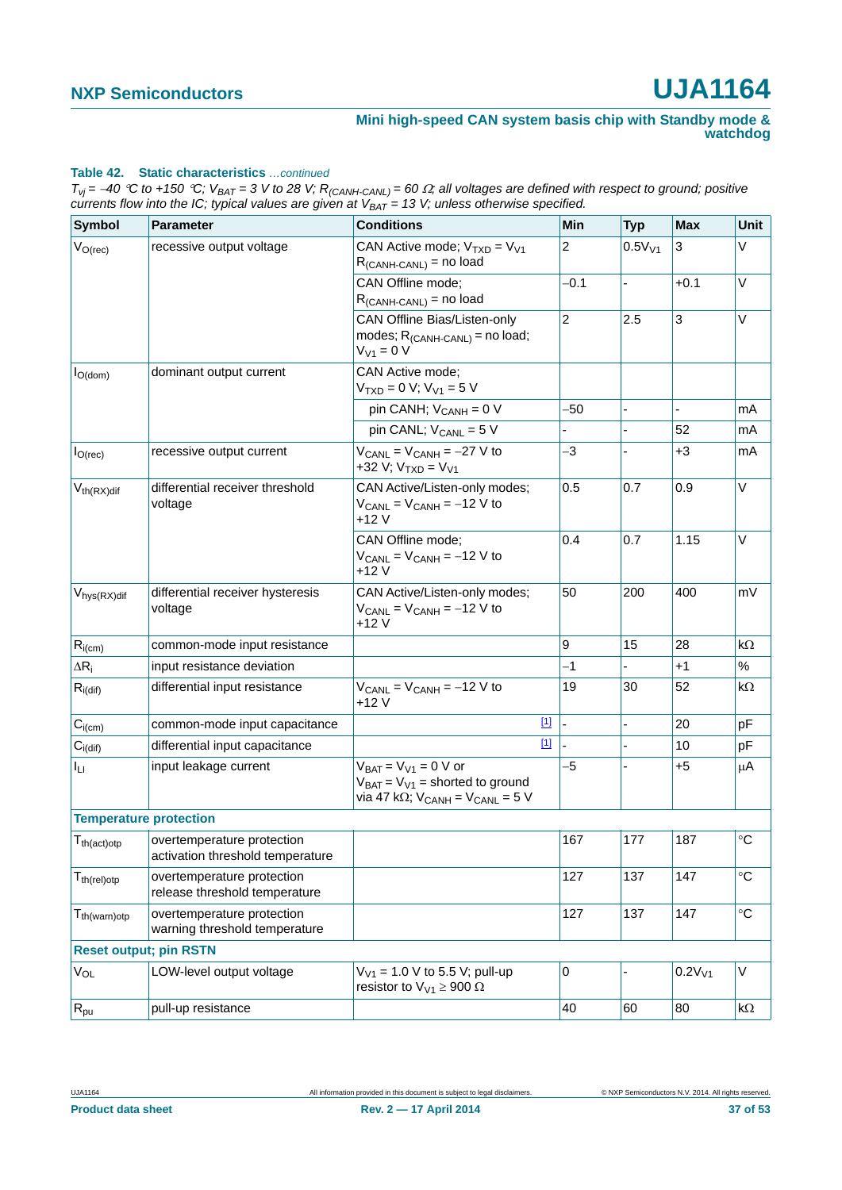**Table 42. Static characteristics** *...continued*

*$T_{vj}$ = −40 °C to +150 °C; $V_{BAT}$ = 3 V to 28 V; $R_{(CANH-CANL)}$ = 60 Ω; all voltages are defined with respect to ground; positive currents flow into the IC; typical values are given at $V_{BAT}$ = 13 V; unless otherwise specified.*

| Symbol | Parameter | Conditions | Min | Typ | Max | Unit |
|---|---|---|---|---|---|---|
| $V_{O(rec)}$ | recessive output voltage | CAN Active mode; $V_{TXD}$ = $V_{V1}$ $R_{(CANH-CANL)}$ = no load | 2 | $0.5V_{V1}$ | 3 | V |
| | | CAN Offline mode; $R_{(CANH-CANL)}$ = no load | −0.1 | - | +0.1 | V |
| | | CAN Offline Bias/Listen-only modes; $R_{(CANH-CANL)}$ = no load; $V_{V1}$ = 0 V | 2 | 2.5 | 3 | V |
| $I_{O(dom)}$ | dominant output current | CAN Active mode; $V_{TXD}$ = 0 V; $V_{V1}$ = 5 V | | | | |
| | | pin CANH; $V_{CANH}$ = 0 V | −50 | - | - | mA |
| | | pin CANL; $V_{CANL}$ = 5 V | - | - | 52 | mA |
| $I_{O(rec)}$ | recessive output current | $V_{CANL}$ = $V_{CANH}$ = −27 V to +32 V; $V_{TXD}$ = $V_{V1}$ | −3 | - | +3 | mA |
| $V_{th(RX)dif}$ | differential receiver threshold voltage | CAN Active/Listen-only modes; $V_{CANL}$ = $V_{CANH}$ = −12 V to +12 V | 0.5 | 0.7 | 0.9 | V |
| | | CAN Offline mode; $V_{CANL}$ = $V_{CANH}$ = −12 V to +12 V | 0.4 | 0.7 | 1.15 | V |
| $V_{hys(RX)dif}$ | differential receiver hysteresis voltage | CAN Active/Listen-only modes; $V_{CANL}$ = $V_{CANH}$ = −12 V to +12 V | 50 | 200 | 400 | mV |
| $R_{i(cm)}$ | common-mode input resistance | | 9 | 15 | 28 | kΩ |
| $\Delta R_i$ | input resistance deviation | | −1 | - | +1 | % |
| $R_{i(dif)}$ | differential input resistance | $V_{CANL}$ = $V_{CANH}$ = −12 V to +12 V | 19 | 30 | 52 | kΩ |
| $C_{i(cm)}$ | common-mode input capacitance | [1] | - | - | 20 | pF |
| $C_{i(dif)}$ | differential input capacitance | [1] | - | - | 10 | pF |
| $I_{LI}$ | input leakage current | $V_{BAT}$ = $V_{V1}$ = 0 V or $V_{BAT}$ = $V_{V1}$ = shorted to ground via 47 kΩ; $V_{CANH}$ = $V_{CANL}$ = 5 V | −5 | - | +5 | μA |
| **Temperature protection** | | | | | | |
| $T_{th(act)otp}$ | overtemperature protection activation threshold temperature | | 167 | 177 | 187 | °C |
| $T_{th(rel)otp}$ | overtemperature protection release threshold temperature | | 127 | 137 | 147 | °C |
| $T_{th(warn)otp}$ | overtemperature protection warning threshold temperature | | 127 | 137 | 147 | °C |
| **Reset output; pin RSTN** | | | | | | |
| $V_{OL}$ | LOW-level output voltage | $V_{V1}$ = 1.0 V to 5.5 V; pull-up resistor to $V_{V1}$ ≥ 900 Ω | 0 | - | $0.2V_{V1}$ | V |
| $R_{pu}$ | pull-up resistance | | 40 | 60 | 80 | kΩ |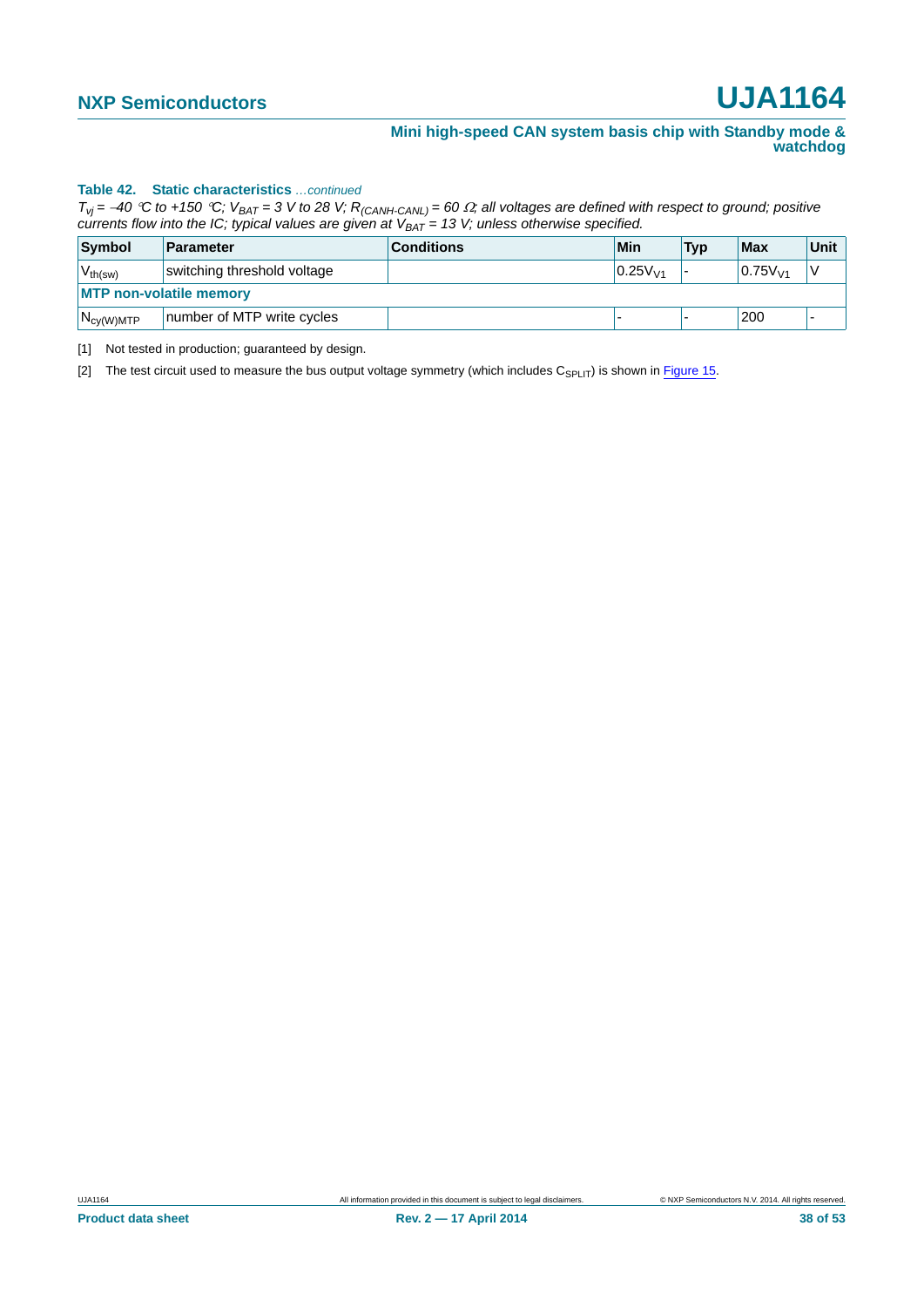**Table 42. Static characteristics** *…continued*

*$T_{vj}$ = −40 °C to +150 °C; $V_{BAT}$ = 3 V to 28 V; $R_{(CANH-CANL)}$ = 60 Ω; all voltages are defined with respect to ground; positive currents flow into the IC; typical values are given at $V_{BAT}$ = 13 V; unless otherwise specified.*

| Symbol | Parameter | Conditions | Min | Typ | Max | Unit |
|---|---|---|---|---|---|---|
| $V_{th(sw)}$ | switching threshold voltage | | $0.25V_{V1}$ | - | $0.75V_{V1}$ | V |
| **MTP non-volatile memory** | | | | | | |
| $N_{cy(W)MTP}$ | number of MTP write cycles | | - | - | 200 | - |

[1] Not tested in production; guaranteed by design.

[2] The test circuit used to measure the bus output voltage symmetry (which includes $C_{SPLIT}$) is shown in Figure 15.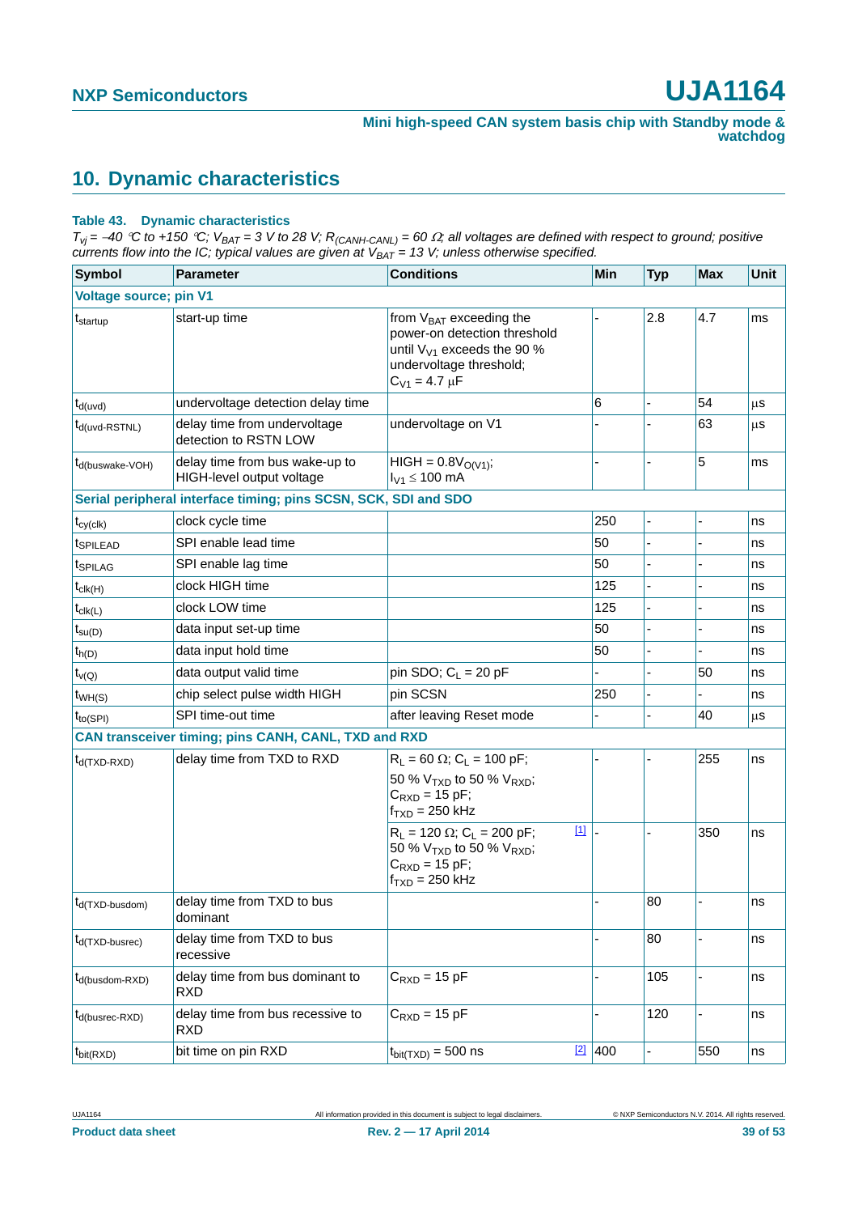## 10. Dynamic characteristics

**Table 43. Dynamic characteristics**

*$T_{vj}$ = −40 °C to +150 °C; $V_{BAT}$ = 3 V to 28 V; $R_{(CANH-CANL)}$ = 60 Ω; all voltages are defined with respect to ground; positive currents flow into the IC; typical values are given at $V_{BAT}$ = 13 V; unless otherwise specified.*

| Symbol | Parameter | Conditions | Min | Typ | Max | Unit |
|---|---|---|---|---|---|---|
| **Voltage source; pin V1** | | | | | | |
| $t_{startup}$ | start-up time | from $V_{BAT}$ exceeding the power-on detection threshold until $V_{V1}$ exceeds the 90 % undervoltage threshold; $C_{V1}$ = 4.7 μF | - | 2.8 | 4.7 | ms |
| $t_{d(uvd)}$ | undervoltage detection delay time | | 6 | - | 54 | μs |
| $t_{d(uvd-RSTNL)}$ | delay time from undervoltage detection to RSTN LOW | undervoltage on V1 | - | - | 63 | μs |
| $t_{d(buswake-VOH)}$ | delay time from bus wake-up to HIGH-level output voltage | HIGH = $0.8V_{O(V1)}$; $I_{V1}$ ≤ 100 mA | - | - | 5 | ms |
| **Serial peripheral interface timing; pins SCSN, SCK, SDI and SDO** | | | | | | |
| $t_{cy(clk)}$ | clock cycle time | | 250 | - | - | ns |
| $t_{SPILEAD}$ | SPI enable lead time | | 50 | - | - | ns |
| $t_{SPILAG}$ | SPI enable lag time | | 50 | - | - | ns |
| $t_{clk(H)}$ | clock HIGH time | | 125 | - | - | ns |
| $t_{clk(L)}$ | clock LOW time | | 125 | - | - | ns |
| $t_{su(D)}$ | data input set-up time | | 50 | - | - | ns |
| $t_{h(D)}$ | data input hold time | | 50 | - | - | ns |
| $t_{v(Q)}$ | data output valid time | pin SDO; $C_L$ = 20 pF | - | - | 50 | ns |
| $t_{WH(S)}$ | chip select pulse width HIGH | pin SCSN | 250 | - | - | ns |
| $t_{to(SPI)}$ | SPI time-out time | after leaving Reset mode | - | - | 40 | μs |
| **CAN transceiver timing; pins CANH, CANL, TXD and RXD** | | | | | | |
| $t_{d(TXD-RXD)}$ | delay time from TXD to RXD | $R_L$ = 60 Ω; $C_L$ = 100 pF; 50 % $V_{TXD}$ to 50 % $V_{RXD}$; $C_{RXD}$ = 15 pF; $f_{TXD}$ = 250 kHz | - | - | 255 | ns |
| | | $R_L$ = 120 Ω; $C_L$ = 200 pF; 50 % $V_{TXD}$ to 50 % $V_{RXD}$; $C_{RXD}$ = 15 pF; $f_{TXD}$ = 250 kHz [1] | - | - | 350 | ns |
| $t_{d(TXD-busdom)}$ | delay time from TXD to bus dominant | | - | 80 | - | ns |
| $t_{d(TXD-busrec)}$ | delay time from TXD to bus recessive | | - | 80 | - | ns |
| $t_{d(busdom-RXD)}$ | delay time from bus dominant to RXD | $C_{RXD}$ = 15 pF | - | 105 | - | ns |
| $t_{d(busrec-RXD)}$ | delay time from bus recessive to RXD | $C_{RXD}$ = 15 pF | - | 120 | - | ns |
| $t_{bit(RXD)}$ | bit time on pin RXD | $t_{bit(TXD)}$ = 500 ns [2] | 400 | - | 550 | ns |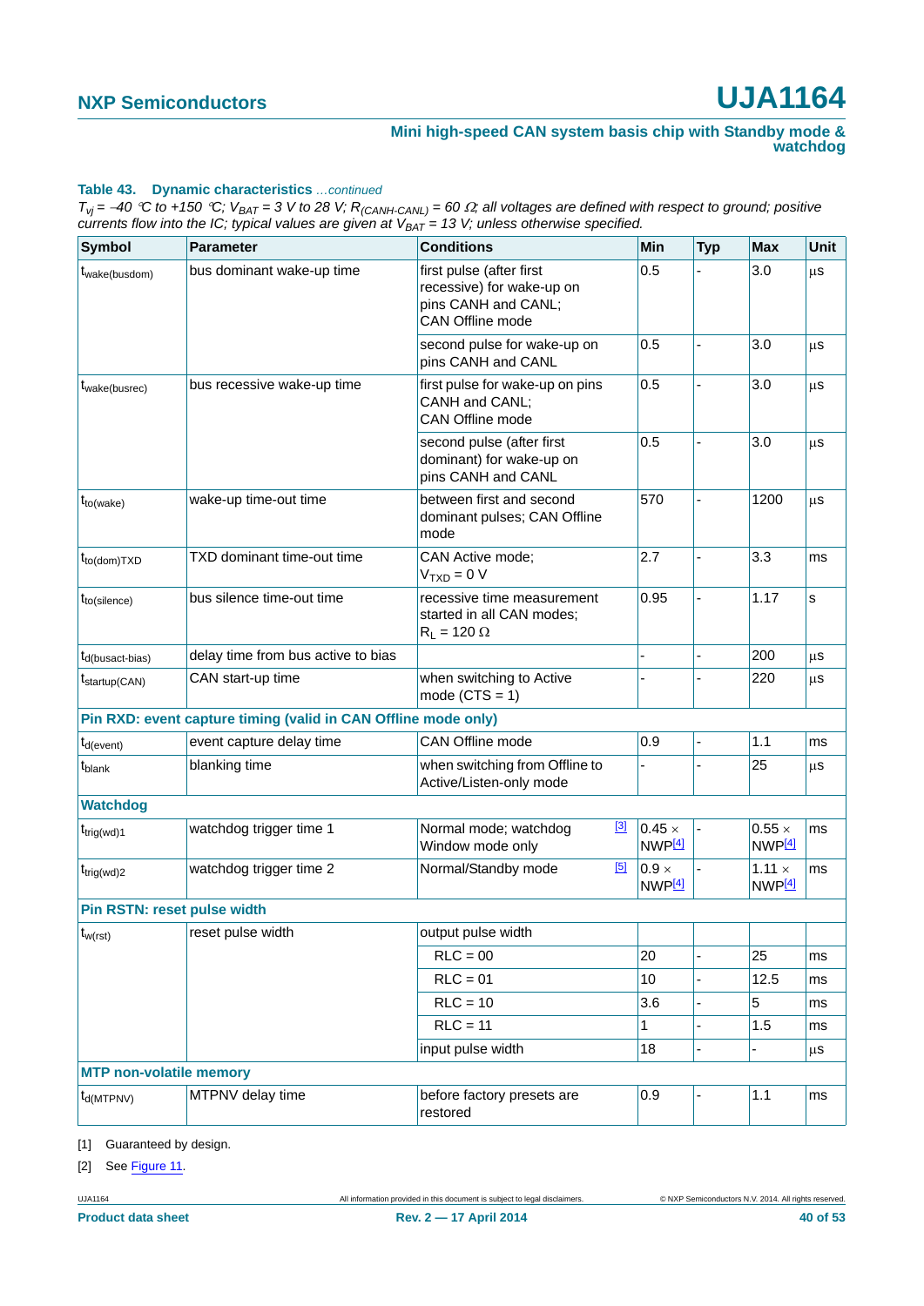**Table 43. Dynamic characteristics** *...continued*

*$T_{vj}$ = −40 °C to +150 °C; $V_{BAT}$ = 3 V to 28 V; $R_{(CANH-CANL)}$ = 60 Ω; all voltages are defined with respect to ground; positive currents flow into the IC; typical values are given at $V_{BAT}$ = 13 V; unless otherwise specified.*

| Symbol | Parameter | Conditions | Min | Typ | Max | Unit |
|---|---|---|---|---|---|---|
| $t_{wake(busdom)}$ | bus dominant wake-up time | first pulse (after first recessive) for wake-up on pins CANH and CANL; CAN Offline mode | 0.5 | - | 3.0 | μs |
| | | second pulse for wake-up on pins CANH and CANL | 0.5 | - | 3.0 | μs |
| $t_{wake(busrec)}$ | bus recessive wake-up time | first pulse for wake-up on pins CANH and CANL; CAN Offline mode | 0.5 | - | 3.0 | μs |
| | | second pulse (after first dominant) for wake-up on pins CANH and CANL | 0.5 | - | 3.0 | μs |
| $t_{to(wake)}$ | wake-up time-out time | between first and second dominant pulses; CAN Offline mode | 570 | - | 1200 | μs |
| $t_{to(dom)TXD}$ | TXD dominant time-out time | CAN Active mode; $V_{TXD}$ = 0 V | 2.7 | - | 3.3 | ms |
| $t_{to(silence)}$ | bus silence time-out time | recessive time measurement started in all CAN modes; $R_L$ = 120 Ω | 0.95 | - | 1.17 | s |
| $t_{d(busact-bias)}$ | delay time from bus active to bias | | - | - | 200 | μs |
| $t_{startup(CAN)}$ | CAN start-up time | when switching to Active mode (CTS = 1) | - | - | 220 | μs |
| **Pin RXD: event capture timing (valid in CAN Offline mode only)** | | | | | | |
| $t_{d(event)}$ | event capture delay time | CAN Offline mode | 0.9 | - | 1.1 | ms |
| $t_{blank}$ | blanking time | when switching from Offline to Active/Listen-only mode | - | - | 25 | μs |
| **Watchdog** | | | | | | |
| $t_{trig(wd)1}$ | watchdog trigger time 1 | Normal mode; watchdog Window mode only [3] | 0.45 × NWP[4] | - | 0.55 × NWP[4] | ms |
| $t_{trig(wd)2}$ | watchdog trigger time 2 | Normal/Standby mode [5] | 0.9 × NWP[4] | - | 1.11 × NWP[4] | ms |
| **Pin RSTN: reset pulse width** | | | | | | |
| $t_{w(rst)}$ | reset pulse width | output pulse width | | | | |
| | | RLC = 00 | 20 | - | 25 | ms |
| | | RLC = 01 | 10 | - | 12.5 | ms |
| | | RLC = 10 | 3.6 | - | 5 | ms |
| | | RLC = 11 | 1 | - | 1.5 | ms |
| | | input pulse width | 18 | - | - | μs |
| **MTP non-volatile memory** | | | | | | |
| $t_{d(MTPNV)}$ | MTPNV delay time | before factory presets are restored | 0.9 | - | 1.1 | ms |

[1] Guaranteed by design.

[2] See Figure 11.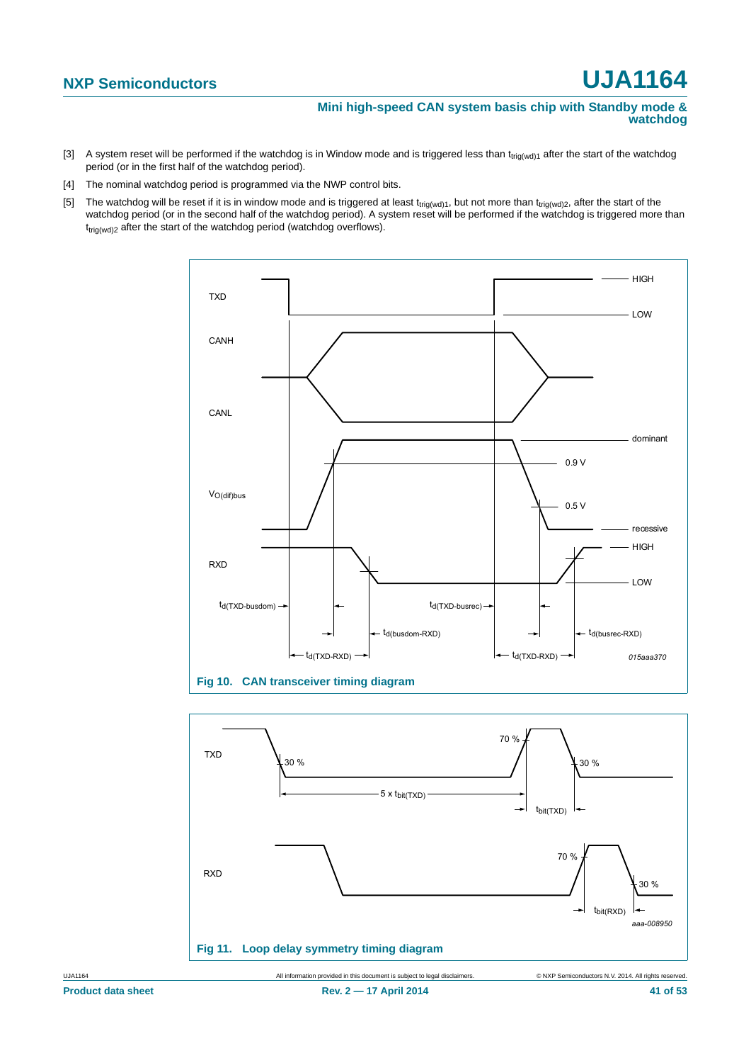[3] A system reset will be performed if the watchdog is in Window mode and is triggered less than $t_{trig(wd)1}$ after the start of the watchdog period (or in the first half of the watchdog period).

[4] The nominal watchdog period is programmed via the NWP control bits.

[5] The watchdog will be reset if it is in window mode and is triggered at least $t_{trig(wd)1}$, but not more than $t_{trig(wd)2}$, after the start of the watchdog period (or in the second half of the watchdog period). A system reset will be performed if the watchdog is triggered more than $t_{trig(wd)2}$ after the start of the watchdog period (watchdog overflows).

**Fig 10. CAN transceiver timing diagram**

**Fig 11. Loop delay symmetry timing diagram**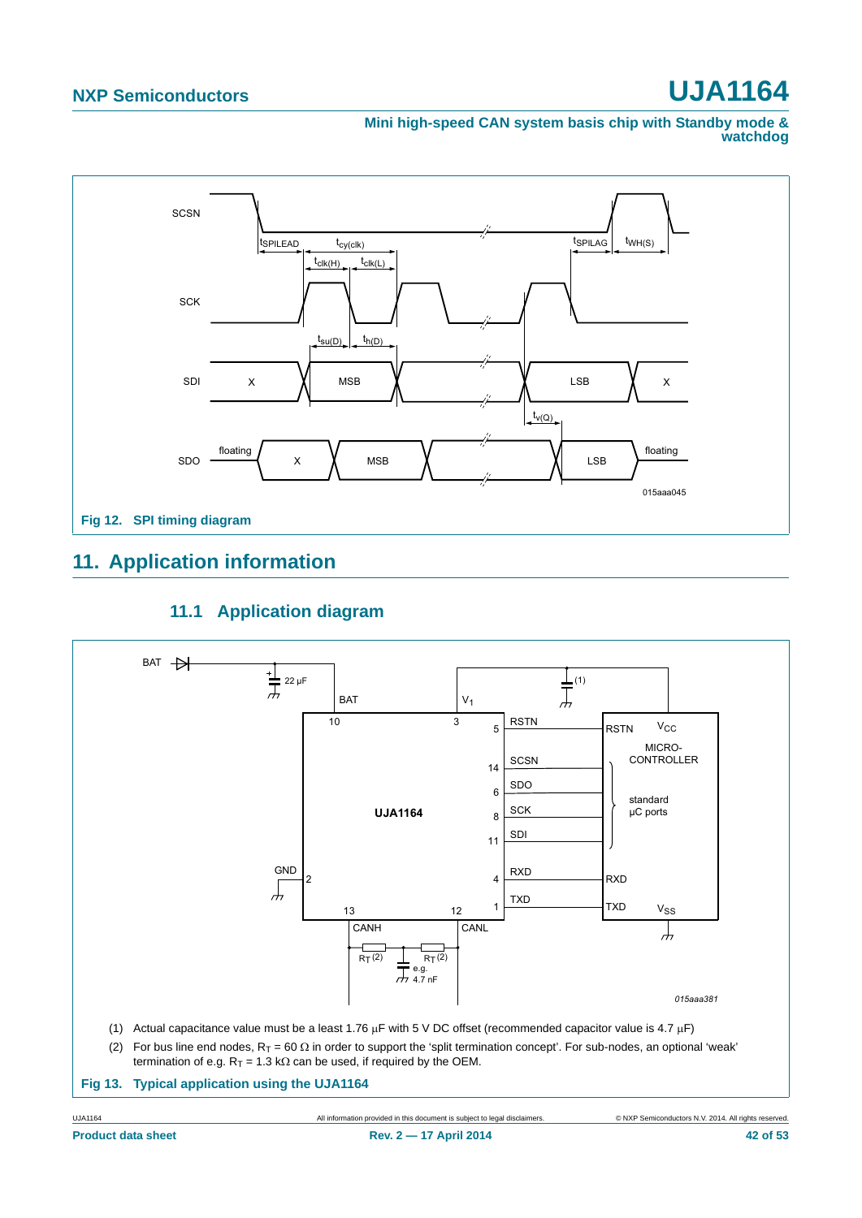Fig 12. SPI timing diagram

## 11. Application information

### 11.1 Application diagram

(1) Actual capacitance value must be a least 1.76 μF with 5 V DC offset (recommended capacitor value is 4.7 μF)

(2) For bus line end nodes, $R_T$ = 60 Ω in order to support the 'split termination concept'. For sub-nodes, an optional 'weak' termination of e.g. $R_T$ = 1.3 kΩ can be used, if required by the OEM.

Fig 13. Typical application using the UJA1164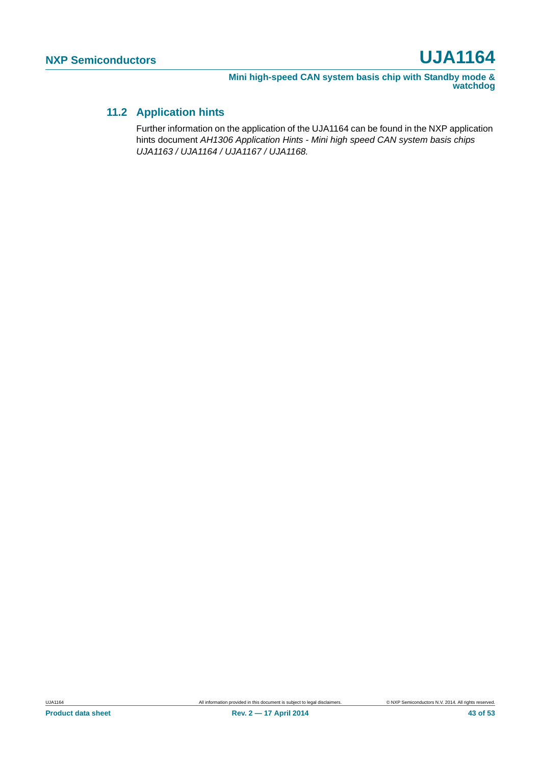### 11.2 Application hints

Further information on the application of the UJA1164 can be found in the NXP application hints document *AH1306 Application Hints - Mini high speed CAN system basis chips UJA1163 / UJA1164 / UJA1167 / UJA1168.*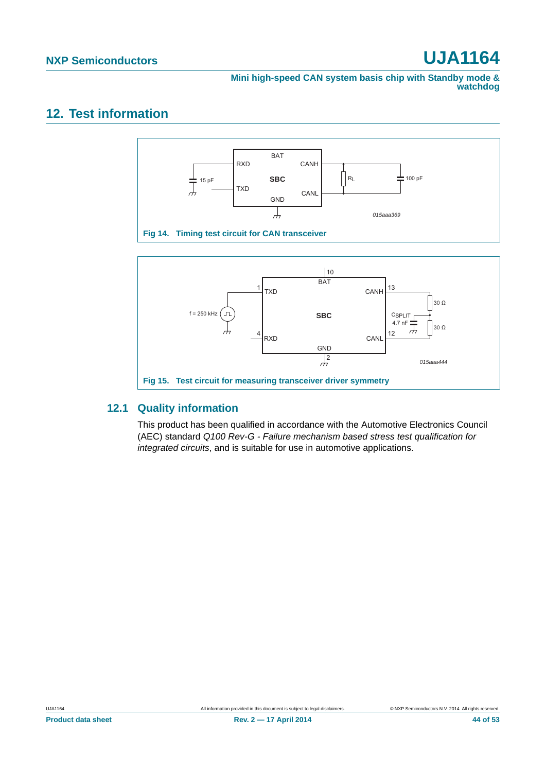# 12. Test information

Fig 14. Timing test circuit for CAN transceiver

Fig 15. Test circuit for measuring transceiver driver symmetry

## 12.1 Quality information

This product has been qualified in accordance with the Automotive Electronics Council (AEC) standard *Q100 Rev-G - Failure mechanism based stress test qualification for integrated circuits*, and is suitable for use in automotive applications.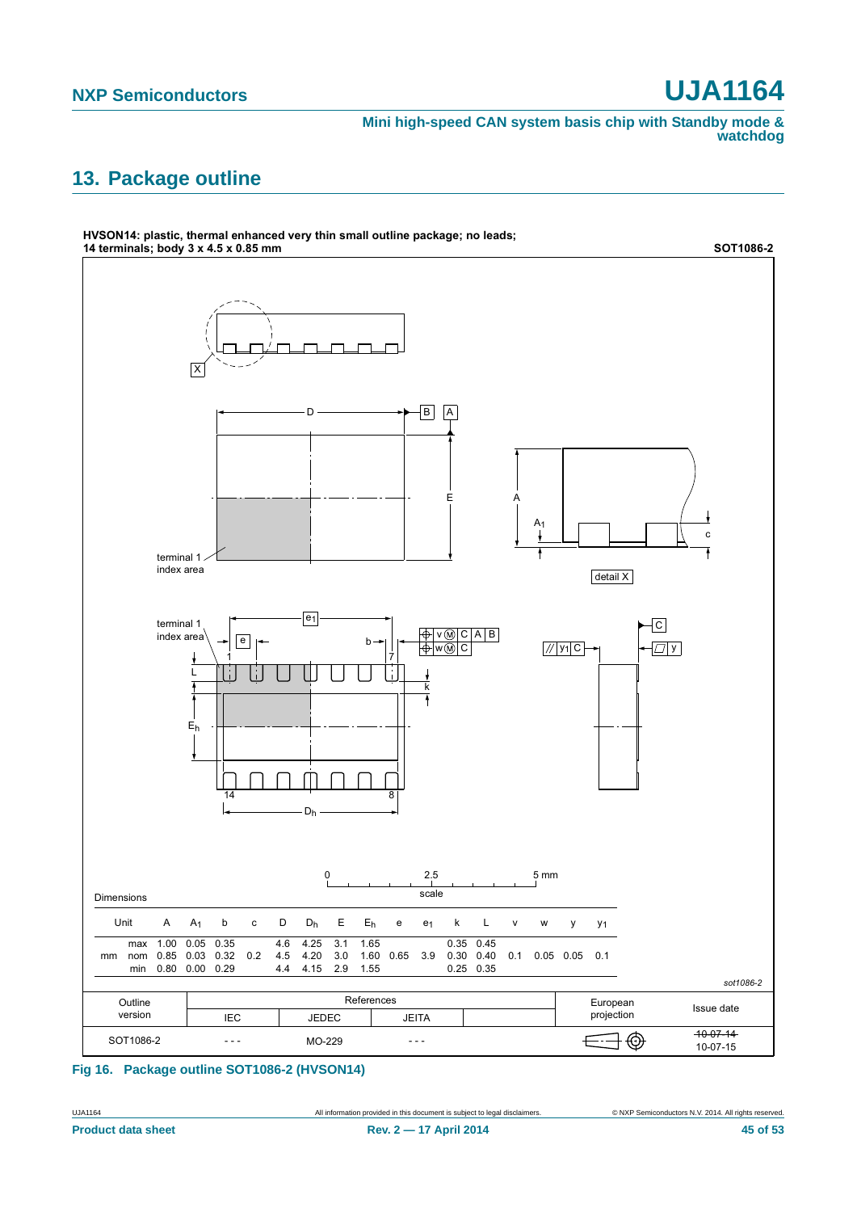## 13. Package outline

**HVSON14: plastic, thermal enhanced very thin small outline package; no leads; 14 terminals; body 3 x 4.5 x 0.85 mm** — **SOT1086-2**

Dimensions

| Unit | | A | $A_1$ | b | c | D | $D_h$ | E | $E_h$ | e | $e_1$ | k | L | v | w | y | $y_1$ |
|---|---|---|---|---|---|---|---|---|---|---|---|---|---|---|---|---|---|
| mm | max | 1.00 | 0.05 | 0.35 | | 4.6 | 4.25 | 3.1 | 1.65 | | | 0.35 | 0.45 | | | | |
| | nom | 0.85 | 0.03 | 0.32 | 0.2 | 4.5 | 4.20 | 3.0 | 1.60 | 0.65 | 3.9 | 0.30 | 0.40 | 0.1 | 0.05 | 0.05 | 0.1 |
| | min | 0.80 | 0.00 | 0.29 | | 4.4 | 4.15 | 2.9 | 1.55 | | | 0.25 | 0.35 | | | | |

*sot1086-2*

| Outline version | References | | | | European projection | Issue date |
|---|---|---|---|---|---|---|
| | IEC | JEDEC | JEITA | | | |
| SOT1086-2 | - - - | MO-229 | - - - | | | ~~10-07-14~~ 10-07-15 |

**Fig 16. Package outline SOT1086-2 (HVSON14)**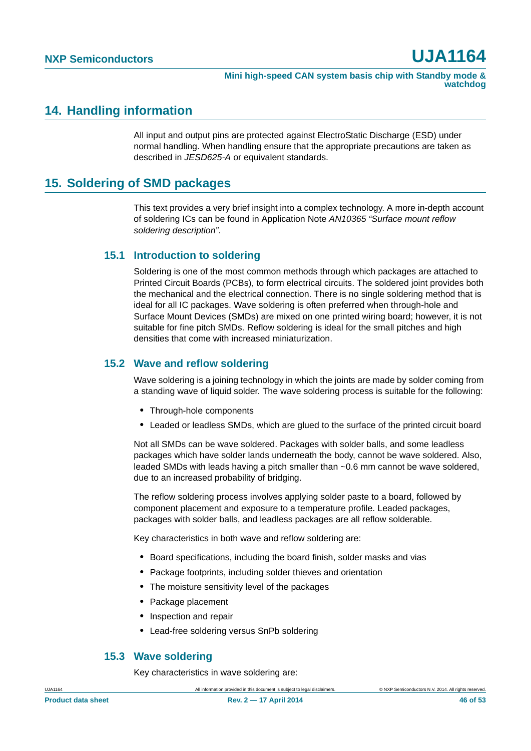## 14. Handling information

All input and output pins are protected against ElectroStatic Discharge (ESD) under normal handling. When handling ensure that the appropriate precautions are taken as described in *JESD625-A* or equivalent standards.

## 15. Soldering of SMD packages

This text provides a very brief insight into a complex technology. A more in-depth account of soldering ICs can be found in Application Note *AN10365 "Surface mount reflow soldering description"*.

### 15.1 Introduction to soldering

Soldering is one of the most common methods through which packages are attached to Printed Circuit Boards (PCBs), to form electrical circuits. The soldered joint provides both the mechanical and the electrical connection. There is no single soldering method that is ideal for all IC packages. Wave soldering is often preferred when through-hole and Surface Mount Devices (SMDs) are mixed on one printed wiring board; however, it is not suitable for fine pitch SMDs. Reflow soldering is ideal for the small pitches and high densities that come with increased miniaturization.

### 15.2 Wave and reflow soldering

Wave soldering is a joining technology in which the joints are made by solder coming from a standing wave of liquid solder. The wave soldering process is suitable for the following:

- Through-hole components
- Leaded or leadless SMDs, which are glued to the surface of the printed circuit board

Not all SMDs can be wave soldered. Packages with solder balls, and some leadless packages which have solder lands underneath the body, cannot be wave soldered. Also, leaded SMDs with leads having a pitch smaller than ~0.6 mm cannot be wave soldered, due to an increased probability of bridging.

The reflow soldering process involves applying solder paste to a board, followed by component placement and exposure to a temperature profile. Leaded packages, packages with solder balls, and leadless packages are all reflow solderable.

Key characteristics in both wave and reflow soldering are:

- Board specifications, including the board finish, solder masks and vias
- Package footprints, including solder thieves and orientation
- The moisture sensitivity level of the packages
- Package placement
- Inspection and repair
- Lead-free soldering versus SnPb soldering

### 15.3 Wave soldering

Key characteristics in wave soldering are: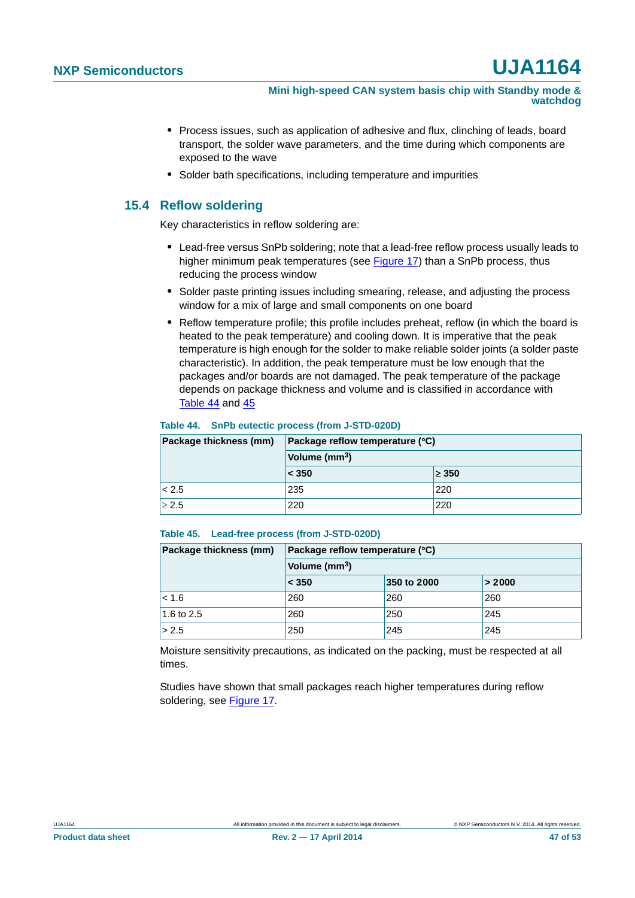- Process issues, such as application of adhesive and flux, clinching of leads, board transport, the solder wave parameters, and the time during which components are exposed to the wave
- Solder bath specifications, including temperature and impurities

## 15.4 Reflow soldering

Key characteristics in reflow soldering are:

- Lead-free versus SnPb soldering; note that a lead-free reflow process usually leads to higher minimum peak temperatures (see Figure 17) than a SnPb process, thus reducing the process window
- Solder paste printing issues including smearing, release, and adjusting the process window for a mix of large and small components on one board
- Reflow temperature profile; this profile includes preheat, reflow (in which the board is heated to the peak temperature) and cooling down. It is imperative that the peak temperature is high enough for the solder to make reliable solder joints (a solder paste characteristic). In addition, the peak temperature must be low enough that the packages and/or boards are not damaged. The peak temperature of the package depends on package thickness and volume and is classified in accordance with Table 44 and 45

**Table 44. SnPb eutectic process (from J-STD-020D)**

| Package thickness (mm) | Package reflow temperature (°C) | |
|---|---|---|
| | Volume ($mm^3$) | |
| | < 350 | ≥ 350 |
| < 2.5 | 235 | 220 |
| ≥ 2.5 | 220 | 220 |

**Table 45. Lead-free process (from J-STD-020D)**

| Package thickness (mm) | Package reflow temperature (°C) | | |
|---|---|---|---|
| | Volume ($mm^3$) | | |
| | < 350 | 350 to 2000 | > 2000 |
| < 1.6 | 260 | 260 | 260 |
| 1.6 to 2.5 | 260 | 250 | 245 |
| > 2.5 | 250 | 245 | 245 |

Moisture sensitivity precautions, as indicated on the packing, must be respected at all times.

Studies have shown that small packages reach higher temperatures during reflow soldering, see Figure 17.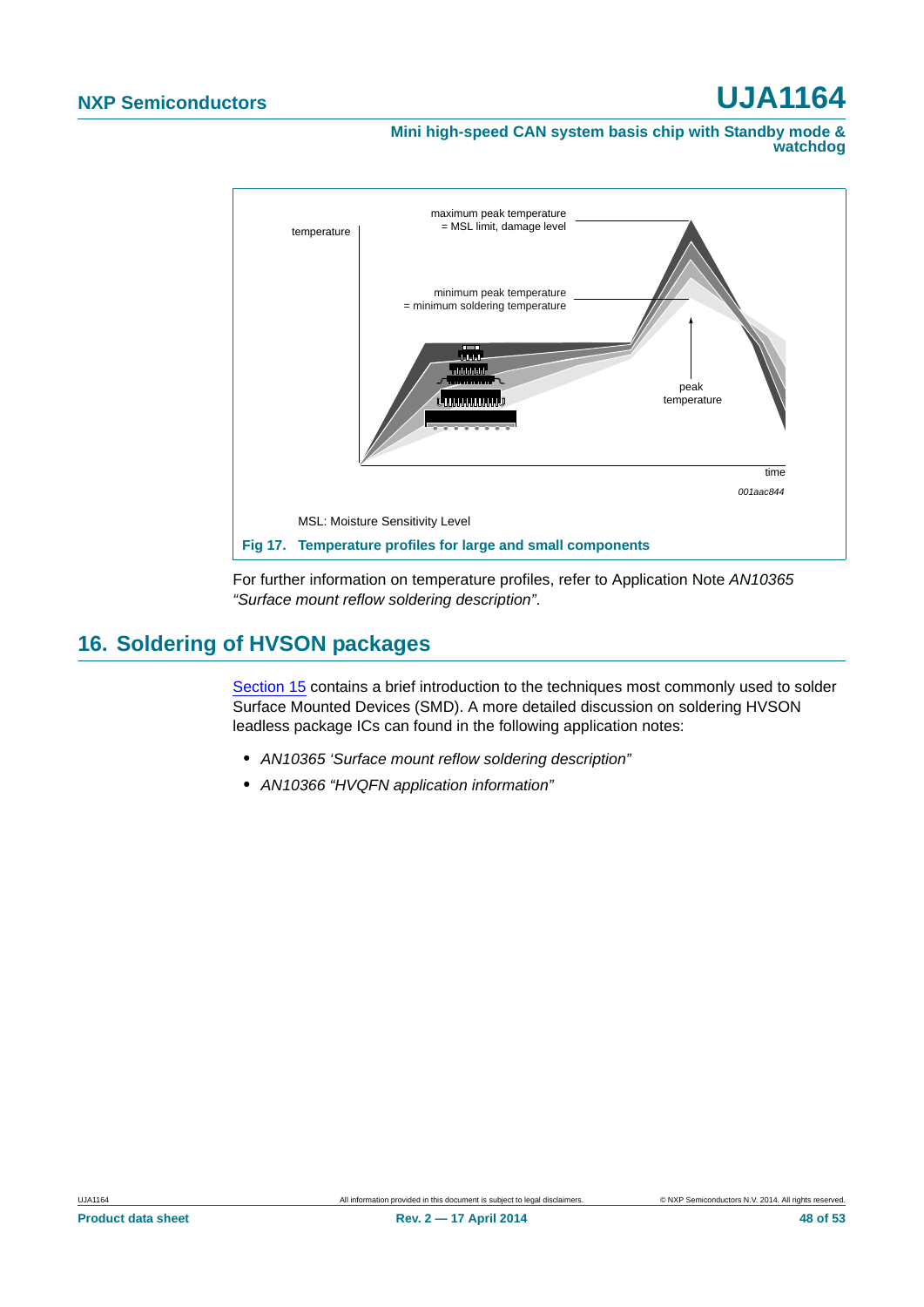MSL: Moisture Sensitivity Level

**Fig 17. Temperature profiles for large and small components**

For further information on temperature profiles, refer to Application Note *AN10365 "Surface mount reflow soldering description"*.

## 16. Soldering of HVSON packages

Section 15 contains a brief introduction to the techniques most commonly used to solder Surface Mounted Devices (SMD). A more detailed discussion on soldering HVSON leadless package ICs can found in the following application notes:

- *AN10365 'Surface mount reflow soldering description"*
- *AN10366 "HVQFN application information"*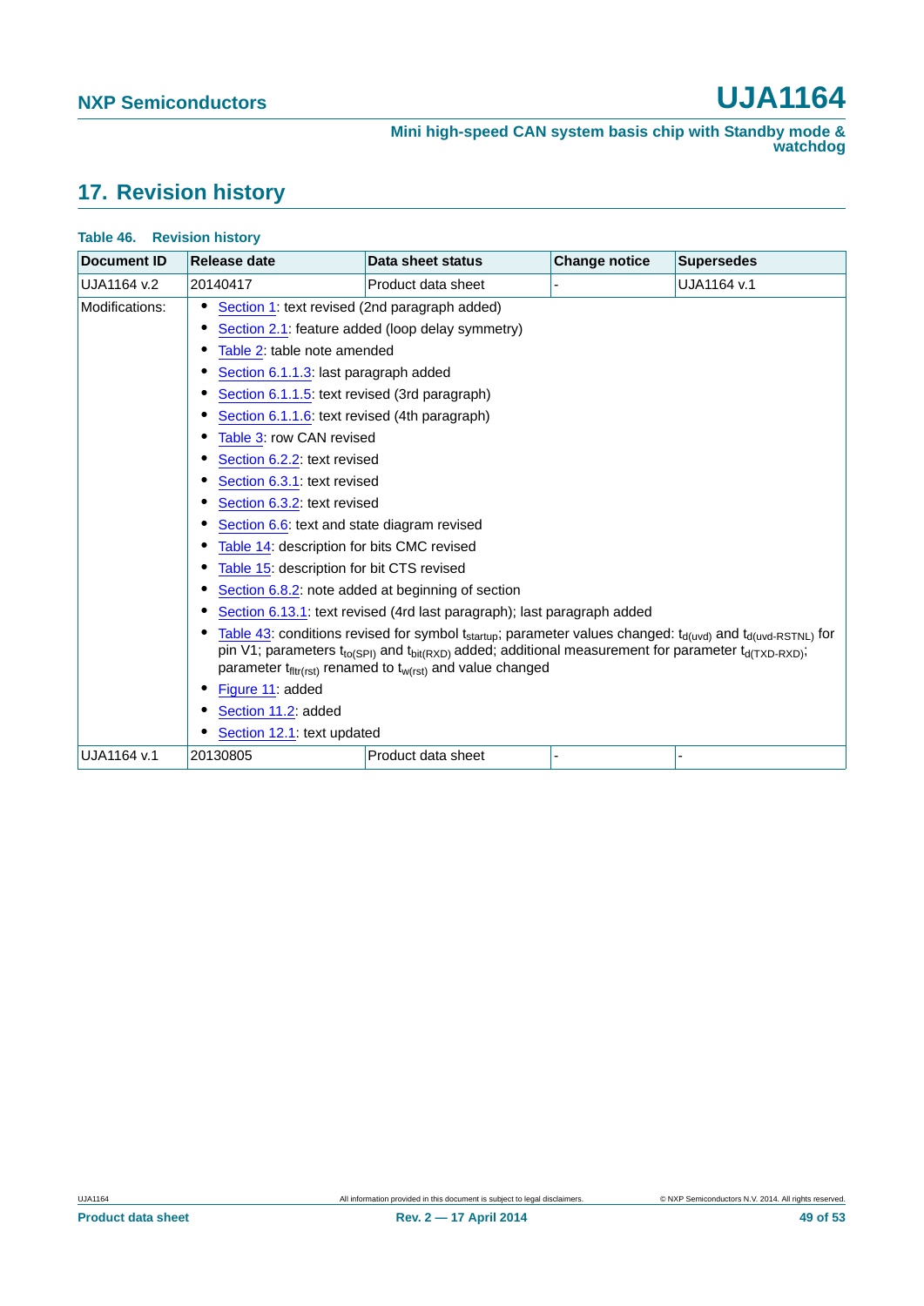## 17. Revision history

**Table 46. Revision history**

| Document ID | Release date | Data sheet status | Change notice | Supersedes |
|---|---|---|---|---|
| UJA1164 v.2 | 20140417 | Product data sheet | - | UJA1164 v.1 |
| Modifications: | • Section 1: text revised (2nd paragraph added)<br>• Section 2.1: feature added (loop delay symmetry)<br>• Table 2: table note amended<br>• Section 6.1.1.3: last paragraph added<br>• Section 6.1.1.5: text revised (3rd paragraph)<br>• Section 6.1.1.6: text revised (4th paragraph)<br>• Table 3: row CAN revised<br>• Section 6.2.2: text revised<br>• Section 6.3.1: text revised<br>• Section 6.3.2: text revised<br>• Section 6.6: text and state diagram revised<br>• Table 14: description for bits CMC revised<br>• Table 15: description for bit CTS revised<br>• Section 6.8.2: note added at beginning of section<br>• Section 6.13.1: text revised (4rd last paragraph); last paragraph added<br>• Table 43: conditions revised for symbol $t_{startup}$; parameter values changed: $t_{d(uvd)}$ and $t_{d(uvd-RSTNL)}$ for pin V1; parameters $t_{to(SPI)}$ and $t_{bit(RXD)}$ added; additional measurement for parameter $t_{d(TXD-RXD)}$; parameter $t_{fltr(rst)}$ renamed to $t_{w(rst)}$ and value changed<br>• Figure 11: added<br>• Section 11.2: added<br>• Section 12.1: text updated | | | |
| UJA1164 v.1 | 20130805 | Product data sheet | - | - |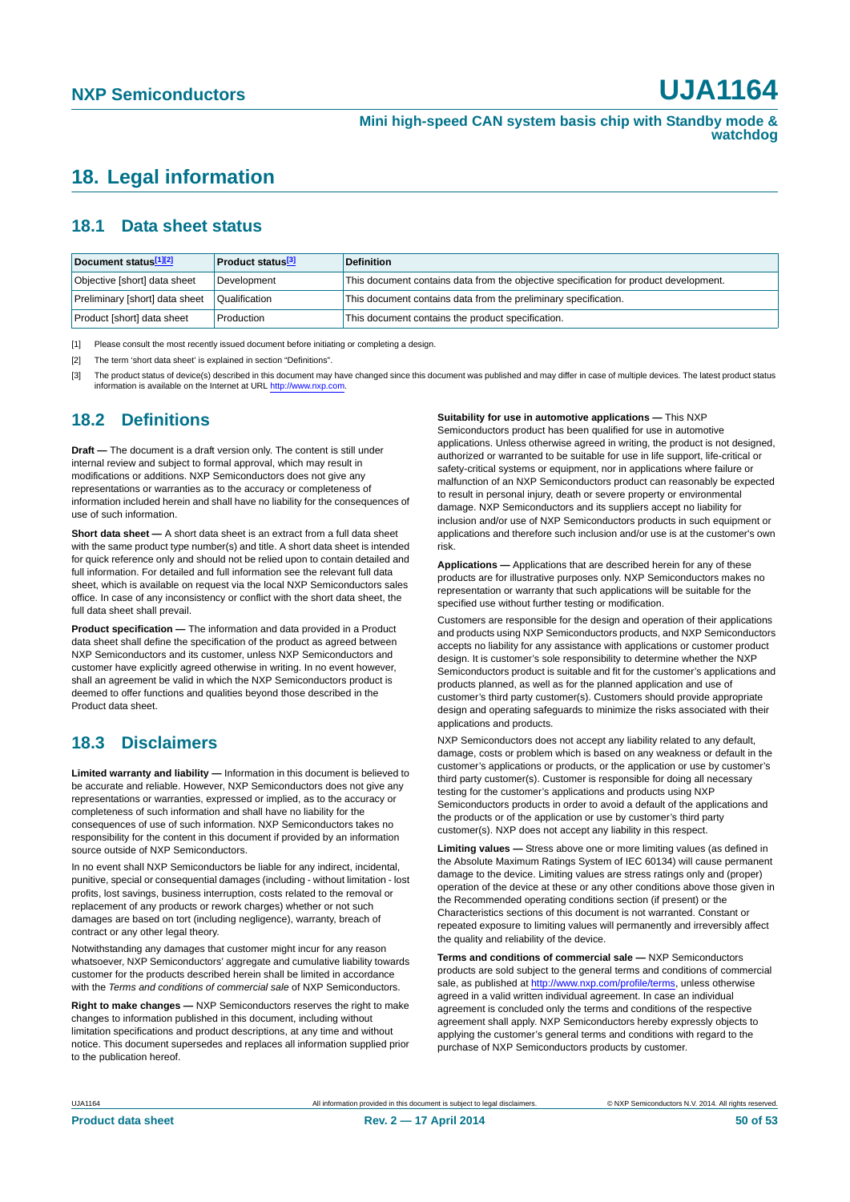# 18. Legal information

## 18.1 Data sheet status

| Document status[1][2] | Product status[3] | Definition |
|---|---|---|
| Objective [short] data sheet | Development | This document contains data from the objective specification for product development. |
| Preliminary [short] data sheet | Qualification | This document contains data from the preliminary specification. |
| Product [short] data sheet | Production | This document contains the product specification. |

[1] Please consult the most recently issued document before initiating or completing a design.

[2] The term 'short data sheet' is explained in section "Definitions".

[3] The product status of device(s) described in this document may have changed since this document was published and may differ in case of multiple devices. The latest product status information is available on the Internet at URL http://www.nxp.com.

## 18.2 Definitions

**Draft —** The document is a draft version only. The content is still under internal review and subject to formal approval, which may result in modifications or additions. NXP Semiconductors does not give any representations or warranties as to the accuracy or completeness of information included herein and shall have no liability for the consequences of use of such information.

**Short data sheet —** A short data sheet is an extract from a full data sheet with the same product type number(s) and title. A short data sheet is intended for quick reference only and should not be relied upon to contain detailed and full information. For detailed and full information see the relevant full data sheet, which is available on request via the local NXP Semiconductors sales office. In case of any inconsistency or conflict with the short data sheet, the full data sheet shall prevail.

**Product specification —** The information and data provided in a Product data sheet shall define the specification of the product as agreed between NXP Semiconductors and its customer, unless NXP Semiconductors and customer have explicitly agreed otherwise in writing. In no event however, shall an agreement be valid in which the NXP Semiconductors product is deemed to offer functions and qualities beyond those described in the Product data sheet.

## 18.3 Disclaimers

**Limited warranty and liability —** Information in this document is believed to be accurate and reliable. However, NXP Semiconductors does not give any representations or warranties, expressed or implied, as to the accuracy or completeness of such information and shall have no liability for the consequences of use of such information. NXP Semiconductors takes no responsibility for the content in this document if provided by an information source outside of NXP Semiconductors.

In no event shall NXP Semiconductors be liable for any indirect, incidental, punitive, special or consequential damages (including - without limitation - lost profits, lost savings, business interruption, costs related to the removal or replacement of any products or rework charges) whether or not such damages are based on tort (including negligence), warranty, breach of contract or any other legal theory.

Notwithstanding any damages that customer might incur for any reason whatsoever, NXP Semiconductors' aggregate and cumulative liability towards customer for the products described herein shall be limited in accordance with the *Terms and conditions of commercial sale* of NXP Semiconductors.

**Right to make changes —** NXP Semiconductors reserves the right to make changes to information published in this document, including without limitation specifications and product descriptions, at any time and without notice. This document supersedes and replaces all information supplied prior to the publication hereof.

**Suitability for use in automotive applications —** This NXP Semiconductors product has been qualified for use in automotive applications. Unless otherwise agreed in writing, the product is not designed, authorized or warranted to be suitable for use in life support, life-critical or safety-critical systems or equipment, nor in applications where failure or malfunction of an NXP Semiconductors product can reasonably be expected to result in personal injury, death or severe property or environmental damage. NXP Semiconductors and its suppliers accept no liability for inclusion and/or use of NXP Semiconductors products in such equipment or applications and therefore such inclusion and/or use is at the customer's own risk.

**Applications —** Applications that are described herein for any of these products are for illustrative purposes only. NXP Semiconductors makes no representation or warranty that such applications will be suitable for the specified use without further testing or modification.

Customers are responsible for the design and operation of their applications and products using NXP Semiconductors products, and NXP Semiconductors accepts no liability for any assistance with applications or customer product design. It is customer's sole responsibility to determine whether the NXP Semiconductors product is suitable and fit for the customer's applications and products planned, as well as for the planned application and use of customer's third party customer(s). Customers should provide appropriate design and operating safeguards to minimize the risks associated with their applications and products.

NXP Semiconductors does not accept any liability related to any default, damage, costs or problem which is based on any weakness or default in the customer's applications or products, or the application or use by customer's third party customer(s). Customer is responsible for doing all necessary testing for the customer's applications and products using NXP Semiconductors products in order to avoid a default of the applications and the products or of the application or use by customer's third party customer(s). NXP does not accept any liability in this respect.

**Limiting values —** Stress above one or more limiting values (as defined in the Absolute Maximum Ratings System of IEC 60134) will cause permanent damage to the device. Limiting values are stress ratings only and (proper) operation of the device at these or any other conditions above those given in the Recommended operating conditions section (if present) or the Characteristics sections of this document is not warranted. Constant or repeated exposure to limiting values will permanently and irreversibly affect the quality and reliability of the device.

**Terms and conditions of commercial sale —** NXP Semiconductors products are sold subject to the general terms and conditions of commercial sale, as published at http://www.nxp.com/profile/terms, unless otherwise agreed in a valid written individual agreement. In case an individual agreement is concluded only the terms and conditions of the respective agreement shall apply. NXP Semiconductors hereby expressly objects to applying the customer's general terms and conditions with regard to the purchase of NXP Semiconductors products by customer.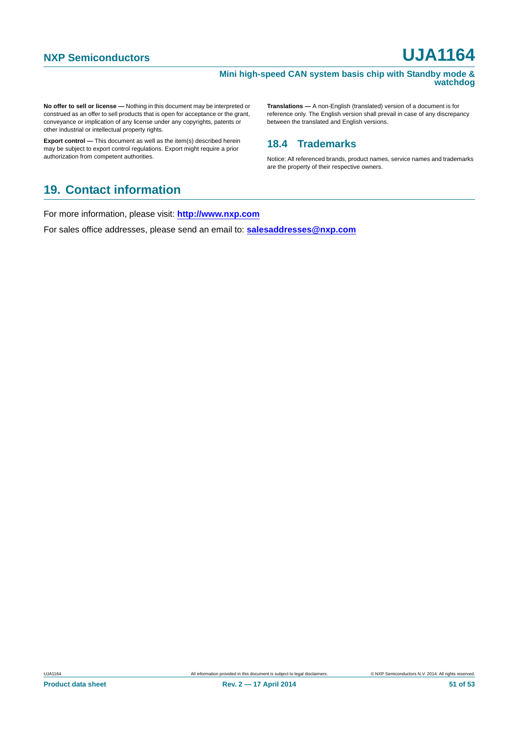**No offer to sell or license —** Nothing in this document may be interpreted or construed as an offer to sell products that is open for acceptance or the grant, conveyance or implication of any license under any copyrights, patents or other industrial or intellectual property rights.

**Export control —** This document as well as the item(s) described herein may be subject to export control regulations. Export might require a prior authorization from competent authorities.

**Translations —** A non-English (translated) version of a document is for reference only. The English version shall prevail in case of any discrepancy between the translated and English versions.

### 18.4 Trademarks

Notice: All referenced brands, product names, service names and trademarks are the property of their respective owners.

## 19. Contact information

For more information, please visit: **http://www.nxp.com**

For sales office addresses, please send an email to: **salesaddresses@nxp.com**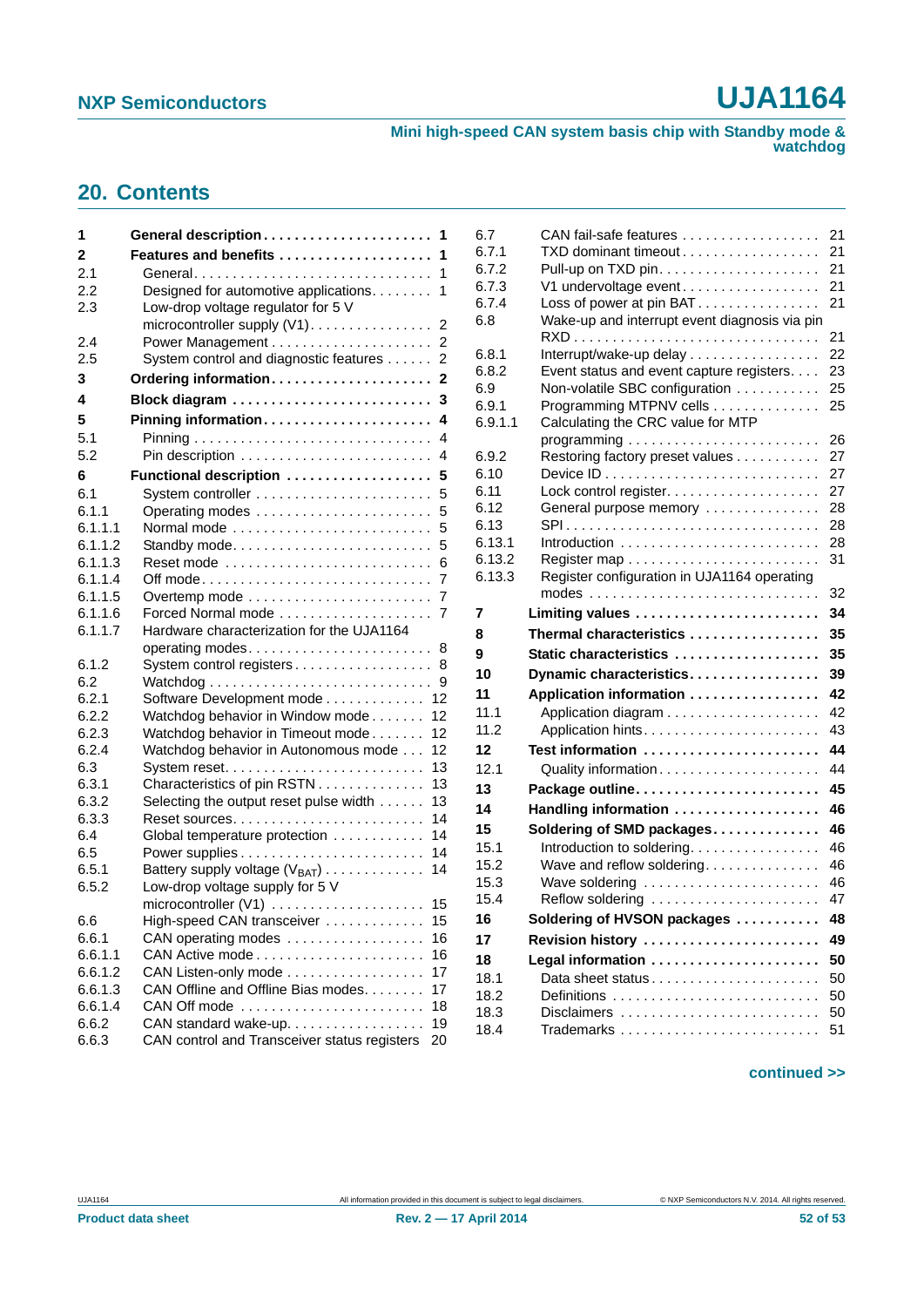## 20. Contents

| | | |
|---|---|---|
| **1** | **General description** | **1** |
| **2** | **Features and benefits** | **1** |
| 2.1 | General | 1 |
| 2.2 | Designed for automotive applications | 1 |
| 2.3 | Low-drop voltage regulator for 5 V microcontroller supply (V1) | 2 |
| 2.4 | Power Management | 2 |
| 2.5 | System control and diagnostic features | 2 |
| **3** | **Ordering information** | **2** |
| **4** | **Block diagram** | **3** |
| **5** | **Pinning information** | **4** |
| 5.1 | Pinning | 4 |
| 5.2 | Pin description | 4 |
| **6** | **Functional description** | **5** |
| 6.1 | System controller | 5 |
| 6.1.1 | Operating modes | 5 |
| 6.1.1.1 | Normal mode | 5 |
| 6.1.1.2 | Standby mode | 5 |
| 6.1.1.3 | Reset mode | 6 |
| 6.1.1.4 | Off mode | 7 |
| 6.1.1.5 | Overtemp mode | 7 |
| 6.1.1.6 | Forced Normal mode | 7 |
| 6.1.1.7 | Hardware characterization for the UJA1164 operating modes | 8 |
| 6.1.2 | System control registers | 8 |
| 6.2 | Watchdog | 9 |
| 6.2.1 | Software Development mode | 12 |
| 6.2.2 | Watchdog behavior in Window mode | 12 |
| 6.2.3 | Watchdog behavior in Timeout mode | 12 |
| 6.2.4 | Watchdog behavior in Autonomous mode | 12 |
| 6.3 | System reset | 13 |
| 6.3.1 | Characteristics of pin RSTN | 13 |
| 6.3.2 | Selecting the output reset pulse width | 13 |
| 6.3.3 | Reset sources | 14 |
| 6.4 | Global temperature protection | 14 |
| 6.5 | Power supplies | 14 |
| 6.5.1 | Battery supply voltage ($V_{BAT}$) | 14 |
| 6.5.2 | Low-drop voltage supply for 5 V microcontroller (V1) | 15 |
| 6.6 | High-speed CAN transceiver | 15 |
| 6.6.1 | CAN operating modes | 16 |
| 6.6.1.1 | CAN Active mode | 16 |
| 6.6.1.2 | CAN Listen-only mode | 17 |
| 6.6.1.3 | CAN Offline and Offline Bias modes | 17 |
| 6.6.1.4 | CAN Off mode | 18 |
| 6.6.2 | CAN standard wake-up | 19 |
| 6.6.3 | CAN control and Transceiver status registers | 20 |
| 6.7 | CAN fail-safe features | 21 |
| 6.7.1 | TXD dominant timeout | 21 |
| 6.7.2 | Pull-up on TXD pin | 21 |
| 6.7.3 | V1 undervoltage event | 21 |
| 6.7.4 | Loss of power at pin BAT | 21 |
| 6.8 | Wake-up and interrupt event diagnosis via pin RXD | 21 |
| 6.8.1 | Interrupt/wake-up delay | 22 |
| 6.8.2 | Event status and event capture registers | 23 |
| 6.9 | Non-volatile SBC configuration | 25 |
| 6.9.1 | Programming MTPNV cells | 25 |
| 6.9.1.1 | Calculating the CRC value for MTP programming | 26 |
| 6.9.2 | Restoring factory preset values | 27 |
| 6.10 | Device ID | 27 |
| 6.11 | Lock control register | 27 |
| 6.12 | General purpose memory | 28 |
| 6.13 | SPI | 28 |
| 6.13.1 | Introduction | 28 |
| 6.13.2 | Register map | 31 |
| 6.13.3 | Register configuration in UJA1164 operating modes | 32 |
| **7** | **Limiting values** | **34** |
| **8** | **Thermal characteristics** | **35** |
| **9** | **Static characteristics** | **35** |
| **10** | **Dynamic characteristics** | **39** |
| **11** | **Application information** | **42** |
| 11.1 | Application diagram | 42 |
| 11.2 | Application hints | 43 |
| **12** | **Test information** | **44** |
| 12.1 | Quality information | 44 |
| **13** | **Package outline** | **45** |
| **14** | **Handling information** | **46** |
| **15** | **Soldering of SMD packages** | **46** |
| 15.1 | Introduction to soldering | 46 |
| 15.2 | Wave and reflow soldering | 46 |
| 15.3 | Wave soldering | 46 |
| 15.4 | Reflow soldering | 47 |
| **16** | **Soldering of HVSON packages** | **48** |
| **17** | **Revision history** | **49** |
| **18** | **Legal information** | **50** |
| 18.1 | Data sheet status | 50 |
| 18.2 | Definitions | 50 |
| 18.3 | Disclaimers | 50 |
| 18.4 | Trademarks | 51 |

**continued >>**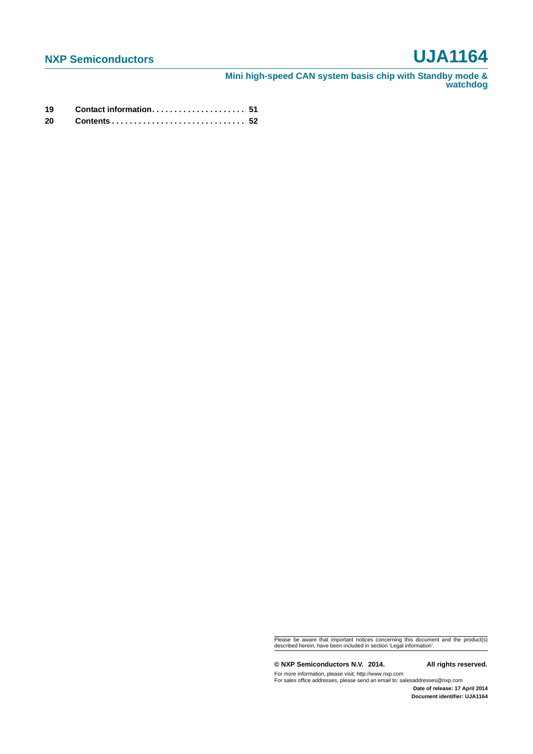| | | |
|---|---|---|
| **19** | **Contact information** | **51** |
| **20** | **Contents** | **52** |

Please be aware that important notices concerning this document and the product(s) described herein, have been included in section 'Legal information'.

**© NXP Semiconductors N.V. 2014. All rights reserved.**

For more information, please visit: http://www.nxp.com
For sales office addresses, please send an email to: salesaddresses@nxp.com

**Date of release: 17 April 2014**

**Document identifier: UJA1164**